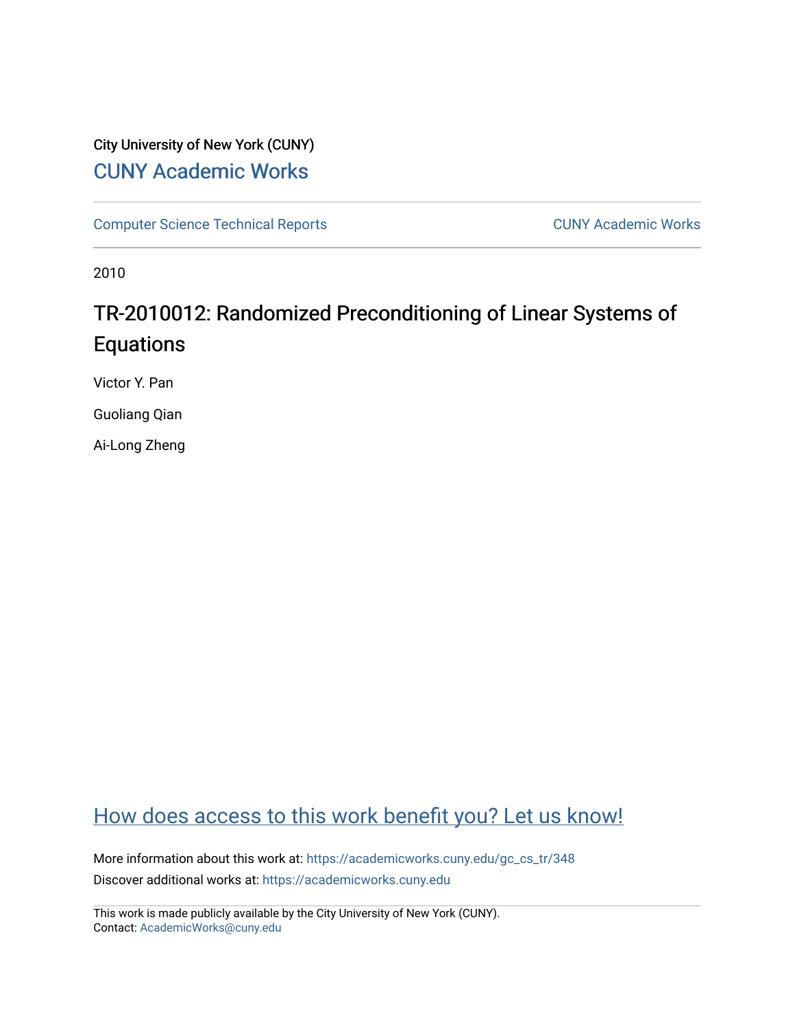City University of New York (CUNY)

CUNY Academic Works

Computer Science Technical Reports

CUNY Academic Works

2010

# TR-2010012: Randomized Preconditioning of Linear Systems of Equations

Victor Y. Pan

Guoliang Qian

Ai-Long Zheng

How does access to this work benefit you? Let us know!

More information about this work at: https://academicworks.cuny.edu/gc_cs_tr/348

Discover additional works at: https://academicworks.cuny.edu

This work is made publicly available by the City University of New York (CUNY).
Contact: AcademicWorks@cuny.edu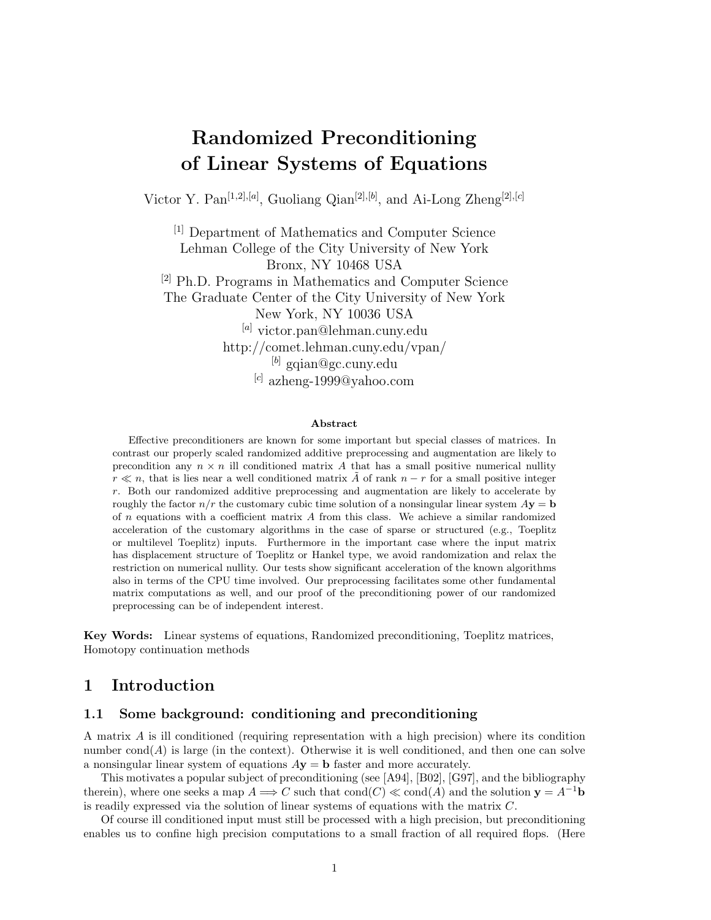# Randomized Preconditioning of Linear Systems of Equations

Victor Y. Pan[1,2],[a], Guoliang Qian[2],[b], and Ai-Long Zheng[2],[c]

[1] Department of Mathematics and Computer Science
Lehman College of the City University of New York
Bronx, NY 10468 USA
[2] Ph.D. Programs in Mathematics and Computer Science
The Graduate Center of the City University of New York
New York, NY 10036 USA
[a] victor.pan@lehman.cuny.edu
http://comet.lehman.cuny.edu/vpan/
[b] gqian@gc.cuny.edu
[c] azheng-1999@yahoo.com

### Abstract

Effective preconditioners are known for some important but special classes of matrices. In contrast our properly scaled randomized additive preprocessing and augmentation are likely to precondition any $n \times n$ ill conditioned matrix $A$ that has a small positive numerical nullity $r \ll n$, that is lies near a well conditioned matrix $\tilde{A}$ of rank $n - r$ for a small positive integer $r$. Both our randomized additive preprocessing and augmentation are likely to accelerate by roughly the factor $n/r$ the customary cubic time solution of a nonsingular linear system $A\mathbf{y} = \mathbf{b}$ of $n$ equations with a coefficient matrix $A$ from this class. We achieve a similar randomized acceleration of the customary algorithms in the case of sparse or structured (e.g., Toeplitz or multilevel Toeplitz) inputs. Furthermore in the important case where the input matrix has displacement structure of Toeplitz or Hankel type, we avoid randomization and relax the restriction on numerical nullity. Our tests show significant acceleration of the known algorithms also in terms of the CPU time involved. Our preprocessing facilitates some other fundamental matrix computations as well, and our proof of the preconditioning power of our randomized preprocessing can be of independent interest.

**Key Words:** Linear systems of equations, Randomized preconditioning, Toeplitz matrices, Homotopy continuation methods

## 1 Introduction

### 1.1 Some background: conditioning and preconditioning

A matrix $A$ is ill conditioned (requiring representation with a high precision) where its condition number $\text{cond}(A)$ is large (in the context). Otherwise it is well conditioned, and then one can solve a nonsingular linear system of equations $A\mathbf{y} = \mathbf{b}$ faster and more accurately.

This motivates a popular subject of preconditioning (see [A94], [B02], [G97], and the bibliography therein), where one seeks a map $A \Longrightarrow C$ such that $\text{cond}(C) \ll \text{cond}(A)$ and the solution $\mathbf{y} = A^{-1}\mathbf{b}$ is readily expressed via the solution of linear systems of equations with the matrix $C$.

Of course ill conditioned input must still be processed with a high precision, but preconditioning enables us to confine high precision computations to a small fraction of all required flops. (Here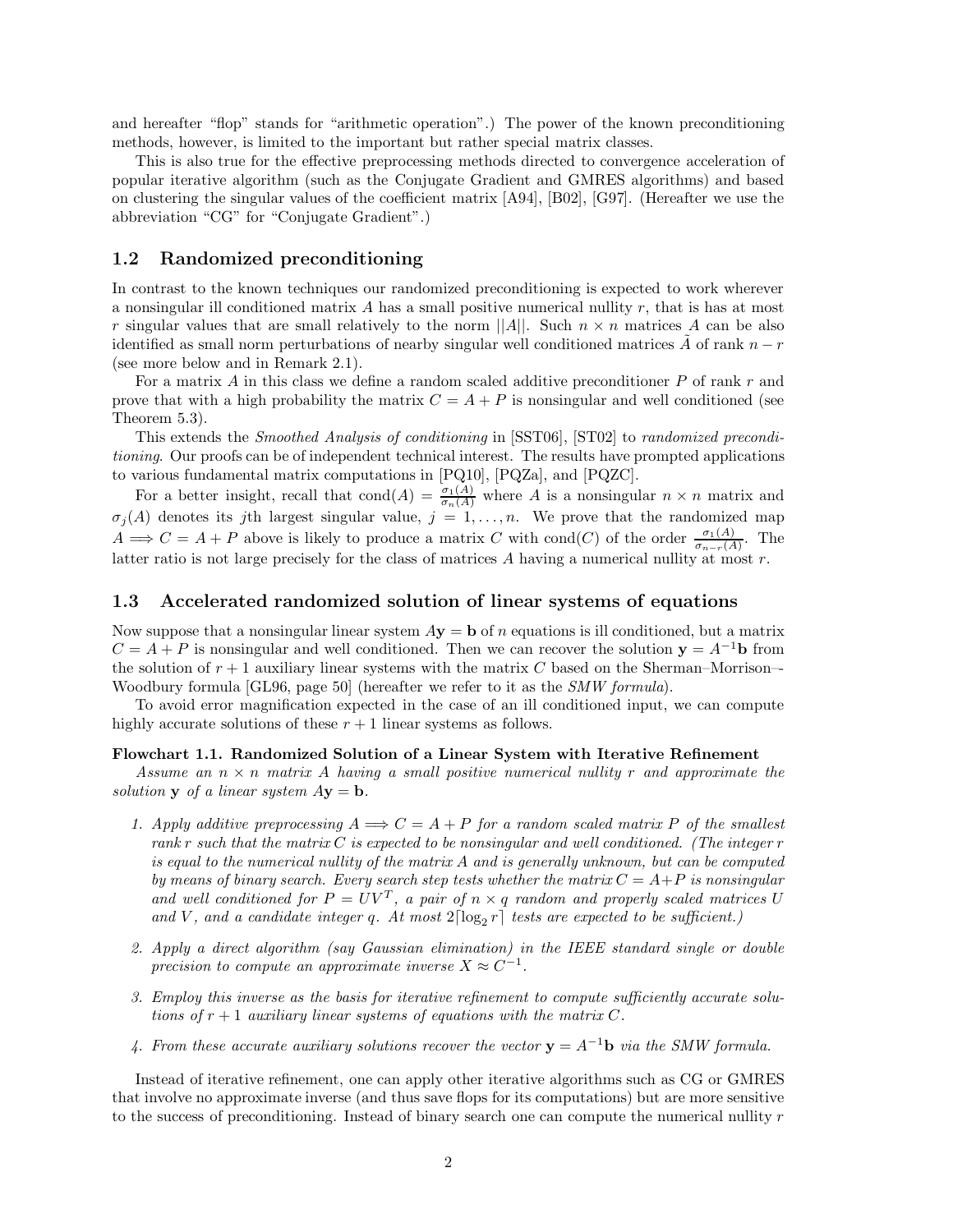and hereafter "flop" stands for "arithmetic operation".) The power of the known preconditioning methods, however, is limited to the important but rather special matrix classes.

This is also true for the effective preprocessing methods directed to convergence acceleration of popular iterative algorithm (such as the Conjugate Gradient and GMRES algorithms) and based on clustering the singular values of the coefficient matrix [A94], [B02], [G97]. (Hereafter we use the abbreviation "CG" for "Conjugate Gradient".)

## 1.2 Randomized preconditioning

In contrast to the known techniques our randomized preconditioning is expected to work wherever a nonsingular ill conditioned matrix $A$ has a small positive numerical nullity $r$, that is has at most $r$ singular values that are small relatively to the norm $||A||$. Such $n \times n$ matrices $A$ can be also identified as small norm perturbations of nearby singular well conditioned matrices $\tilde{A}$ of rank $n - r$ (see more below and in Remark 2.1).

For a matrix $A$ in this class we define a random scaled additive preconditioner $P$ of rank $r$ and prove that with a high probability the matrix $C = A + P$ is nonsingular and well conditioned (see Theorem 5.3).

This extends the *Smoothed Analysis of conditioning* in [SST06], [ST02] to *randomized preconditioning*. Our proofs can be of independent technical interest. The results have prompted applications to various fundamental matrix computations in [PQ10], [PQZa], and [PQZC].

For a better insight, recall that $\text{cond}(A) = \frac{\sigma_1(A)}{\sigma_n(A)}$ where $A$ is a nonsingular $n \times n$ matrix and $\sigma_j(A)$ denotes its $j$th largest singular value, $j = 1, \ldots, n$. We prove that the randomized map $A \Longrightarrow C = A + P$ above is likely to produce a matrix $C$ with $\text{cond}(C)$ of the order $\frac{\sigma_1(A)}{\sigma_{n-r}(A)}$. The latter ratio is not large precisely for the class of matrices $A$ having a numerical nullity at most $r$.

## 1.3 Accelerated randomized solution of linear systems of equations

Now suppose that a nonsingular linear system $A\mathbf{y} = \mathbf{b}$ of $n$ equations is ill conditioned, but a matrix $C = A + P$ is nonsingular and well conditioned. Then we can recover the solution $\mathbf{y} = A^{-1}\mathbf{b}$ from the solution of $r + 1$ auxiliary linear systems with the matrix $C$ based on the Sherman–Morrison–-Woodbury formula [GL96, page 50] (hereafter we refer to it as the *SMW formula*).

To avoid error magnification expected in the case of an ill conditioned input, we can compute highly accurate solutions of these $r + 1$ linear systems as follows.

**Flowchart 1.1. Randomized Solution of a Linear System with Iterative Refinement**

*Assume an $n \times n$ matrix $A$ having a small positive numerical nullity $r$ and approximate the solution $\mathbf{y}$ of a linear system $A\mathbf{y} = \mathbf{b}$.*

1. *Apply additive preprocessing $A \Longrightarrow C = A + P$ for a random scaled matrix $P$ of the smallest rank $r$ such that the matrix $C$ is expected to be nonsingular and well conditioned. (The integer $r$ is equal to the numerical nullity of the matrix $A$ and is generally unknown, but can be computed by means of binary search. Every search step tests whether the matrix $C = A + P$ is nonsingular and well conditioned for $P = UV^T$, a pair of $n \times q$ random and properly scaled matrices $U$ and $V$, and a candidate integer $q$. At most $2\lceil \log_2 r \rceil$ tests are expected to be sufficient.)*
2. *Apply a direct algorithm (say Gaussian elimination) in the IEEE standard single or double precision to compute an approximate inverse $X \approx C^{-1}$.*
3. *Employ this inverse as the basis for iterative refinement to compute sufficiently accurate solutions of $r + 1$ auxiliary linear systems of equations with the matrix $C$.*
4. *From these accurate auxiliary solutions recover the vector $\mathbf{y} = A^{-1}\mathbf{b}$ via the SMW formula.*

Instead of iterative refinement, one can apply other iterative algorithms such as CG or GMRES that involve no approximate inverse (and thus save flops for its computations) but are more sensitive to the success of preconditioning. Instead of binary search one can compute the numerical nullity $r$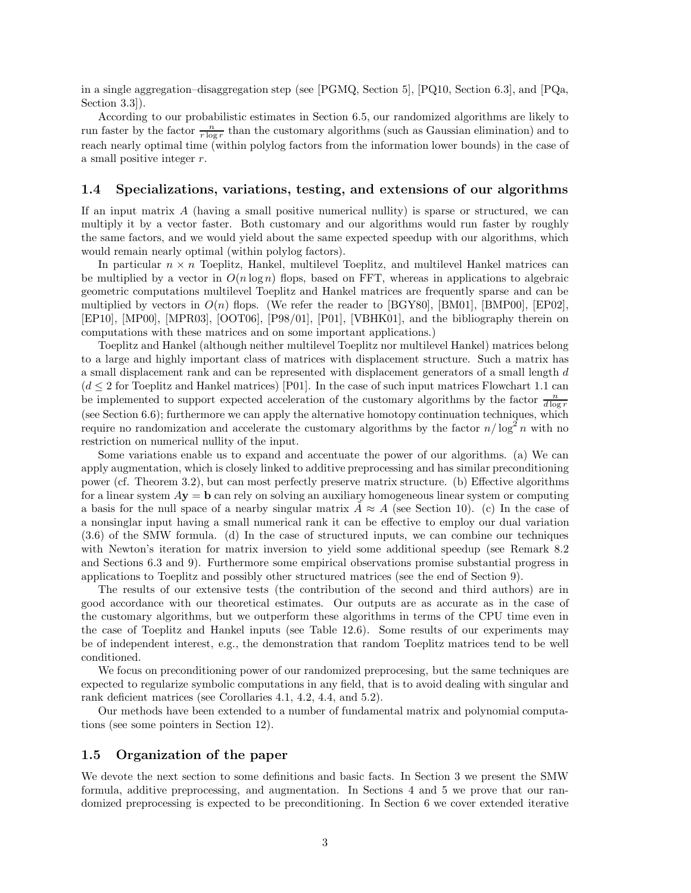in a single aggregation–disaggregation step (see [PGMQ, Section 5], [PQ10, Section 6.3], and [PQa, Section 3.3]).

According to our probabilistic estimates in Section 6.5, our randomized algorithms are likely to run faster by the factor $\frac{n}{r \log r}$ than the customary algorithms (such as Gaussian elimination) and to reach nearly optimal time (within polylog factors from the information lower bounds) in the case of a small positive integer $r$.

### 1.4 Specializations, variations, testing, and extensions of our algorithms

If an input matrix $A$ (having a small positive numerical nullity) is sparse or structured, we can multiply it by a vector faster. Both customary and our algorithms would run faster by roughly the same factors, and we would yield about the same expected speedup with our algorithms, which would remain nearly optimal (within polylog factors).

In particular $n \times n$ Toeplitz, Hankel, multilevel Toeplitz, and multilevel Hankel matrices can be multiplied by a vector in $O(n \log n)$ flops, based on FFT, whereas in applications to algebraic geometric computations multilevel Toeplitz and Hankel matrices are frequently sparse and can be multiplied by vectors in $O(n)$ flops. (We refer the reader to [BGY80], [BM01], [BMP00], [EP02], [EP10], [MP00], [MPR03], [OOT06], [P98/01], [P01], [VBHK01], and the bibliography therein on computations with these matrices and on some important applications.)

Toeplitz and Hankel (although neither multilevel Toeplitz nor multilevel Hankel) matrices belong to a large and highly important class of matrices with displacement structure. Such a matrix has a small displacement rank and can be represented with displacement generators of a small length $d$ ($d \leq 2$ for Toeplitz and Hankel matrices) [P01]. In the case of such input matrices Flowchart 1.1 can be implemented to support expected acceleration of the customary algorithms by the factor $\frac{n}{d \log r}$ (see Section 6.6); furthermore we can apply the alternative homotopy continuation techniques, which require no randomization and accelerate the customary algorithms by the factor $n/\log^2 n$ with no restriction on numerical nullity of the input.

Some variations enable us to expand and accentuate the power of our algorithms. (a) We can apply augmentation, which is closely linked to additive preprocessing and has similar preconditioning power (cf. Theorem 3.2), but can most perfectly preserve matrix structure. (b) Effective algorithms for a linear system $A\mathbf{y} = \mathbf{b}$ can rely on solving an auxiliary homogeneous linear system or computing a basis for the null space of a nearby singular matrix $\tilde{A} \approx A$ (see Section 10). (c) In the case of a nonsinglar input having a small numerical rank it can be effective to employ our dual variation (3.6) of the SMW formula. (d) In the case of structured inputs, we can combine our techniques with Newton's iteration for matrix inversion to yield some additional speedup (see Remark 8.2 and Sections 6.3 and 9). Furthermore some empirical observations promise substantial progress in applications to Toeplitz and possibly other structured matrices (see the end of Section 9).

The results of our extensive tests (the contribution of the second and third authors) are in good accordance with our theoretical estimates. Our outputs are as accurate as in the case of the customary algorithms, but we outperform these algorithms in terms of the CPU time even in the case of Toeplitz and Hankel inputs (see Table 12.6). Some results of our experiments may be of independent interest, e.g., the demonstration that random Toeplitz matrices tend to be well conditioned.

We focus on preconditioning power of our randomized preprocesing, but the same techniques are expected to regularize symbolic computations in any field, that is to avoid dealing with singular and rank deficient matrices (see Corollaries 4.1, 4.2, 4.4, and 5.2).

Our methods have been extended to a number of fundamental matrix and polynomial computations (see some pointers in Section 12).

### 1.5 Organization of the paper

We devote the next section to some definitions and basic facts. In Section 3 we present the SMW formula, additive preprocessing, and augmentation. In Sections 4 and 5 we prove that our randomized preprocessing is expected to be preconditioning. In Section 6 we cover extended iterative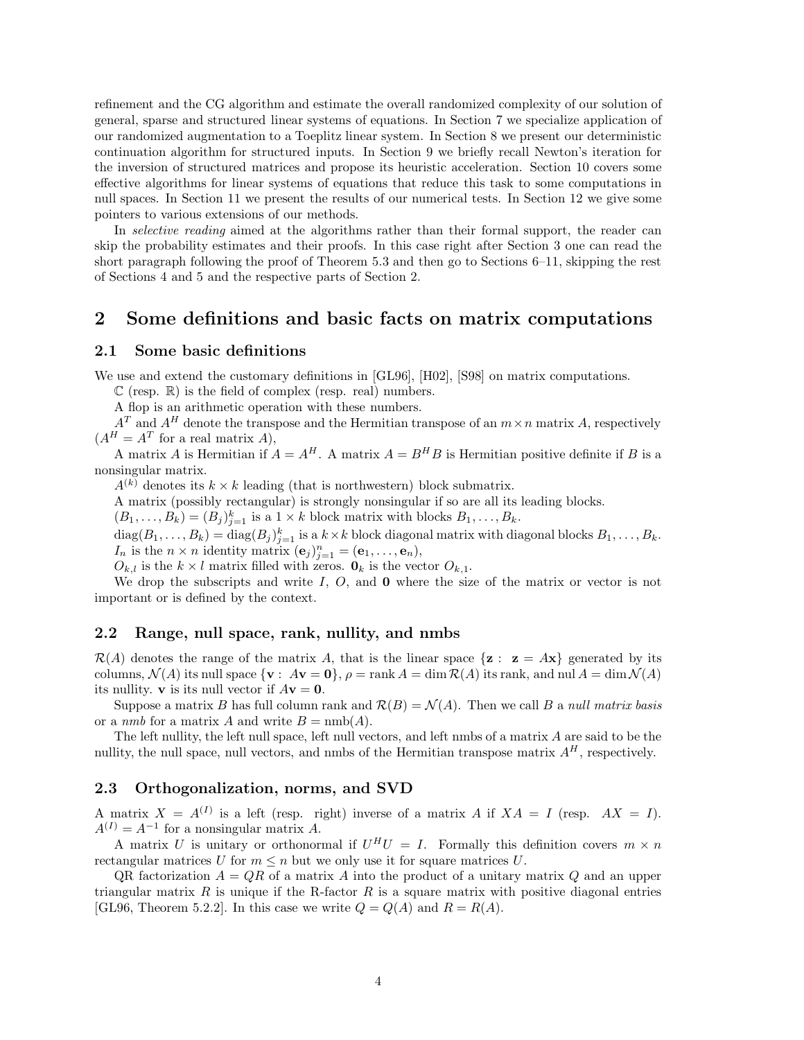refinement and the CG algorithm and estimate the overall randomized complexity of our solution of general, sparse and structured linear systems of equations. In Section 7 we specialize application of our randomized augmentation to a Toeplitz linear system. In Section 8 we present our deterministic continuation algorithm for structured inputs. In Section 9 we briefly recall Newton's iteration for the inversion of structured matrices and propose its heuristic acceleration. Section 10 covers some effective algorithms for linear systems of equations that reduce this task to some computations in null spaces. In Section 11 we present the results of our numerical tests. In Section 12 we give some pointers to various extensions of our methods.

In *selective reading* aimed at the algorithms rather than their formal support, the reader can skip the probability estimates and their proofs. In this case right after Section 3 one can read the short paragraph following the proof of Theorem 5.3 and then go to Sections 6–11, skipping the rest of Sections 4 and 5 and the respective parts of Section 2.

# 2 Some definitions and basic facts on matrix computations

## 2.1 Some basic definitions

We use and extend the customary definitions in [GL96], [H02], [S98] on matrix computations.

$\mathbb{C}$ (resp. $\mathbb{R}$) is the field of complex (resp. real) numbers.

A flop is an arithmetic operation with these numbers.

$A^T$ and $A^H$ denote the transpose and the Hermitian transpose of an $m \times n$ matrix $A$, respectively ($A^H = A^T$ for a real matrix $A$),

A matrix $A$ is Hermitian if $A = A^H$. A matrix $A = B^H B$ is Hermitian positive definite if $B$ is a nonsingular matrix.

$A^{(k)}$ denotes its $k \times k$ leading (that is northwestern) block submatrix.

A matrix (possibly rectangular) is strongly nonsingular if so are all its leading blocks.

$(B_1, \ldots, B_k) = (B_j)_{j=1}^k$ is a $1 \times k$ block matrix with blocks $B_1, \ldots, B_k$.

$\mathrm{diag}(B_1, \ldots, B_k) = \mathrm{diag}(B_j)_{j=1}^k$ is a $k \times k$ block diagonal matrix with diagonal blocks $B_1, \ldots, B_k$.

$I_n$ is the $n \times n$ identity matrix $(\mathbf{e}_j)_{j=1}^n = (\mathbf{e}_1, \ldots, \mathbf{e}_n)$,

$O_{k,l}$ is the $k \times l$ matrix filled with zeros. $\mathbf{0}_k$ is the vector $O_{k,1}$.

We drop the subscripts and write $I$, $O$, and $\mathbf{0}$ where the size of the matrix or vector is not important or is defined by the context.

## 2.2 Range, null space, rank, nullity, and nmbs

$\mathcal{R}(A)$ denotes the range of the matrix $A$, that is the linear space $\{\mathbf{z} : \ \mathbf{z} = A\mathbf{x}\}$ generated by its columns, $\mathcal{N}(A)$ its null space $\{\mathbf{v} : \ A\mathbf{v} = \mathbf{0}\}$, $\rho = \mathrm{rank}\, A = \dim \mathcal{R}(A)$ its rank, and $\mathrm{nul}\, A = \dim \mathcal{N}(A)$ its nullity. $\mathbf{v}$ is its null vector if $A\mathbf{v} = \mathbf{0}$.

Suppose a matrix $B$ has full column rank and $\mathcal{R}(B) = \mathcal{N}(A)$. Then we call $B$ a *null matrix basis* or a *nmb* for a matrix $A$ and write $B = \mathrm{nmb}(A)$.

The left nullity, the left null space, left null vectors, and left nmbs of a matrix $A$ are said to be the nullity, the null space, null vectors, and nmbs of the Hermitian transpose matrix $A^H$, respectively.

## 2.3 Orthogonalization, norms, and SVD

A matrix $X = A^{(I)}$ is a left (resp. right) inverse of a matrix $A$ if $XA = I$ (resp. $AX = I$). $A^{(I)} = A^{-1}$ for a nonsingular matrix $A$.

A matrix $U$ is unitary or orthonormal if $U^H U = I$. Formally this definition covers $m \times n$ rectangular matrices $U$ for $m \leq n$ but we only use it for square matrices $U$.

QR factorization $A = QR$ of a matrix $A$ into the product of a unitary matrix $Q$ and an upper triangular matrix $R$ is unique if the R-factor $R$ is a square matrix with positive diagonal entries [GL96, Theorem 5.2.2]. In this case we write $Q = Q(A)$ and $R = R(A)$.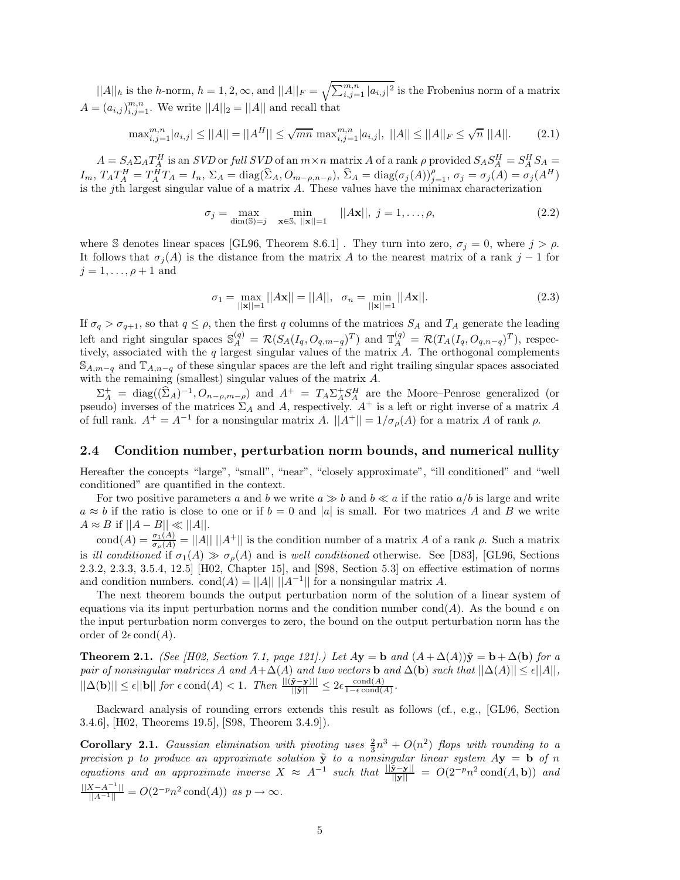$||A||_h$ is the $h$-norm, $h = 1, 2, \infty$, and $||A||_F = \sqrt{\sum_{i,j=1}^{m,n} |a_{i,j}|^2}$ is the Frobenius norm of a matrix $A = (a_{i,j})_{i,j=1}^{m,n}$. We write $||A||_2 = ||A||$ and recall that

$$\max_{i,j=1}^{m,n}|a_{i,j}| \leq ||A|| = ||A^H|| \leq \sqrt{mn}\, \max_{i,j=1}^{m,n}|a_{i,j}|,\ ||A|| \leq ||A||_F \leq \sqrt{n}\ ||A||. \tag{2.1}$$

$A = S_A \Sigma_A T_A^H$ is an *SVD* or *full SVD* of an $m \times n$ matrix $A$ of a rank $\rho$ provided $S_A S_A^H = S_A^H S_A = I_m$, $T_A T_A^H = T_A^H T_A = I_n$, $\Sigma_A = \operatorname{diag}(\widehat{\Sigma}_A, O_{m-\rho,n-\rho})$, $\widehat{\Sigma}_A = \operatorname{diag}(\sigma_j(A))_{j=1}^{\rho}$, $\sigma_j = \sigma_j(A) = \sigma_j(A^H)$ is the $j$th largest singular value of a matrix $A$. These values have the minimax characterization

$$\sigma_j = \max_{\dim(\mathbb{S})=j} \quad \min_{\mathbf{x}\in\mathbb{S},\ ||\mathbf{x}||=1} \quad ||A\mathbf{x}||,\ j = 1, \ldots, \rho, \tag{2.2}$$

where $\mathbb{S}$ denotes linear spaces [GL96, Theorem 8.6.1] . They turn into zero, $\sigma_j = 0$, where $j > \rho$. It follows that $\sigma_j(A)$ is the distance from the matrix $A$ to the nearest matrix of a rank $j-1$ for $j = 1, \ldots, \rho + 1$ and

$$\sigma_1 = \max_{||\mathbf{x}||=1} ||A\mathbf{x}|| = ||A||,\ \ \sigma_n = \min_{||\mathbf{x}||=1} ||A\mathbf{x}||. \tag{2.3}$$

If $\sigma_q > \sigma_{q+1}$, so that $q \leq \rho$, then the first $q$ columns of the matrices $S_A$ and $T_A$ generate the leading left and right singular spaces $\mathbb{S}_A^{(q)} = \mathcal{R}(S_A(I_q, O_{q,m-q})^T)$ and $\mathbb{T}_A^{(q)} = \mathcal{R}(T_A(I_q, O_{q,n-q})^T)$, respectively, associated with the $q$ largest singular values of the matrix $A$. The orthogonal complements $\mathbb{S}_{A,m-q}$ and $\mathbb{T}_{A,n-q}$ of these singular spaces are the left and right trailing singular spaces associated with the remaining (smallest) singular values of the matrix $A$.

$\Sigma_A^+ = \operatorname{diag}((\widehat{\Sigma}_A)^{-1}, O_{n-\rho,m-\rho})$ and $A^+ = T_A \Sigma_A^+ S_A^H$ are the Moore–Penrose generalized (or pseudo) inverses of the matrices $\Sigma_A$ and $A$, respectively. $A^+$ is a left or right inverse of a matrix $A$ of full rank. $A^+ = A^{-1}$ for a nonsingular matrix $A$. $||A^+|| = 1/\sigma_\rho(A)$ for a matrix $A$ of rank $\rho$.

## 2.4 Condition number, perturbation norm bounds, and numerical nullity

Hereafter the concepts "large", "small", "near", "closely approximate", "ill conditioned" and "well conditioned" are quantified in the context.

For two positive parameters $a$ and $b$ we write $a \gg b$ and $b \ll a$ if the ratio $a/b$ is large and write $a \approx b$ if the ratio is close to one or if $b = 0$ and $|a|$ is small. For two matrices $A$ and $B$ we write $A \approx B$ if $||A - B|| \ll ||A||$.

$\operatorname{cond}(A) = \frac{\sigma_1(A)}{\sigma_\rho(A)} = ||A||\ ||A^+||$ is the condition number of a matrix $A$ of a rank $\rho$. Such a matrix is *ill conditioned* if $\sigma_1(A) \gg \sigma_\rho(A)$ and is *well conditioned* otherwise. See [D83], [GL96, Sections 2.3.2, 2.3.3, 3.5.4, 12.5] [H02, Chapter 15], and [S98, Section 5.3] on effective estimation of norms and condition numbers. $\operatorname{cond}(A) = ||A||\ ||A^{-1}||$ for a nonsingular matrix $A$.

The next theorem bounds the output perturbation norm of the solution of a linear system of equations via its input perturbation norms and the condition number $\operatorname{cond}(A)$. As the bound $\epsilon$ on the input perturbation norm converges to zero, the bound on the output perturbation norm has the order of $2\epsilon\operatorname{cond}(A)$.

**Theorem 2.1.** *(See [H02, Section 7.1, page 121].) Let $A\mathbf{y} = \mathbf{b}$ and $(A + \Delta(A))\tilde{\mathbf{y}} = \mathbf{b} + \Delta(\mathbf{b})$ for a pair of nonsingular matrices $A$ and $A + \Delta(A)$ and two vectors $\mathbf{b}$ and $\Delta(\mathbf{b})$ such that $||\Delta(A)|| \leq \epsilon||A||$, $||\Delta(\mathbf{b})|| \leq \epsilon||\mathbf{b}||$ for $\epsilon\operatorname{cond}(A) < 1$. Then $\frac{||(\tilde{\mathbf{y}}-\mathbf{y})||}{||\tilde{\mathbf{y}}||} \leq 2\epsilon\frac{\operatorname{cond}(A)}{1-\epsilon\operatorname{cond}(A)}$.*

Backward analysis of rounding errors extends this result as follows (cf., e.g., [GL96, Section 3.4.6], [H02, Theorems 19.5], [S98, Theorem 3.4.9]).

**Corollary 2.1.** *Gaussian elimination with pivoting uses $\frac{2}{3}n^3 + O(n^2)$ flops with rounding to a precision $p$ to produce an approximate solution $\tilde{\mathbf{y}}$ to a nonsingular linear system $A\mathbf{y} = \mathbf{b}$ of $n$ equations and an approximate inverse $X \approx A^{-1}$ such that $\frac{||\tilde{\mathbf{y}}-\mathbf{y}||}{||\mathbf{y}||} = O(2^{-p}n^2\operatorname{cond}(A, \mathbf{b}))$ and $\frac{||X-A^{-1}||}{||A^{-1}||} = O(2^{-p}n^2\operatorname{cond}(A))$ as $p \to \infty$.*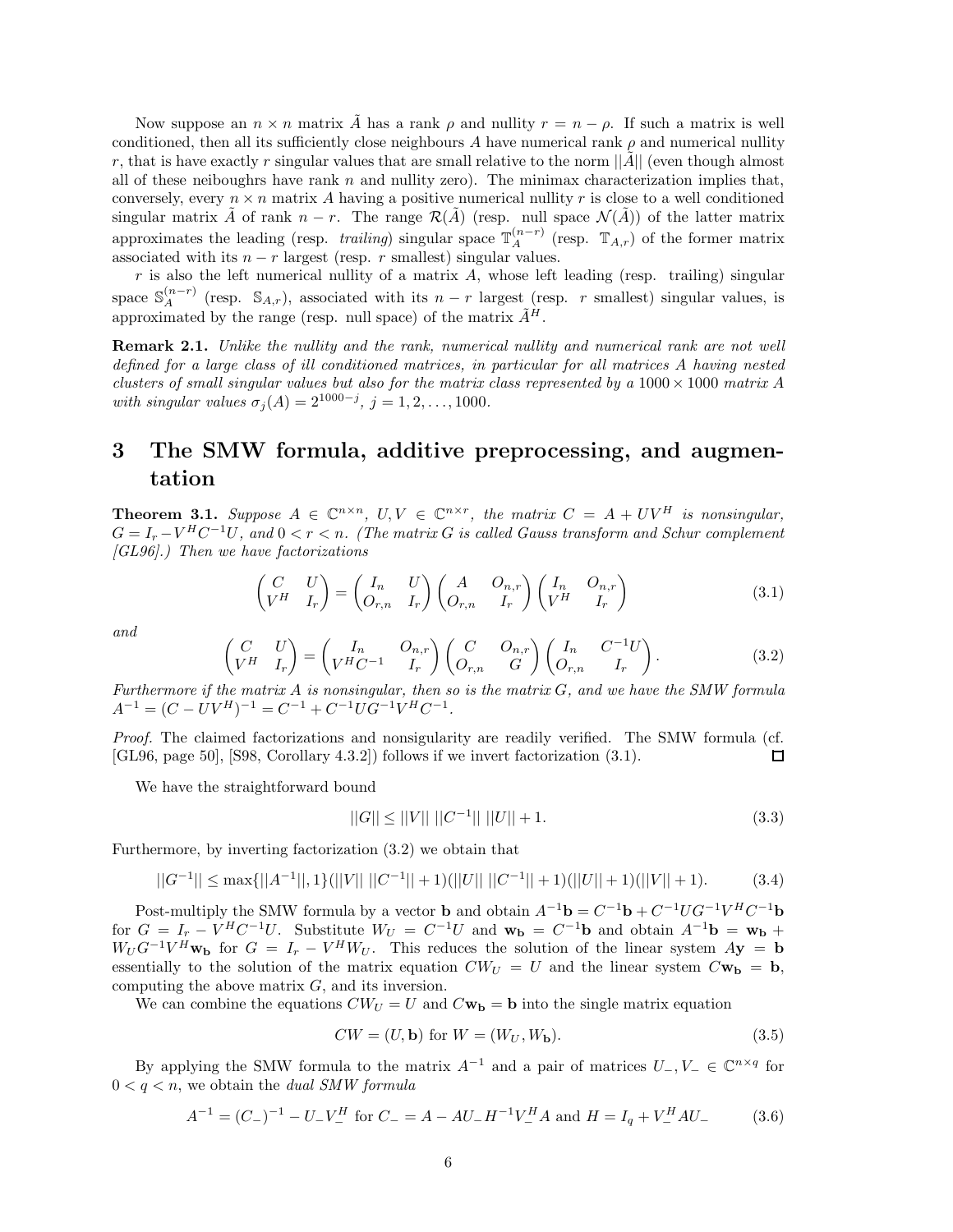Now suppose an $n \times n$ matrix $\tilde{A}$ has a rank $\rho$ and nullity $r = n - \rho$. If such a matrix is well conditioned, then all its sufficiently close neighbours $A$ have numerical rank $\rho$ and numerical nullity $r$, that is have exactly $r$ singular values that are small relative to the norm $||\tilde{A}||$ (even though almost all of these neiboughrs have rank $n$ and nullity zero). The minimax characterization implies that, conversely, every $n \times n$ matrix $A$ having a positive numerical nullity $r$ is close to a well conditioned singular matrix $\tilde{A}$ of rank $n - r$. The range $\mathcal{R}(\tilde{A})$ (resp. null space $\mathcal{N}(\tilde{A})$) of the latter matrix approximates the leading (resp. *trailing*) singular space $\mathbb{T}_A^{(n-r)}$ (resp. $\mathbb{T}_{A,r}$) of the former matrix associated with its $n - r$ largest (resp. $r$ smallest) singular values.

$r$ is also the left numerical nullity of a matrix $A$, whose left leading (resp. trailing) singular space $\mathbb{S}_A^{(n-r)}$ (resp. $\mathbb{S}_{A,r}$), associated with its $n - r$ largest (resp. $r$ smallest) singular values, is approximated by the range (resp. null space) of the matrix $\tilde{A}^H$.

**Remark 2.1.** *Unlike the nullity and the rank, numerical nullity and numerical rank are not well defined for a large class of ill conditioned matrices, in particular for all matrices $A$ having nested clusters of small singular values but also for the matrix class represented by a $1000 \times 1000$ matrix $A$ with singular values $\sigma_j(A) = 2^{1000-j}$, $j = 1, 2, \ldots, 1000$.*

# 3 The SMW formula, additive preprocessing, and augmentation

**Theorem 3.1.** *Suppose $A \in \mathbb{C}^{n\times n}$, $U, V \in \mathbb{C}^{n\times r}$, the matrix $C = A + UV^H$ is nonsingular, $G = I_r - V^H C^{-1} U$, and $0 < r < n$. (The matrix $G$ is called Gauss transform and Schur complement [GL96].) Then we have factorizations*

$$\begin{pmatrix} C & U \\ V^H & I_r \end{pmatrix} = \begin{pmatrix} I_n & U \\ O_{r,n} & I_r \end{pmatrix} \begin{pmatrix} A & O_{n,r} \\ O_{r,n} & I_r \end{pmatrix} \begin{pmatrix} I_n & O_{n,r} \\ V^H & I_r \end{pmatrix} \tag{3.1}$$

*and*

$$\begin{pmatrix} C & U \\ V^H & I_r \end{pmatrix} = \begin{pmatrix} I_n & O_{n,r} \\ V^H C^{-1} & I_r \end{pmatrix} \begin{pmatrix} C & O_{n,r} \\ O_{r,n} & G \end{pmatrix} \begin{pmatrix} I_n & C^{-1}U \\ O_{r,n} & I_r \end{pmatrix}. \tag{3.2}$$

*Furthermore if the matrix $A$ is nonsingular, then so is the matrix $G$, and we have the SMW formula $A^{-1} = (C - UV^H)^{-1} = C^{-1} + C^{-1} U G^{-1} V^H C^{-1}$.*

*Proof.* The claimed factorizations and nonsingularity are readily verified. The SMW formula (cf. [GL96, page 50], [S98, Corollary 4.3.2]) follows if we invert factorization (3.1). □

We have the straightforward bound

$$||G|| \leq ||V||\ ||C^{-1}||\ ||U|| + 1. \tag{3.3}$$

Furthermore, by inverting factorization (3.2) we obtain that

$$||G^{-1}|| \leq \max\{||A^{-1}||, 1\}(||V||\ ||C^{-1}|| + 1)(||U||\ ||C^{-1}|| + 1)(||U|| + 1)(||V|| + 1). \tag{3.4}$$

Post-multiply the SMW formula by a vector $\mathbf{b}$ and obtain $A^{-1}\mathbf{b} = C^{-1}\mathbf{b} + C^{-1}UG^{-1}V^H C^{-1}\mathbf{b}$ for $G = I_r - V^H C^{-1} U$. Substitute $W_U = C^{-1}U$ and $\mathbf{w_b} = C^{-1}\mathbf{b}$ and obtain $A^{-1}\mathbf{b} = \mathbf{w_b} + W_U G^{-1} V^H \mathbf{w_b}$ for $G = I_r - V^H W_U$. This reduces the solution of the linear system $A\mathbf{y} = \mathbf{b}$ essentially to the solution of the matrix equation $CW_U = U$ and the linear system $C\mathbf{w_b} = \mathbf{b}$, computing the above matrix $G$, and its inversion.

We can combine the equations $CW_U = U$ and $C\mathbf{w_b} = \mathbf{b}$ into the single matrix equation

$$CW = (U, \mathbf{b}) \text{ for } W = (W_U, W_{\mathbf{b}}). \tag{3.5}$$

By applying the SMW formula to the matrix $A^{-1}$ and a pair of matrices $U_-, V_- \in \mathbb{C}^{n\times q}$ for $0 < q < n$, we obtain the *dual SMW formula*

$$A^{-1} = (C_-)^{-1} - U_- V_-^H \text{ for } C_- = A - AU_- H^{-1} V_-^H A \text{ and } H = I_q + V_-^H A U_- \tag{3.6}$$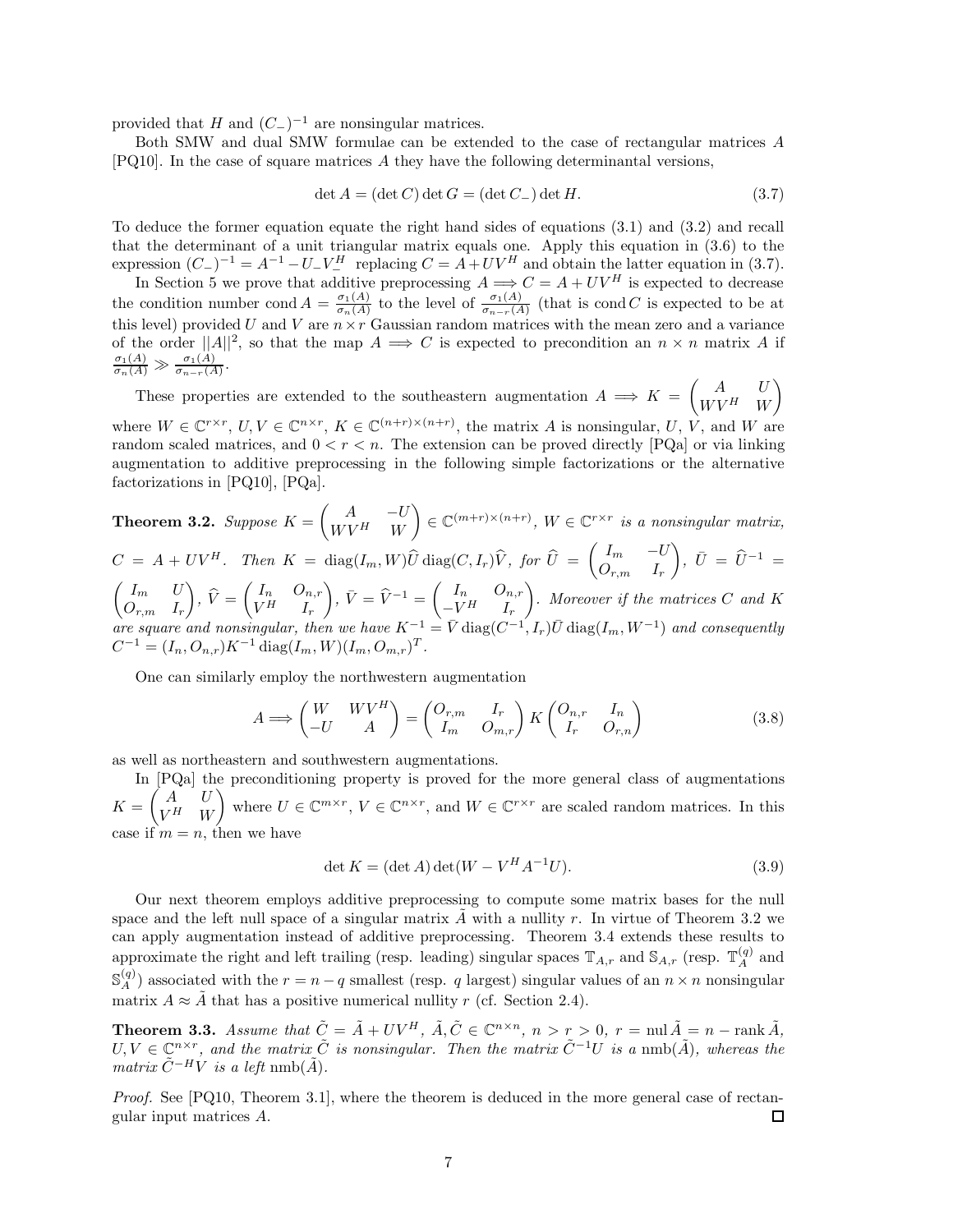provided that $H$ and $(C_-)^{-1}$ are nonsingular matrices.

Both SMW and dual SMW formulae can be extended to the case of rectangular matrices $A$ [PQ10]. In the case of square matrices $A$ they have the following determinantal versions,

$$\det A = (\det C) \det G = (\det C_-) \det H. \tag{3.7}$$

To deduce the former equation equate the right hand sides of equations (3.1) and (3.2) and recall that the determinant of a unit triangular matrix equals one. Apply this equation in (3.6) to the expression $(C_-)^{-1} = A^{-1} - U_- V_-^H$ replacing $C = A + UV^H$ and obtain the latter equation in (3.7).

In Section 5 we prove that additive preprocessing $A \Longrightarrow C = A + UV^H$ is expected to decrease the condition number $\operatorname{cond} A = \frac{\sigma_1(A)}{\sigma_n(A)}$ to the level of $\frac{\sigma_1(A)}{\sigma_{n-r}(A)}$ (that is $\operatorname{cond} C$ is expected to be at this level) provided $U$ and $V$ are $n \times r$ Gaussian random matrices with the mean zero and a variance of the order $||A||^2$, so that the map $A \Longrightarrow C$ is expected to precondition an $n \times n$ matrix $A$ if $\frac{\sigma_1(A)}{\sigma_n(A)} \gg \frac{\sigma_1(A)}{\sigma_{n-r}(A)}$.

These properties are extended to the southeastern augmentation $A \Longrightarrow K = \begin{pmatrix} A & U \\ WV^H & W \end{pmatrix}$ where $W \in \mathbb{C}^{r\times r}$, $U, V \in \mathbb{C}^{n\times r}$, $K \in \mathbb{C}^{(n+r)\times(n+r)}$, the matrix $A$ is nonsingular, $U$, $V$, and $W$ are random scaled matrices, and $0 < r < n$. The extension can be proved directly [PQa] or via linking augmentation to additive preprocessing in the following simple factorizations or the alternative factorizations in [PQ10], [PQa].

**Theorem 3.2.** *Suppose* $K = \begin{pmatrix} A & -U \\ WV^H & W \end{pmatrix} \in \mathbb{C}^{(m+r)\times(n+r)}$, $W \in \mathbb{C}^{r\times r}$ *is a nonsingular matrix,* $C = A + UV^H$. *Then* $K = \operatorname{diag}(I_m, W)\widehat{U} \operatorname{diag}(C, I_r)\widehat{V}$, *for* $\widehat{U} = \begin{pmatrix} I_m & -U \\ O_{r,m} & I_r \end{pmatrix}$, $\bar{U} = \widehat{U}^{-1} = \begin{pmatrix} I_m & U \\ O_{r,m} & I_r \end{pmatrix}$, $\widehat{V} = \begin{pmatrix} I_n & O_{n,r} \\ V^H & I_r \end{pmatrix}$, $\bar{V} = \widehat{V}^{-1} = \begin{pmatrix} I_n & O_{n,r} \\ -V^H & I_r \end{pmatrix}$. *Moreover if the matrices* $C$ *and* $K$ *are square and nonsingular, then we have* $K^{-1} = \bar{V} \operatorname{diag}(C^{-1}, I_r)\bar{U} \operatorname{diag}(I_m, W^{-1})$ *and consequently* $C^{-1} = (I_n, O_{n,r})K^{-1} \operatorname{diag}(I_m, W)(I_m, O_{m,r})^T$.

One can similarly employ the northwestern augmentation

$$A \Longrightarrow \begin{pmatrix} W & WV^H \\ -U & A \end{pmatrix} = \begin{pmatrix} O_{r,m} & I_r \\ I_m & O_{m,r} \end{pmatrix} K \begin{pmatrix} O_{n,r} & I_n \\ I_r & O_{r,n} \end{pmatrix} \tag{3.8}$$

as well as northeastern and southwestern augmentations.

In [PQa] the preconditioning property is proved for the more general class of augmentations $K = \begin{pmatrix} A & U \\ V^H & W \end{pmatrix}$ where $U \in \mathbb{C}^{m\times r}$, $V \in \mathbb{C}^{n\times r}$, and $W \in \mathbb{C}^{r\times r}$ are scaled random matrices. In this case if $m = n$, then we have

$$\det K = (\det A) \det(W - V^H A^{-1} U). \tag{3.9}$$

Our next theorem employs additive preprocessing to compute some matrix bases for the null space and the left null space of a singular matrix $\tilde{A}$ with a nullity $r$. In virtue of Theorem 3.2 we can apply augmentation instead of additive preprocessing. Theorem 3.4 extends these results to approximate the right and left trailing (resp. leading) singular spaces $\mathbb{T}_{A,r}$ and $\mathbb{S}_{A,r}$ (resp. $\mathbb{T}_A^{(q)}$ and $\mathbb{S}_A^{(q)}$) associated with the $r = n - q$ smallest (resp. $q$ largest) singular values of an $n \times n$ nonsingular matrix $A \approx \tilde{A}$ that has a positive numerical nullity $r$ (cf. Section 2.4).

**Theorem 3.3.** *Assume that* $\tilde{C} = \tilde{A} + UV^H$, $\tilde{A}, \tilde{C} \in \mathbb{C}^{n\times n}$, $n > r > 0$, $r = \operatorname{nul} \tilde{A} = n - \operatorname{rank} \tilde{A}$, $U, V \in \mathbb{C}^{n\times r}$, *and the matrix* $\tilde{C}$ *is nonsingular. Then the matrix* $\tilde{C}^{-1}U$ *is a* $\operatorname{nmb}(\tilde{A})$, *whereas the matrix* $\tilde{C}^{-H}V$ *is a left* $\operatorname{nmb}(\tilde{A})$.

*Proof.* See [PQ10, Theorem 3.1], where the theorem is deduced in the more general case of rectangular input matrices $A$. □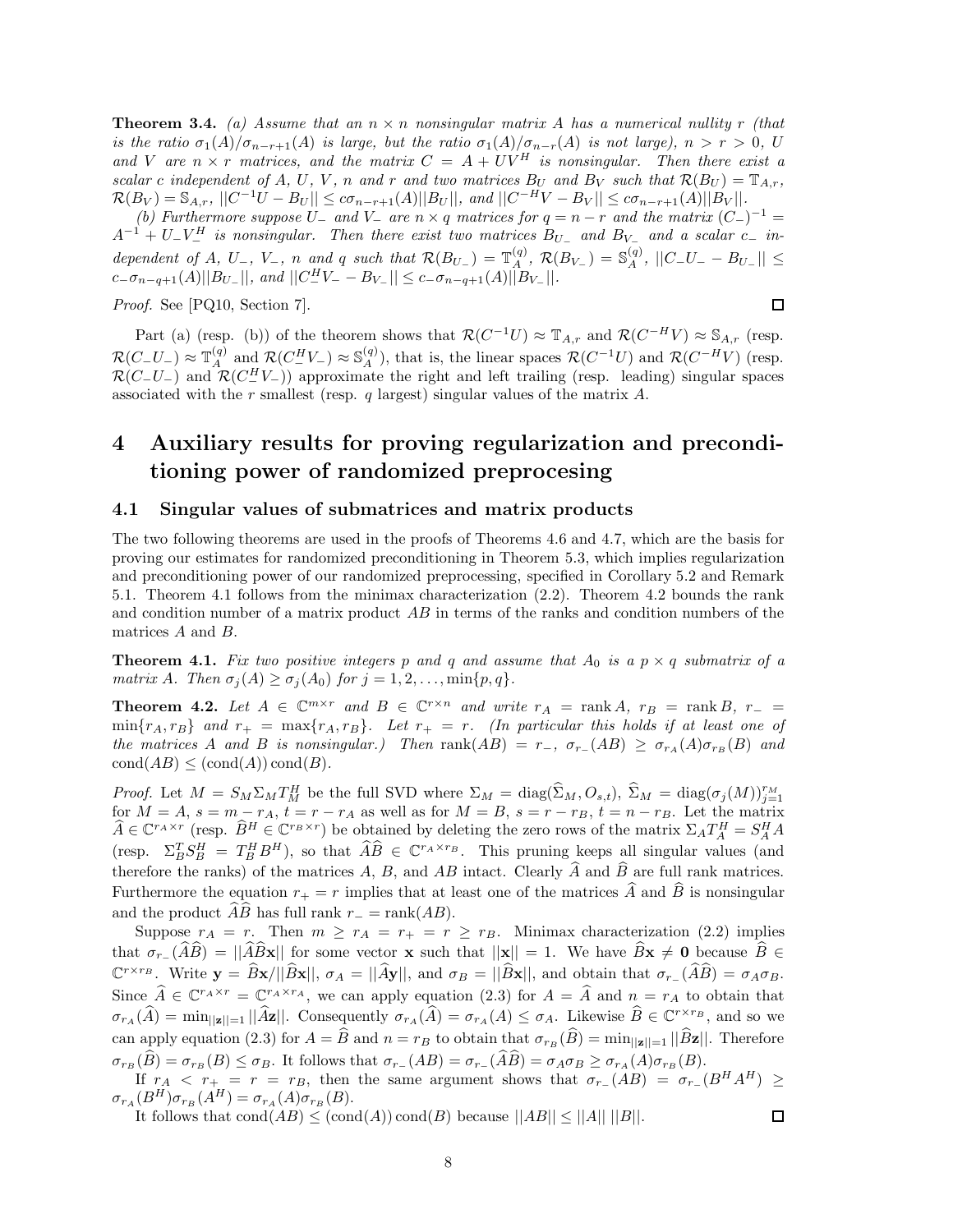**Theorem 3.4.** *(a) Assume that an $n \times n$ nonsingular matrix $A$ has a numerical nullity $r$ (that is the ratio $\sigma_1(A)/\sigma_{n-r+1}(A)$ is large, but the ratio $\sigma_1(A)/\sigma_{n-r}(A)$ is not large), $n > r > 0$, $U$ and $V$ are $n \times r$ matrices, and the matrix $C = A + UV^H$ is nonsingular. Then there exist a scalar $c$ independent of $A$, $U$, $V$, $n$ and $r$ and two matrices $B_U$ and $B_V$ such that $\mathcal{R}(B_U) = \mathbb{T}_{A,r}$, $\mathcal{R}(B_V) = \mathbb{S}_{A,r}$, $||C^{-1}U - B_U|| \leq c\sigma_{n-r+1}(A)||B_U||$, and $||C^{-H}V - B_V|| \leq c\sigma_{n-r+1}(A)||B_V||$.*

*(b) Furthermore suppose $U_-$ and $V_-$ are $n \times q$ matrices for $q = n - r$ and the matrix $(C_-)^{-1} = A^{-1} + U_-V_-^H$ is nonsingular. Then there exist two matrices $B_{U_-}$ and $B_{V_-}$ and a scalar $c_-$ independent of $A$, $U_-$, $V_-$, $n$ and $q$ such that $\mathcal{R}(B_{U_-}) = \mathbb{T}_A^{(q)}$, $\mathcal{R}(B_{V_-}) = \mathbb{S}_A^{(q)}$, $||C_-U_- - B_{U_-}|| \leq c_-\sigma_{n-q+1}(A)||B_{U_-}||$, and $||C_-^HV_- - B_{V_-}|| \leq c_-\sigma_{n-q+1}(A)||B_{V_-}||$.*

*Proof.* See [PQ10, Section 7]. □

Part (a) (resp. (b)) of the theorem shows that $\mathcal{R}(C^{-1}U) \approx \mathbb{T}_{A,r}$ and $\mathcal{R}(C^{-H}V) \approx \mathbb{S}_{A,r}$ (resp. $\mathcal{R}(C_-U_-) \approx \mathbb{T}_A^{(q)}$ and $\mathcal{R}(C_-^HV_-) \approx \mathbb{S}_A^{(q)}$), that is, the linear spaces $\mathcal{R}(C^{-1}U)$ and $\mathcal{R}(C^{-H}V)$ (resp. $\mathcal{R}(C_-U_-)$ and $\mathcal{R}(C_-^HV_-)$) approximate the right and left trailing (resp. leading) singular spaces associated with the $r$ smallest (resp. $q$ largest) singular values of the matrix $A$.

# 4 Auxiliary results for proving regularization and preconditioning power of randomized preprocesing

## 4.1 Singular values of submatrices and matrix products

The two following theorems are used in the proofs of Theorems 4.6 and 4.7, which are the basis for proving our estimates for randomized preconditioning in Theorem 5.3, which implies regularization and preconditioning power of our randomized preprocessing, specified in Corollary 5.2 and Remark 5.1. Theorem 4.1 follows from the minimax characterization (2.2). Theorem 4.2 bounds the rank and condition number of a matrix product $AB$ in terms of the ranks and condition numbers of the matrices $A$ and $B$.

**Theorem 4.1.** *Fix two positive integers $p$ and $q$ and assume that $A_0$ is a $p \times q$ submatrix of a matrix $A$. Then $\sigma_j(A) \geq \sigma_j(A_0)$ for $j = 1, 2, \ldots, \min\{p, q\}$.*

**Theorem 4.2.** *Let $A \in \mathbb{C}^{m\times r}$ and $B \in \mathbb{C}^{r\times n}$ and write $r_A = \operatorname{rank} A$, $r_B = \operatorname{rank} B$, $r_- = \min\{r_A, r_B\}$ and $r_+ = \max\{r_A, r_B\}$. Let $r_+ = r$. (In particular this holds if at least one of the matrices $A$ and $B$ is nonsingular.) Then $\operatorname{rank}(AB) = r_-$, $\sigma_{r_-}(AB) \geq \sigma_{r_A}(A)\sigma_{r_B}(B)$ and $\operatorname{cond}(AB) \leq (\operatorname{cond}(A))\operatorname{cond}(B)$.*

*Proof.* Let $M = S_M\Sigma_MT_M^H$ be the full SVD where $\Sigma_M = \operatorname{diag}(\widehat{\Sigma}_M, O_{s,t})$, $\widehat{\Sigma}_M = \operatorname{diag}(\sigma_j(M))_{j=1}^{r_M}$ for $M = A$, $s = m - r_A$, $t = r - r_A$ as well as for $M = B$, $s = r - r_B$, $t = n - r_B$. Let the matrix $\widehat{A} \in \mathbb{C}^{r_A\times r}$ (resp. $\widehat{B}^H \in \mathbb{C}^{r_B\times r}$) be obtained by deleting the zero rows of the matrix $\Sigma_AT_A^H = S_A^HA$ (resp. $\Sigma_B^TS_B^H = T_B^HB^H$), so that $\widehat{A}\widehat{B} \in \mathbb{C}^{r_A\times r_B}$. This pruning keeps all singular values (and therefore the ranks) of the matrices $A$, $B$, and $AB$ intact. Clearly $\widehat{A}$ and $\widehat{B}$ are full rank matrices. Furthermore the equation $r_+ = r$ implies that at least one of the matrices $\widehat{A}$ and $\widehat{B}$ is nonsingular and the product $\widehat{A}\widehat{B}$ has full rank $r_- = \operatorname{rank}(AB)$.

Suppose $r_A = r$. Then $m \geq r_A = r_+ = r \geq r_B$. Minimax characterization (2.2) implies that $\sigma_{r_-}(\widehat{A}\widehat{B}) = ||\widehat{A}\widehat{B}\mathbf{x}||$ for some vector $\mathbf{x}$ such that $||\mathbf{x}|| = 1$. We have $\widehat{B}\mathbf{x} \neq \mathbf{0}$ because $\widehat{B} \in \mathbb{C}^{r\times r_B}$. Write $\mathbf{y} = \widehat{B}\mathbf{x}/||\widehat{B}\mathbf{x}||$, $\sigma_A = ||\widehat{A}\mathbf{y}||$, and $\sigma_B = ||\widehat{B}\mathbf{x}||$, and obtain that $\sigma_{r_-}(\widehat{A}\widehat{B}) = \sigma_A\sigma_B$. Since $\widehat{A} \in \mathbb{C}^{r_A\times r} = \mathbb{C}^{r_A\times r_A}$, we can apply equation (2.3) for $A = \widehat{A}$ and $n = r_A$ to obtain that $\sigma_{r_A}(\widehat{A}) = \min_{||\mathbf{z}||=1} ||\widehat{A}\mathbf{z}||$. Consequently $\sigma_{r_A}(\widehat{A}) = \sigma_{r_A}(A) \leq \sigma_A$. Likewise $\widehat{B} \in \mathbb{C}^{r\times r_B}$, and so we can apply equation (2.3) for $A = \widehat{B}$ and $n = r_B$ to obtain that $\sigma_{r_B}(\widehat{B}) = \min_{||\mathbf{z}||=1} ||\widehat{B}\mathbf{z}||$. Therefore $\sigma_{r_B}(\widehat{B}) = \sigma_{r_B}(B) \leq \sigma_B$. It follows that $\sigma_{r_-}(AB) = \sigma_{r_-}(\widehat{A}\widehat{B}) = \sigma_A\sigma_B \geq \sigma_{r_A}(A)\sigma_{r_B}(B)$.

If $r_A < r_+ = r = r_B$, then the same argument shows that $\sigma_{r_-}(AB) = \sigma_{r_-}(B^HA^H) \geq \sigma_{r_A}(B^H)\sigma_{r_B}(A^H) = \sigma_{r_A}(A)\sigma_{r_B}(B)$.

It follows that $\operatorname{cond}(AB) \leq (\operatorname{cond}(A))\operatorname{cond}(B)$ because $||AB|| \leq ||A||\,||B||$. □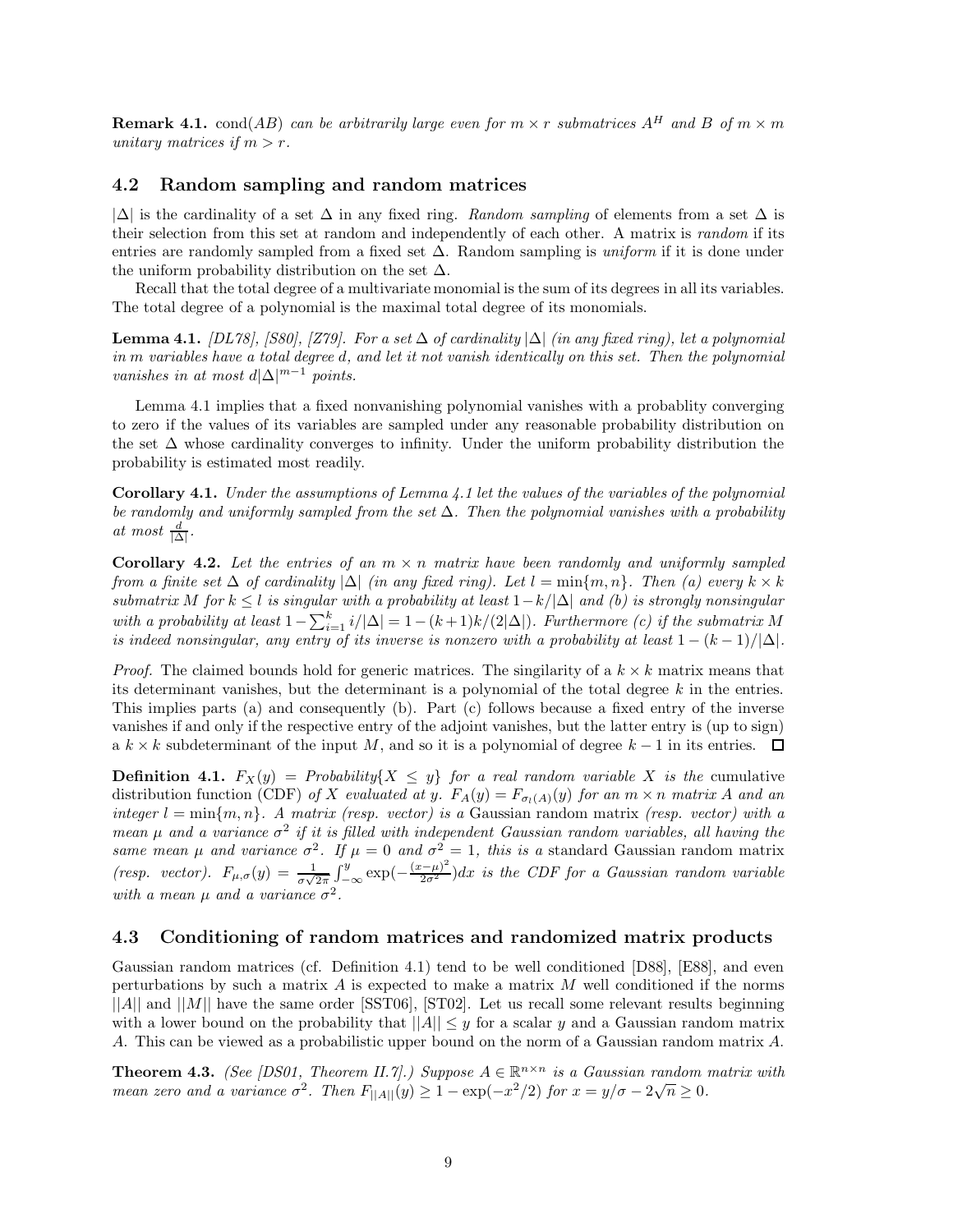**Remark 4.1.** $\text{cond}(AB)$ *can be arbitrarily large even for $m \times r$ submatrices $A^H$ and $B$ of $m \times m$ unitary matrices if $m > r$.*

## 4.2 Random sampling and random matrices

$|\Delta|$ is the cardinality of a set $\Delta$ in any fixed ring. *Random sampling* of elements from a set $\Delta$ is their selection from this set at random and independently of each other. A matrix is *random* if its entries are randomly sampled from a fixed set $\Delta$. Random sampling is *uniform* if it is done under the uniform probability distribution on the set $\Delta$.

Recall that the total degree of a multivariate monomial is the sum of its degrees in all its variables. The total degree of a polynomial is the maximal total degree of its monomials.

**Lemma 4.1.** *[DL78], [S80], [Z79]. For a set $\Delta$ of cardinality $|\Delta|$ (in any fixed ring), let a polynomial in $m$ variables have a total degree $d$, and let it not vanish identically on this set. Then the polynomial vanishes in at most $d|\Delta|^{m-1}$ points.*

Lemma 4.1 implies that a fixed nonvanishing polynomial vanishes with a probablity converging to zero if the values of its variables are sampled under any reasonable probability distribution on the set $\Delta$ whose cardinality converges to infinity. Under the uniform probability distribution the probability is estimated most readily.

**Corollary 4.1.** *Under the assumptions of Lemma 4.1 let the values of the variables of the polynomial be randomly and uniformly sampled from the set $\Delta$. Then the polynomial vanishes with a probability at most $\frac{d}{|\Delta|}$.*

**Corollary 4.2.** *Let the entries of an $m \times n$ matrix have been randomly and uniformly sampled from a finite set $\Delta$ of cardinality $|\Delta|$ (in any fixed ring). Let $l = \min\{m, n\}$. Then (a) every $k \times k$ submatrix $M$ for $k \leq l$ is singular with a probability at least $1 - k/|\Delta|$ and (b) is strongly nonsingular with a probability at least $1 - \sum_{i=1}^{k} i/|\Delta| = 1 - (k+1)k/(2|\Delta|)$. Furthermore (c) if the submatrix $M$ is indeed nonsingular, any entry of its inverse is nonzero with a probability at least $1 - (k-1)/|\Delta|$.*

*Proof.* The claimed bounds hold for generic matrices. The singilarity of a $k \times k$ matrix means that its determinant vanishes, but the determinant is a polynomial of the total degree $k$ in the entries. This implies parts (a) and consequently (b). Part (c) follows because a fixed entry of the inverse vanishes if and only if the respective entry of the adjoint vanishes, but the latter entry is (up to sign) a $k \times k$ subdeterminant of the input $M$, and so it is a polynomial of degree $k - 1$ in its entries. $\square$

**Definition 4.1.** *$F_X(y) = \text{Probability}\{X \leq y\}$ for a real random variable $X$ is the* cumulative distribution function (CDF) *of $X$ evaluated at $y$. $F_A(y) = F_{\sigma_l(A)}(y)$ for an $m \times n$ matrix $A$ and an integer $l = \min\{m, n\}$. A matrix (resp. vector) is a* Gaussian random matrix *(resp. vector) with a mean $\mu$ and a variance $\sigma^2$ if it is filled with independent Gaussian random variables, all having the same mean $\mu$ and variance $\sigma^2$. If $\mu = 0$ and $\sigma^2 = 1$, this is a* standard Gaussian random matrix *(resp. vector). $F_{\mu,\sigma}(y) = \frac{1}{\sigma\sqrt{2\pi}} \int_{-\infty}^{y} \exp(-\frac{(x-\mu)^2}{2\sigma^2})dx$ is the CDF for a Gaussian random variable with a mean $\mu$ and a variance $\sigma^2$.*

## 4.3 Conditioning of random matrices and randomized matrix products

Gaussian random matrices (cf. Definition 4.1) tend to be well conditioned [D88], [E88], and even perturbations by such a matrix $A$ is expected to make a matrix $M$ well conditioned if the norms $||A||$ and $||M||$ have the same order [SST06], [ST02]. Let us recall some relevant results beginning with a lower bound on the probability that $||A|| \leq y$ for a scalar $y$ and a Gaussian random matrix $A$. This can be viewed as a probabilistic upper bound on the norm of a Gaussian random matrix $A$.

**Theorem 4.3.** *(See [DS01, Theorem II.7].) Suppose $A \in \mathbb{R}^{n \times n}$ is a Gaussian random matrix with mean zero and a variance $\sigma^2$. Then $F_{||A||}(y) \geq 1 - \exp(-x^2/2)$ for $x = y/\sigma - 2\sqrt{n} \geq 0$.*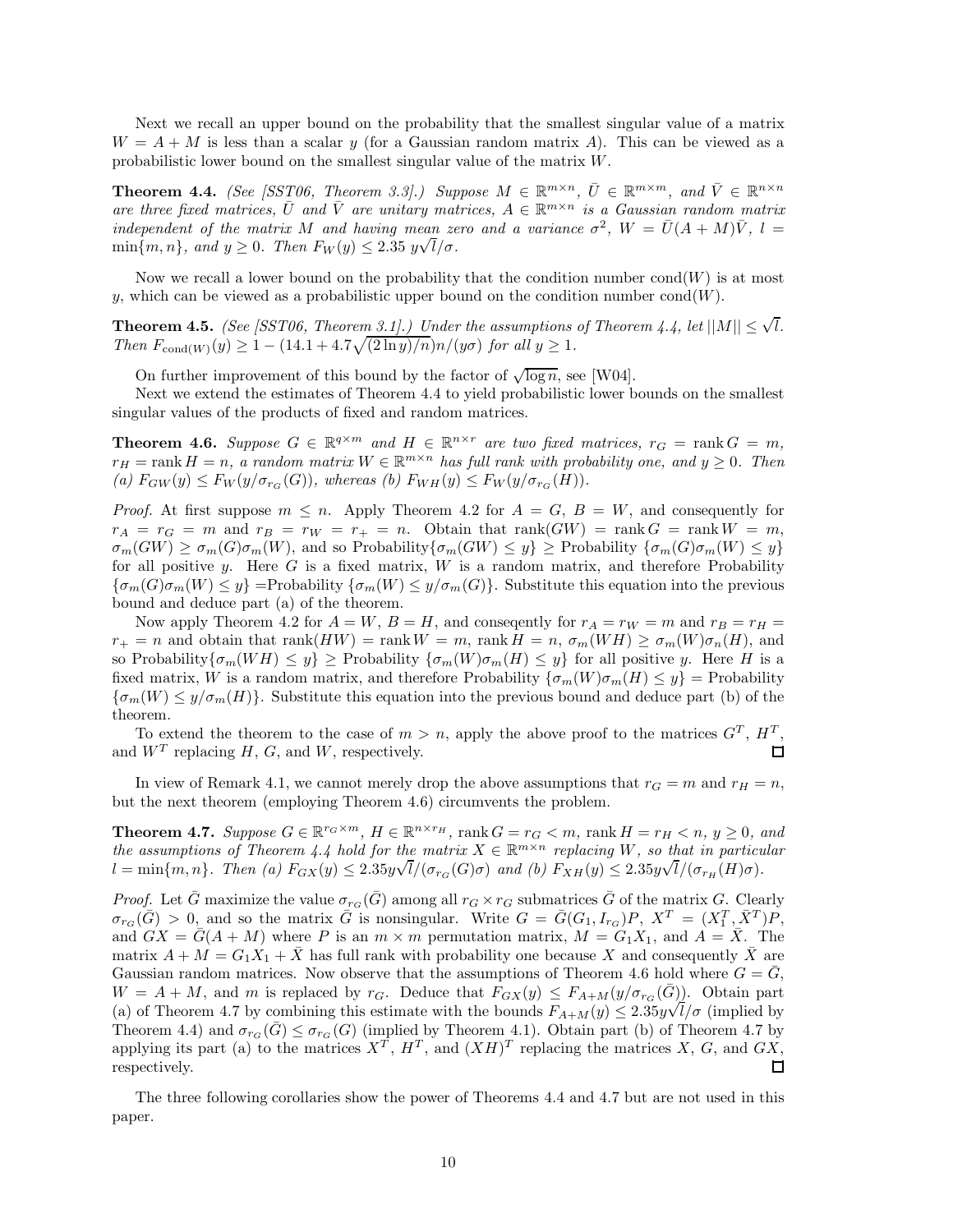Next we recall an upper bound on the probability that the smallest singular value of a matrix $W = A + M$ is less than a scalar $y$ (for a Gaussian random matrix $A$). This can be viewed as a probabilistic lower bound on the smallest singular value of the matrix $W$.

**Theorem 4.4.** *(See [SST06, Theorem 3.3].) Suppose $M \in \mathbb{R}^{m\times n}$, $\bar{U} \in \mathbb{R}^{m\times m}$, and $\bar{V} \in \mathbb{R}^{n\times n}$ are three fixed matrices, $\bar{U}$ and $\bar{V}$ are unitary matrices, $A \in \mathbb{R}^{m\times n}$ is a Gaussian random matrix independent of the matrix $M$ and having mean zero and a variance $\sigma^2$, $W = \bar{U}(A + M)\bar{V}$, $l = \min\{m, n\}$, and $y \geq 0$. Then $F_W(y) \leq 2.35\, y\sqrt{l}/\sigma$.*

Now we recall a lower bound on the probability that the condition number $\mathrm{cond}(W)$ is at most $y$, which can be viewed as a probabilistic upper bound on the condition number $\mathrm{cond}(W)$.

**Theorem 4.5.** *(See [SST06, Theorem 3.1].) Under the assumptions of Theorem 4.4, let $||M|| \leq \sqrt{l}$. Then $F_{\mathrm{cond}(W)}(y) \geq 1 - (14.1 + 4.7\sqrt{(2\ln y)/n})n/(y\sigma)$ for all $y \geq 1$.*

On further improvement of this bound by the factor of $\sqrt{\log n}$, see [W04].

Next we extend the estimates of Theorem 4.4 to yield probabilistic lower bounds on the smallest singular values of the products of fixed and random matrices.

**Theorem 4.6.** *Suppose $G \in \mathbb{R}^{q\times m}$ and $H \in \mathbb{R}^{n\times r}$ are two fixed matrices, $r_G = \mathrm{rank}\, G = m$, $r_H = \mathrm{rank}\, H = n$, a random matrix $W \in \mathbb{R}^{m\times n}$ has full rank with probability one, and $y \geq 0$. Then (a) $F_{GW}(y) \leq F_W(y/\sigma_{r_G}(G))$, whereas (b) $F_{WH}(y) \leq F_W(y/\sigma_{r_G}(H))$.*

*Proof.* At first suppose $m \leq n$. Apply Theorem 4.2 for $A = G$, $B = W$, and consequently for $r_A = r_G = m$ and $r_B = r_W = r_+ = n$. Obtain that $\mathrm{rank}(GW) = \mathrm{rank}\, G = \mathrm{rank}\, W = m$, $\sigma_m(GW) \geq \sigma_m(G)\sigma_m(W)$, and so Probability$\{\sigma_m(GW) \leq y\} \geq$ Probability $\{\sigma_m(G)\sigma_m(W) \leq y\}$ for all positive $y$. Here $G$ is a fixed matrix, $W$ is a random matrix, and therefore Probability $\{\sigma_m(G)\sigma_m(W) \leq y\}$ =Probability $\{\sigma_m(W) \leq y/\sigma_m(G)\}$. Substitute this equation into the previous bound and deduce part (a) of the theorem.

Now apply Theorem 4.2 for $A = W$, $B = H$, and conseqently for $r_A = r_W = m$ and $r_B = r_H = r_+ = n$ and obtain that $\mathrm{rank}(HW) = \mathrm{rank}\, W = m$, $\mathrm{rank}\, H = n$, $\sigma_m(WH) \geq \sigma_m(W)\sigma_n(H)$, and so Probability$\{\sigma_m(WH) \leq y\} \geq$ Probability $\{\sigma_m(W)\sigma_m(H) \leq y\}$ for all positive $y$. Here $H$ is a fixed matrix, $W$ is a random matrix, and therefore Probability $\{\sigma_m(W)\sigma_m(H) \leq y\}$ = Probability $\{\sigma_m(W) \leq y/\sigma_m(H)\}$. Substitute this equation into the previous bound and deduce part (b) of the theorem.

To extend the theorem to the case of $m > n$, apply the above proof to the matrices $G^T$, $H^T$, and $W^T$ replacing $H$, $G$, and $W$, respectively. $\square$

In view of Remark 4.1, we cannot merely drop the above assumptions that $r_G = m$ and $r_H = n$, but the next theorem (employing Theorem 4.6) circumvents the problem.

**Theorem 4.7.** *Suppose $G \in \mathbb{R}^{r_G\times m}$, $H \in \mathbb{R}^{n\times r_H}$, $\mathrm{rank}\, G = r_G < m$, $\mathrm{rank}\, H = r_H < n$, $y \geq 0$, and the assumptions of Theorem 4.4 hold for the matrix $X \in \mathbb{R}^{m\times n}$ replacing $W$, so that in particular $l = \min\{m, n\}$. Then (a) $F_{GX}(y) \leq 2.35y\sqrt{l}/(\sigma_{r_G}(G)\sigma)$ and (b) $F_{XH}(y) \leq 2.35y\sqrt{l}/(\sigma_{r_H}(H)\sigma)$.*

*Proof.* Let $\bar{G}$ maximize the value $\sigma_{r_G}(\bar{G})$ among all $r_G \times r_G$ submatrices $\bar{G}$ of the matrix $G$. Clearly $\sigma_{r_G}(\bar{G}) > 0$, and so the matrix $\bar{G}$ is nonsingular. Write $G = \bar{G}(G_1, I_{r_G})P$, $X^T = (X_1^T, \bar{X}^T)P$, and $GX = \bar{G}(A + M)$ where $P$ is an $m \times m$ permutation matrix, $M = G_1X_1$, and $A = \bar{X}$. The matrix $A + M = G_1X_1 + \bar{X}$ has full rank with probability one because $X$ and consequently $\bar{X}$ are Gaussian random matrices. Now observe that the assumptions of Theorem 4.6 hold where $G = \bar{G}$, $W = A + M$, and $m$ is replaced by $r_G$. Deduce that $F_{GX}(y) \leq F_{A+M}(y/\sigma_{r_G}(\bar{G}))$. Obtain part (a) of Theorem 4.7 by combining this estimate with the bounds $F_{A+M}(y) \leq 2.35y\sqrt{l}/\sigma$ (implied by Theorem 4.4) and $\sigma_{r_G}(\bar{G}) \leq \sigma_{r_G}(G)$ (implied by Theorem 4.1). Obtain part (b) of Theorem 4.7 by applying its part (a) to the matrices $X^T$, $H^T$, and $(XH)^T$ replacing the matrices $X$, $G$, and $GX$, respectively. $\square$

The three following corollaries show the power of Theorems 4.4 and 4.7 but are not used in this paper.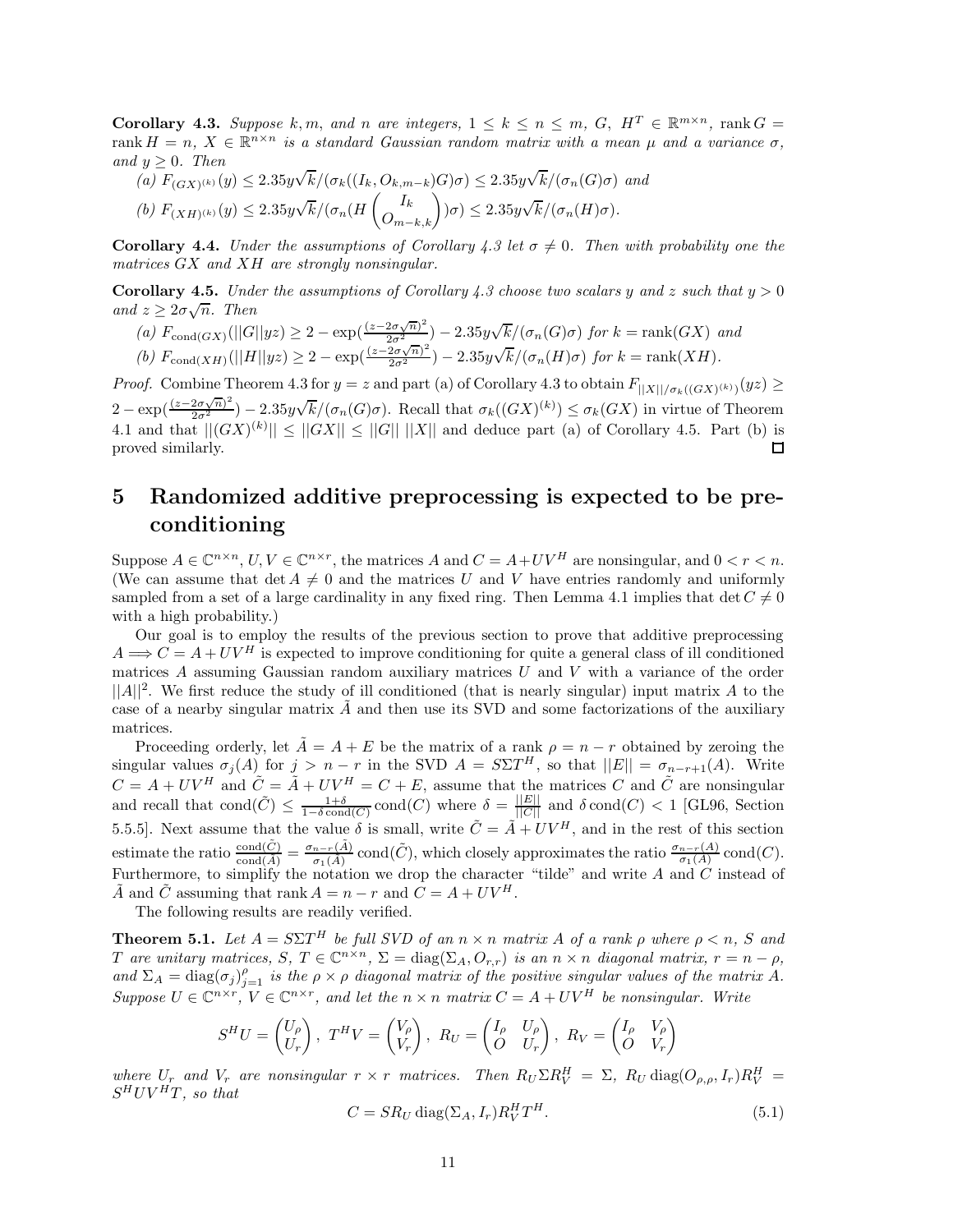**Corollary 4.3.** *Suppose $k, m$, and $n$ are integers, $1 \leq k \leq n \leq m$, $G$, $H^T \in \mathbb{R}^{m\times n}$, $\operatorname{rank} G = \operatorname{rank} H = n$, $X \in \mathbb{R}^{n\times n}$ is a standard Gaussian random matrix with a mean $\mu$ and a variance $\sigma$, and $y \geq 0$. Then*

*(a) $F_{(GX)^{(k)}}(y) \leq 2.35y\sqrt{k}/(\sigma_k((I_k, O_{k,m-k})G)\sigma) \leq 2.35y\sqrt{k}/(\sigma_n(G)\sigma)$ and*

*(b) $F_{(XH)^{(k)}}(y) \leq 2.35y\sqrt{k}/(\sigma_n(H\begin{pmatrix} I_k \\ O_{m-k,k}\end{pmatrix})\sigma) \leq 2.35y\sqrt{k}/(\sigma_n(H)\sigma)$.*

**Corollary 4.4.** *Under the assumptions of Corollary 4.3 let $\sigma \neq 0$. Then with probability one the matrices $GX$ and $XH$ are strongly nonsingular.*

**Corollary 4.5.** *Under the assumptions of Corollary 4.3 choose two scalars $y$ and $z$ such that $y > 0$ and $z \geq 2\sigma\sqrt{n}$. Then*

*(a) $F_{\operatorname{cond}(GX)}(||G||yz) \geq 2 - \exp(\frac{(z-2\sigma\sqrt{n})^2}{2\sigma^2}) - 2.35y\sqrt{k}/(\sigma_n(G)\sigma)$ for $k = \operatorname{rank}(GX)$ and*

*(b) $F_{\operatorname{cond}(XH)}(||H||yz) \geq 2 - \exp(\frac{(z-2\sigma\sqrt{n})^2}{2\sigma^2}) - 2.35y\sqrt{k}/(\sigma_n(H)\sigma)$ for $k = \operatorname{rank}(XH)$.*

*Proof.* Combine Theorem 4.3 for $y = z$ and part (a) of Corollary 4.3 to obtain $F_{||X||/\sigma_k((GX)^{(k)})}(yz) \geq 2 - \exp(\frac{(z-2\sigma\sqrt{n})^2}{2\sigma^2}) - 2.35y\sqrt{k}/(\sigma_n(G)\sigma)$. Recall that $\sigma_k((GX)^{(k)}) \leq \sigma_k(GX)$ in virtue of Theorem 4.1 and that $||(GX)^{(k)}|| \leq ||GX|| \leq ||G||\,||X||$ and deduce part (a) of Corollary 4.5. Part (b) is proved similarly. $\square$

# 5 Randomized additive preprocessing is expected to be preconditioning

Suppose $A \in \mathbb{C}^{n\times n}$, $U, V \in \mathbb{C}^{n\times r}$, the matrices $A$ and $C = A + UV^H$ are nonsingular, and $0 < r < n$. (We can assume that $\det A \neq 0$ and the matrices $U$ and $V$ have entries randomly and uniformly sampled from a set of a large cardinality in any fixed ring. Then Lemma 4.1 implies that $\det C \neq 0$ with a high probability.)

Our goal is to employ the results of the previous section to prove that additive preprocessing $A \Longrightarrow C = A + UV^H$ is expected to improve conditioning for quite a general class of ill conditioned matrices $A$ assuming Gaussian random auxiliary matrices $U$ and $V$ with a variance of the order $||A||^2$. We first reduce the study of ill conditioned (that is nearly singular) input matrix $A$ to the case of a nearby singular matrix $\tilde{A}$ and then use its SVD and some factorizations of the auxiliary matrices.

Proceeding orderly, let $\tilde{A} = A + E$ be the matrix of a rank $\rho = n - r$ obtained by zeroing the singular values $\sigma_j(A)$ for $j > n - r$ in the SVD $A = S\Sigma T^H$, so that $||E|| = \sigma_{n-r+1}(A)$. Write $C = A + UV^H$ and $\tilde{C} = \tilde{A} + UV^H = C + E$, assume that the matrices $C$ and $\tilde{C}$ are nonsingular and recall that $\operatorname{cond}(\tilde{C}) \leq \frac{1+\delta}{1-\delta \operatorname{cond}(C)} \operatorname{cond}(C)$ where $\delta = \frac{||E||}{||C||}$ and $\delta \operatorname{cond}(C) < 1$ [GL96, Section 5.5.5]. Next assume that the value $\delta$ is small, write $\tilde{C} = \tilde{A} + UV^H$, and in the rest of this section estimate the ratio $\frac{\operatorname{cond}(\tilde{C})}{\operatorname{cond}(\tilde{A})} = \frac{\sigma_{n-r}(\tilde{A})}{\sigma_1(\tilde{A})} \operatorname{cond}(\tilde{C})$, which closely approximates the ratio $\frac{\sigma_{n-r}(A)}{\sigma_1(A)} \operatorname{cond}(C)$. Furthermore, to simplify the notation we drop the character "tilde" and write $A$ and $C$ instead of $\tilde{A}$ and $\tilde{C}$ assuming that $\operatorname{rank} A = n - r$ and $C = A + UV^H$.

The following results are readily verified.

**Theorem 5.1.** *Let $A = S\Sigma T^H$ be full SVD of an $n \times n$ matrix $A$ of a rank $\rho$ where $\rho < n$, $S$ and $T$ are unitary matrices, $S$, $T \in \mathbb{C}^{n\times n}$, $\Sigma = \operatorname{diag}(\Sigma_A, O_{r,r})$ is an $n \times n$ diagonal matrix, $r = n - \rho$, and $\Sigma_A = \operatorname{diag}(\sigma_j)_{j=1}^{\rho}$ is the $\rho \times \rho$ diagonal matrix of the positive singular values of the matrix $A$. Suppose $U \in \mathbb{C}^{n\times r}$, $V \in \mathbb{C}^{n\times r}$, and let the $n \times n$ matrix $C = A + UV^H$ be nonsingular. Write*

$$S^H U = \begin{pmatrix} U_\rho \\ U_r \end{pmatrix},\ T^H V = \begin{pmatrix} V_\rho \\ V_r \end{pmatrix},\ R_U = \begin{pmatrix} I_\rho & U_\rho \\ O & U_r \end{pmatrix},\ R_V = \begin{pmatrix} I_\rho & V_\rho \\ O & V_r \end{pmatrix}$$

*where $U_r$ and $V_r$ are nonsingular $r \times r$ matrices. Then $R_U \Sigma R_V^H = \Sigma$, $R_U \operatorname{diag}(O_{\rho,\rho}, I_r) R_V^H = S^H UV^H T$, so that*

$$C = SR_U \operatorname{diag}(\Sigma_A, I_r) R_V^H T^H. \tag{5.1}$$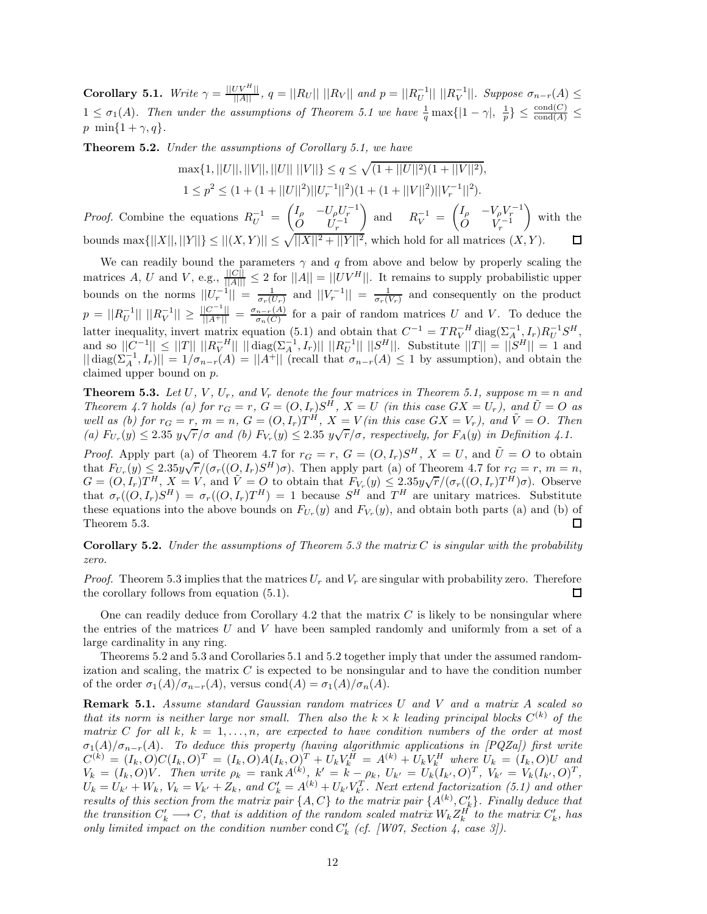**Corollary 5.1.** *Write* $\gamma = \frac{||UV^H||}{||A||}$*,* $q = ||R_U||\ ||R_V||$ *and* $p = ||R_U^{-1}||\ ||R_V^{-1}||$*. Suppose* $\sigma_{n-r}(A) \leq 1 \leq \sigma_1(A)$*. Then under the assumptions of Theorem 5.1 we have* $\frac{1}{q}\max\{|1-\gamma|,\ \frac{1}{p}\} \leq \frac{\text{cond}(C)}{\text{cond}(A)} \leq p\ \min\{1+\gamma, q\}$*.*

**Theorem 5.2.** *Under the assumptions of Corollary 5.1, we have*

$$\max\{1, ||U||, ||V||, ||U||\ ||V||\} \leq q \leq \sqrt{(1+||U||^2)(1+||V||^2)},$$
$$1 \leq p^2 \leq (1 + (1+||U||^2)||U_r^{-1}||^2)(1 + (1+||V||^2)||V_r^{-1}||^2).$$

*Proof.* Combine the equations $R_U^{-1} = \begin{pmatrix} I_\rho & -U_\rho U_r^{-1} \\ O & U_r^{-1} \end{pmatrix}$ and $R_V^{-1} = \begin{pmatrix} I_\rho & -V_\rho V_r^{-1} \\ O & V_r^{-1} \end{pmatrix}$ with the bounds $\max\{||X||, ||Y||\} \leq ||(X,Y)|| \leq \sqrt{||X||^2 + ||Y||^2}$, which hold for all matrices $(X,Y)$. $\square$

We can readily bound the parameters $\gamma$ and $q$ from above and below by properly scaling the matrices $A$, $U$ and $V$, e.g., $\frac{||C||}{||A||} \leq 2$ for $||A|| = ||UV^H||$. It remains to supply probabilistic upper bounds on the norms $||U_r^{-1}|| = \frac{1}{\sigma_r(U_r)}$ and $||V_r^{-1}|| = \frac{1}{\sigma_r(V_r)}$ and consequently on the product $p = ||R_U^{-1}||\ ||R_V^{-1}|| \geq \frac{||C^{-1}||}{||A^+||} = \frac{\sigma_{n-r}(A)}{\sigma_n(C)}$ for a pair of random matrices $U$ and $V$. To deduce the latter inequality, invert matrix equation (5.1) and obtain that $C^{-1} = TR_V^{-H}\,\text{diag}(\Sigma_A^{-1}, I_r)R_U^{-1}S^H$, and so $||C^{-1}|| \leq ||T||\ ||R_V^{-H}||\ ||\,\text{diag}(\Sigma_A^{-1}, I_r)||\ ||R_U^{-1}||\ ||S^H||$. Substitute $||T|| = ||S^H|| = 1$ and $||\,\text{diag}(\Sigma_A^{-1}, I_r)|| = 1/\sigma_{n-r}(A) = ||A^+||$ (recall that $\sigma_{n-r}(A) \leq 1$ by assumption), and obtain the claimed upper bound on $p$.

**Theorem 5.3.** *Let* $U$*,* $V$*,* $U_r$*, and* $V_r$ *denote the four matrices in Theorem 5.1, suppose* $m = n$ *and Theorem 4.7 holds (a) for* $r_G = r$*,* $G = (O, I_r)S^H$*,* $X = U$ *(in this case* $GX = U_r$*), and* $\tilde{U} = O$ *as well as (b) for* $r_G = r$*,* $m = n$*,* $G = (O, I_r)T^H$*,* $X = V$ *(in this case* $GX = V_r$*), and* $\tilde{V} = O$*. Then (a)* $F_{U_r}(y) \leq 2.35\ y\sqrt{r}/\sigma$ *and (b)* $F_{V_r}(y) \leq 2.35\ y\sqrt{r}/\sigma$*, respectively, for* $F_A(y)$ *in Definition 4.1.*

*Proof.* Apply part (a) of Theorem 4.7 for $r_G = r$, $G = (O, I_r)S^H$, $X = U$, and $\tilde{U} = O$ to obtain that $F_{U_r}(y) \leq 2.35y\sqrt{r}/(\sigma_r((O, I_r)S^H)\sigma)$. Then apply part (a) of Theorem 4.7 for $r_G = r$, $m = n$, $G = (O, I_r)T^H$, $X = V$, and $\tilde{V} = O$ to obtain that $F_{V_r}(y) \leq 2.35y\sqrt{r}/(\sigma_r((O, I_r)T^H)\sigma)$. Observe that $\sigma_r((O, I_r)S^H) = \sigma_r((O, I_r)T^H) = 1$ because $S^H$ and $T^H$ are unitary matrices. Substitute these equations into the above bounds on $F_{U_r}(y)$ and $F_{V_r}(y)$, and obtain both parts (a) and (b) of Theorem 5.3. $\square$

**Corollary 5.2.** *Under the assumptions of Theorem 5.3 the matrix* $C$ *is singular with the probability zero.*

*Proof.* Theorem 5.3 implies that the matrices $U_r$ and $V_r$ are singular with probability zero. Therefore the corollary follows from equation (5.1). $\square$

One can readily deduce from Corollary 4.2 that the matrix $C$ is likely to be nonsingular where the entries of the matrices $U$ and $V$ have been sampled randomly and uniformly from a set of a large cardinality in any ring.

Theorems 5.2 and 5.3 and Corollaries 5.1 and 5.2 together imply that under the assumed randomization and scaling, the matrix $C$ is expected to be nonsingular and to have the condition number of the order $\sigma_1(A)/\sigma_{n-r}(A)$, versus $\text{cond}(A) = \sigma_1(A)/\sigma_n(A)$.

**Remark 5.1.** *Assume standard Gaussian random matrices* $U$ *and* $V$ *and a matrix* $A$ *scaled so that its norm is neither large nor small. Then also the* $k \times k$ *leading principal blocks* $C^{(k)}$ *of the matrix* $C$ *for all* $k$*,* $k = 1, \ldots, n$*, are expected to have condition numbers of the order at most* $\sigma_1(A)/\sigma_{n-r}(A)$*. To deduce this property (having algorithmic applications in [PQZa]) first write* $C^{(k)} = (I_k, O)C(I_k, O)^T = (I_k, O)A(I_k, O)^T + U_kV_k^H = A^{(k)} + U_kV_k^H$ *where* $U_k = (I_k, O)U$ *and* $V_k = (I_k, O)V$*. Then write* $\rho_k = \text{rank}\,A^{(k)}$*,* $k' = k - \rho_k$*,* $U_{k'} = U_k(I_{k'}, O)^T$*,* $V_{k'} = V_k(I_{k'}, O)^T$*,* $U_k = U_{k'} + W_k$*,* $V_k = V_{k'} + Z_k$*, and* $C_k' = A^{(k)} + U_{k'}V_{k'}^T$*. Next extend factorization (5.1) and other results of this section from the matrix pair* $\{A, C\}$ *to the matrix pair* $\{A^{(k)}, C_k'\}$*. Finally deduce that the transition* $C_k' \longrightarrow C$*, that is addition of the random scaled matrix* $W_kZ_k^H$ *to the matrix* $C_k'$*, has only limited impact on the condition number* $\text{cond}\,C_k'$ *(cf. [W07, Section 4, case 3]).*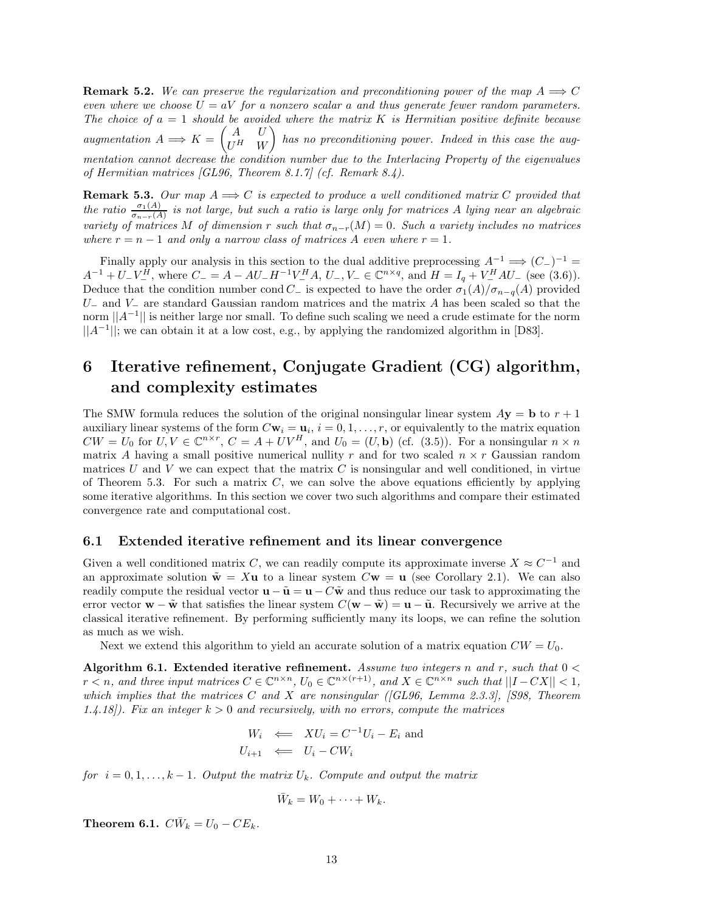**Remark 5.2.** *We can preserve the regularization and preconditioning power of the map $A \Longrightarrow C$ even where we choose $U = aV$ for a nonzero scalar $a$ and thus generate fewer random parameters. The choice of $a = 1$ should be avoided where the matrix $K$ is Hermitian positive definite because augmentation $A \Longrightarrow K = \begin{pmatrix} A & U \\ U^H & W \end{pmatrix}$ has no preconditioning power. Indeed in this case the augmentation cannot decrease the condition number due to the Interlacing Property of the eigenvalues of Hermitian matrices [GL96, Theorem 8.1.7] (cf. Remark 8.4).*

**Remark 5.3.** *Our map $A \Longrightarrow C$ is expected to produce a well conditioned matrix $C$ provided that the ratio $\frac{\sigma_1(A)}{\sigma_{n-r}(A)}$ is not large, but such a ratio is large only for matrices $A$ lying near an algebraic variety of matrices $M$ of dimension $r$ such that $\sigma_{n-r}(M) = 0$. Such a variety includes no matrices where $r = n - 1$ and only a narrow class of matrices $A$ even where $r = 1$.*

Finally apply our analysis in this section to the dual additive preprocessing $A^{-1} \Longrightarrow (C_-)^{-1} = A^{-1} + U_-V_-^H$, where $C_- = A - AU_-H^{-1}V_-^HA$, $U_-, V_- \in \mathbb{C}^{n\times q}$, and $H = I_q + V_-^HAU_-$ (see (3.6)). Deduce that the condition number $\text{cond}\, C_-$ is expected to have the order $\sigma_1(A)/\sigma_{n-q}(A)$ provided $U_-$ and $V_-$ are standard Gaussian random matrices and the matrix $A$ has been scaled so that the norm $||A^{-1}||$ is neither large nor small. To define such scaling we need a crude estimate for the norm $||A^{-1}||$; we can obtain it at a low cost, e.g., by applying the randomized algorithm in [D83].

# 6 Iterative refinement, Conjugate Gradient (CG) algorithm, and complexity estimates

The SMW formula reduces the solution of the original nonsingular linear system $A\mathbf{y} = \mathbf{b}$ to $r + 1$ auxiliary linear systems of the form $C\mathbf{w}_i = \mathbf{u}_i$, $i = 0, 1, \ldots, r$, or equivalently to the matrix equation $CW = U_0$ for $U, V \in \mathbb{C}^{n\times r}$, $C = A + UV^H$, and $U_0 = (U, \mathbf{b})$ (cf. (3.5)). For a nonsingular $n \times n$ matrix $A$ having a small positive numerical nullity $r$ and for two scaled $n \times r$ Gaussian random matrices $U$ and $V$ we can expect that the matrix $C$ is nonsingular and well conditioned, in virtue of Theorem 5.3. For such a matrix $C$, we can solve the above equations efficiently by applying some iterative algorithms. In this section we cover two such algorithms and compare their estimated convergence rate and computational cost.

## 6.1 Extended iterative refinement and its linear convergence

Given a well conditioned matrix $C$, we can readily compute its approximate inverse $X \approx C^{-1}$ and an approximate solution $\tilde{\mathbf{w}} = X\mathbf{u}$ to a linear system $C\mathbf{w} = \mathbf{u}$ (see Corollary 2.1). We can also readily compute the residual vector $\mathbf{u} - \tilde{\mathbf{u}} = \mathbf{u} - C\tilde{\mathbf{w}}$ and thus reduce our task to approximating the error vector $\mathbf{w} - \tilde{\mathbf{w}}$ that satisfies the linear system $C(\mathbf{w} - \tilde{\mathbf{w}}) = \mathbf{u} - \tilde{\mathbf{u}}$. Recursively we arrive at the classical iterative refinement. By performing sufficiently many its loops, we can refine the solution as much as we wish.

Next we extend this algorithm to yield an accurate solution of a matrix equation $CW = U_0$.

**Algorithm 6.1. Extended iterative refinement.** *Assume two integers $n$ and $r$, such that $0 < r < n$, and three input matrices $C \in \mathbb{C}^{n\times n}$, $U_0 \in \mathbb{C}^{n\times(r+1)}$, and $X \in \mathbb{C}^{n\times n}$ such that $||I - CX|| < 1$, which implies that the matrices $C$ and $X$ are nonsingular ([GL96, Lemma 2.3.3], [S98, Theorem 1.4.18]). Fix an integer $k > 0$ and recursively, with no errors, compute the matrices*

$$
\begin{aligned}
W_i &\Longleftarrow XU_i = C^{-1}U_i - E_i \text{ and} \\
U_{i+1} &\Longleftarrow U_i - CW_i
\end{aligned}
$$

*for $i = 0, 1, \ldots, k - 1$. Output the matrix $U_k$. Compute and output the matrix*

$$\bar{W}_k = W_0 + \cdots + W_k.$$

**Theorem 6.1.** $C\bar{W}_k = U_0 - CE_k$.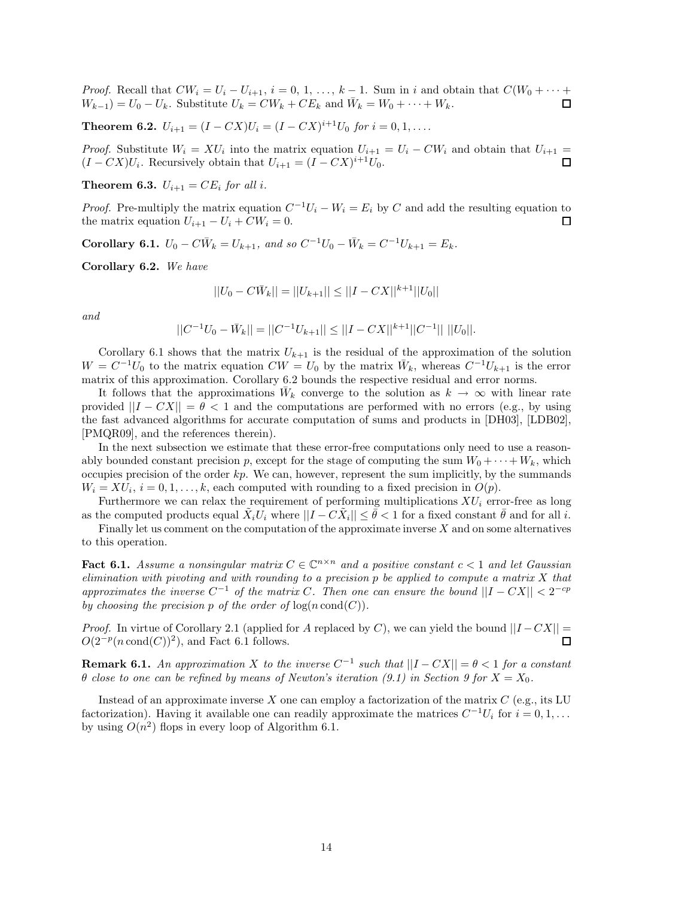*Proof.* Recall that $CW_i = U_i - U_{i+1}$, $i = 0, 1, \ldots, k-1$. Sum in $i$ and obtain that $C(W_0 + \cdots + W_{k-1}) = U_0 - U_k$. Substitute $U_k = CW_k + CE_k$ and $\bar{W}_k = W_0 + \cdots + W_k$. □

**Theorem 6.2.** *$U_{i+1} = (I - CX)U_i = (I - CX)^{i+1}U_0$ for $i = 0, 1, \ldots$.*

*Proof.* Substitute $W_i = XU_i$ into the matrix equation $U_{i+1} = U_i - CW_i$ and obtain that $U_{i+1} = (I - CX)U_i$. Recursively obtain that $U_{i+1} = (I - CX)^{i+1}U_0$. □

**Theorem 6.3.** *$U_{i+1} = CE_i$ for all $i$.*

*Proof.* Pre-multiply the matrix equation $C^{-1}U_i - W_i = E_i$ by $C$ and add the resulting equation to the matrix equation $U_{i+1} - U_i + CW_i = 0$. □

**Corollary 6.1.** *$U_0 - C\bar{W}_k = U_{k+1}$, and so $C^{-1}U_0 - \bar{W}_k = C^{-1}U_{k+1} = E_k$.*

**Corollary 6.2.** *We have*

$$||U_0 - C\bar{W}_k|| = ||U_{k+1}|| \leq ||I - CX||^{k+1}||U_0||$$

*and*

$$||C^{-1}U_0 - \bar{W}_k|| = ||C^{-1}U_{k+1}|| \leq ||I - CX||^{k+1}||C^{-1}||\ ||U_0||.$$

Corollary 6.1 shows that the matrix $U_{k+1}$ is the residual of the approximation of the solution $W = C^{-1}U_0$ to the matrix equation $CW = U_0$ by the matrix $\bar{W}_k$, whereas $C^{-1}U_{k+1}$ is the error matrix of this approximation. Corollary 6.2 bounds the respective residual and error norms.

It follows that the approximations $\bar{W}_k$ converge to the solution as $k \to \infty$ with linear rate provided $||I - CX|| = \theta < 1$ and the computations are performed with no errors (e.g., by using the fast advanced algorithms for accurate computation of sums and products in [DH03], [LDB02], [PMQR09], and the references therein).

In the next subsection we estimate that these error-free computations only need to use a reasonably bounded constant precision $p$, except for the stage of computing the sum $W_0 + \cdots + W_k$, which occupies precision of the order $kp$. We can, however, represent the sum implicitly, by the summands $W_i = XU_i$, $i = 0, 1, \ldots, k$, each computed with rounding to a fixed precision in $O(p)$.

Furthermore we can relax the requirement of performing multiplications $XU_i$ error-free as long as the computed products equal $\tilde{X}_iU_i$ where $||I - C\tilde{X}_i|| \leq \bar{\theta} < 1$ for a fixed constant $\bar{\theta}$ and for all $i$.

Finally let us comment on the computation of the approximate inverse $X$ and on some alternatives to this operation.

**Fact 6.1.** *Assume a nonsingular matrix $C \in \mathbb{C}^{n \times n}$ and a positive constant $c < 1$ and let Gaussian elimination with pivoting and with rounding to a precision $p$ be applied to compute a matrix $X$ that approximates the inverse $C^{-1}$ of the matrix $C$. Then one can ensure the bound $||I - CX|| < 2^{-cp}$ by choosing the precision $p$ of the order of $\log(n \operatorname{cond}(C))$.*

*Proof.* In virtue of Corollary 2.1 (applied for $A$ replaced by $C$), we can yield the bound $||I - CX|| = O(2^{-p}(n \operatorname{cond}(C))^2)$, and Fact 6.1 follows. □

**Remark 6.1.** *An approximation $X$ to the inverse $C^{-1}$ such that $||I - CX|| = \theta < 1$ for a constant $\theta$ close to one can be refined by means of Newton's iteration (9.1) in Section 9 for $X = X_0$.*

Instead of an approximate inverse $X$ one can employ a factorization of the matrix $C$ (e.g., its LU factorization). Having it available one can readily approximate the matrices $C^{-1}U_i$ for $i = 0, 1, \ldots$ by using $O(n^2)$ flops in every loop of Algorithm 6.1.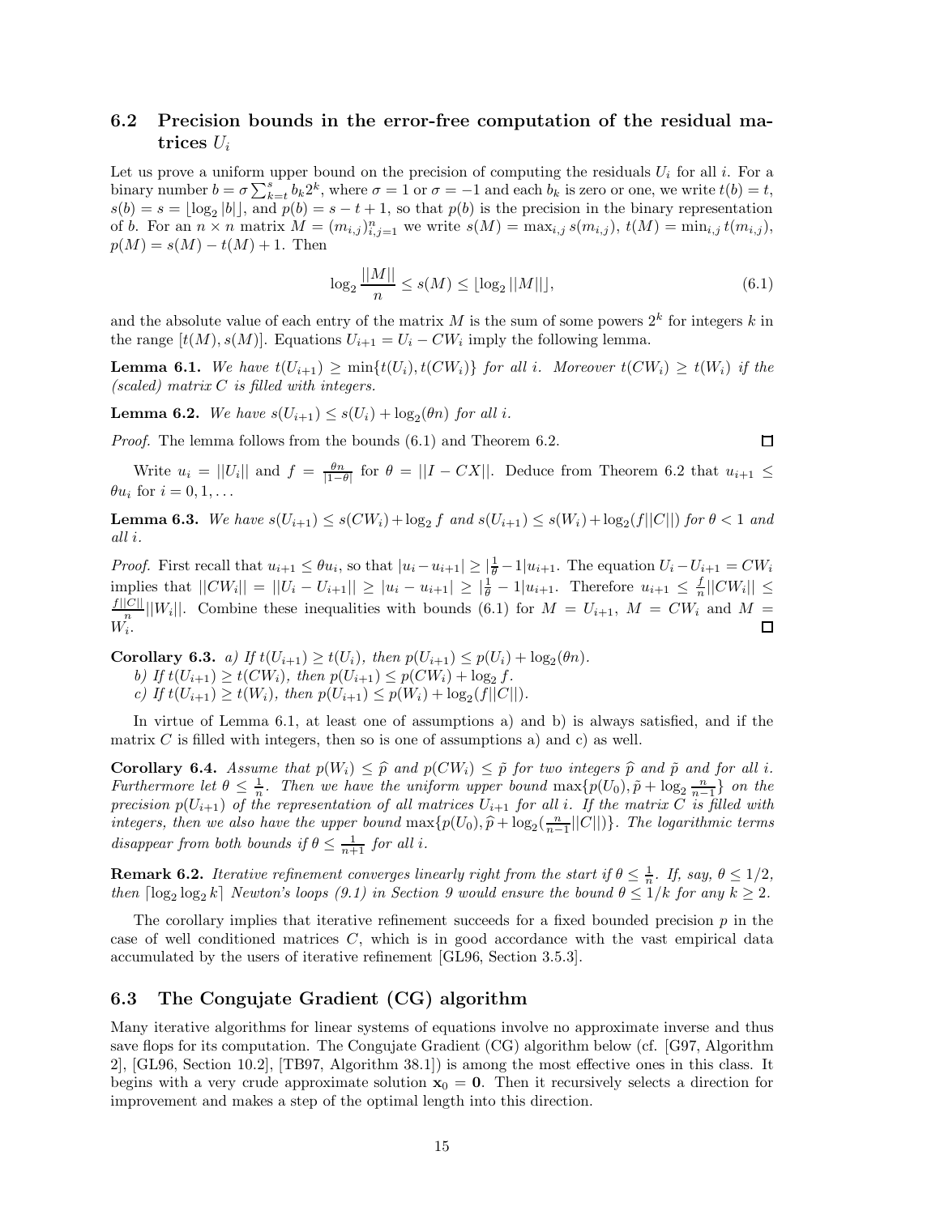### 6.2 Precision bounds in the error-free computation of the residual matrices $U_i$

Let us prove a uniform upper bound on the precision of computing the residuals $U_i$ for all $i$. For a binary number $b = \sigma \sum_{k=t}^{s} b_k 2^k$, where $\sigma = 1$ or $\sigma = -1$ and each $b_k$ is zero or one, we write $t(b) = t$, $s(b) = s = \lfloor \log_2 |b| \rfloor$, and $p(b) = s - t + 1$, so that $p(b)$ is the precision in the binary representation of $b$. For an $n \times n$ matrix $M = (m_{i,j})_{i,j=1}^{n}$ we write $s(M) = \max_{i,j} s(m_{i,j})$, $t(M) = \min_{i,j} t(m_{i,j})$, $p(M) = s(M) - t(M) + 1$. Then

$$\log_2 \frac{||M||}{n} \leq s(M) \leq \lfloor \log_2 ||M|| \rfloor, \tag{6.1}$$

and the absolute value of each entry of the matrix $M$ is the sum of some powers $2^k$ for integers $k$ in the range $[t(M), s(M)]$. Equations $U_{i+1} = U_i - CW_i$ imply the following lemma.

**Lemma 6.1.** *We have $t(U_{i+1}) \geq \min\{t(U_i), t(CW_i)\}$ for all $i$. Moreover $t(CW_i) \geq t(W_i)$ if the (scaled) matrix $C$ is filled with integers.*

**Lemma 6.2.** *We have $s(U_{i+1}) \leq s(U_i) + \log_2(\theta n)$ for all $i$.*

*Proof.* The lemma follows from the bounds (6.1) and Theorem 6.2. □

Write $u_i = ||U_i||$ and $f = \frac{\theta n}{|1-\theta|}$ for $\theta = ||I - CX||$. Deduce from Theorem 6.2 that $u_{i+1} \leq \theta u_i$ for $i = 0, 1, \ldots$

**Lemma 6.3.** *We have $s(U_{i+1}) \leq s(CW_i) + \log_2 f$ and $s(U_{i+1}) \leq s(W_i) + \log_2(f||C||)$ for $\theta < 1$ and all $i$.*

*Proof.* First recall that $u_{i+1} \leq \theta u_i$, so that $|u_i - u_{i+1}| \geq |\frac{1}{\theta} - 1| u_{i+1}$. The equation $U_i - U_{i+1} = CW_i$ implies that $||CW_i|| = ||U_i - U_{i+1}|| \geq |u_i - u_{i+1}| \geq |\frac{1}{\theta} - 1| u_{i+1}$. Therefore $u_{i+1} \leq \frac{f}{n} ||CW_i|| \leq \frac{f||C||}{n} ||W_i||$. Combine these inequalities with bounds (6.1) for $M = U_{i+1}$, $M = CW_i$ and $M = W_i$. □

**Corollary 6.3.** *a) If $t(U_{i+1}) \geq t(U_i)$, then $p(U_{i+1}) \leq p(U_i) + \log_2(\theta n)$.*
*b) If $t(U_{i+1}) \geq t(CW_i)$, then $p(U_{i+1}) \leq p(CW_i) + \log_2 f$.*
*c) If $t(U_{i+1}) \geq t(W_i)$, then $p(U_{i+1}) \leq p(W_i) + \log_2(f||C||)$.*

In virtue of Lemma 6.1, at least one of assumptions a) and b) is always satisfied, and if the matrix $C$ is filled with integers, then so is one of assumptions a) and c) as well.

**Corollary 6.4.** *Assume that $p(W_i) \leq \widehat{p}$ and $p(CW_i) \leq \tilde{p}$ for two integers $\widehat{p}$ and $\tilde{p}$ and for all $i$. Furthermore let $\theta \leq \frac{1}{n}$. Then we have the uniform upper bound $\max\{p(U_0), \tilde{p} + \log_2 \frac{n}{n-1}\}$ on the precision $p(U_{i+1})$ of the representation of all matrices $U_{i+1}$ for all $i$. If the matrix $C$ is filled with integers, then we also have the upper bound $\max\{p(U_0), \widehat{p} + \log_2(\frac{n}{n-1}||C||)\}$. The logarithmic terms disappear from both bounds if $\theta \leq \frac{1}{n+1}$ for all $i$.*

**Remark 6.2.** *Iterative refinement converges linearly right from the start if $\theta \leq \frac{1}{n}$. If, say, $\theta \leq 1/2$, then $\lceil \log_2 \log_2 k \rceil$ Newton's loops (9.1) in Section 9 would ensure the bound $\theta \leq 1/k$ for any $k \geq 2$.*

The corollary implies that iterative refinement succeeds for a fixed bounded precision $p$ in the case of well conditioned matrices $C$, which is in good accordance with the vast empirical data accumulated by the users of iterative refinement [GL96, Section 3.5.3].

### 6.3 The Congujate Gradient (CG) algorithm

Many iterative algorithms for linear systems of equations involve no approximate inverse and thus save flops for its computation. The Congujate Gradient (CG) algorithm below (cf. [G97, Algorithm 2], [GL96, Section 10.2], [TB97, Algorithm 38.1]) is among the most effective ones in this class. It begins with a very crude approximate solution $\mathbf{x}_0 = \mathbf{0}$. Then it recursively selects a direction for improvement and makes a step of the optimal length into this direction.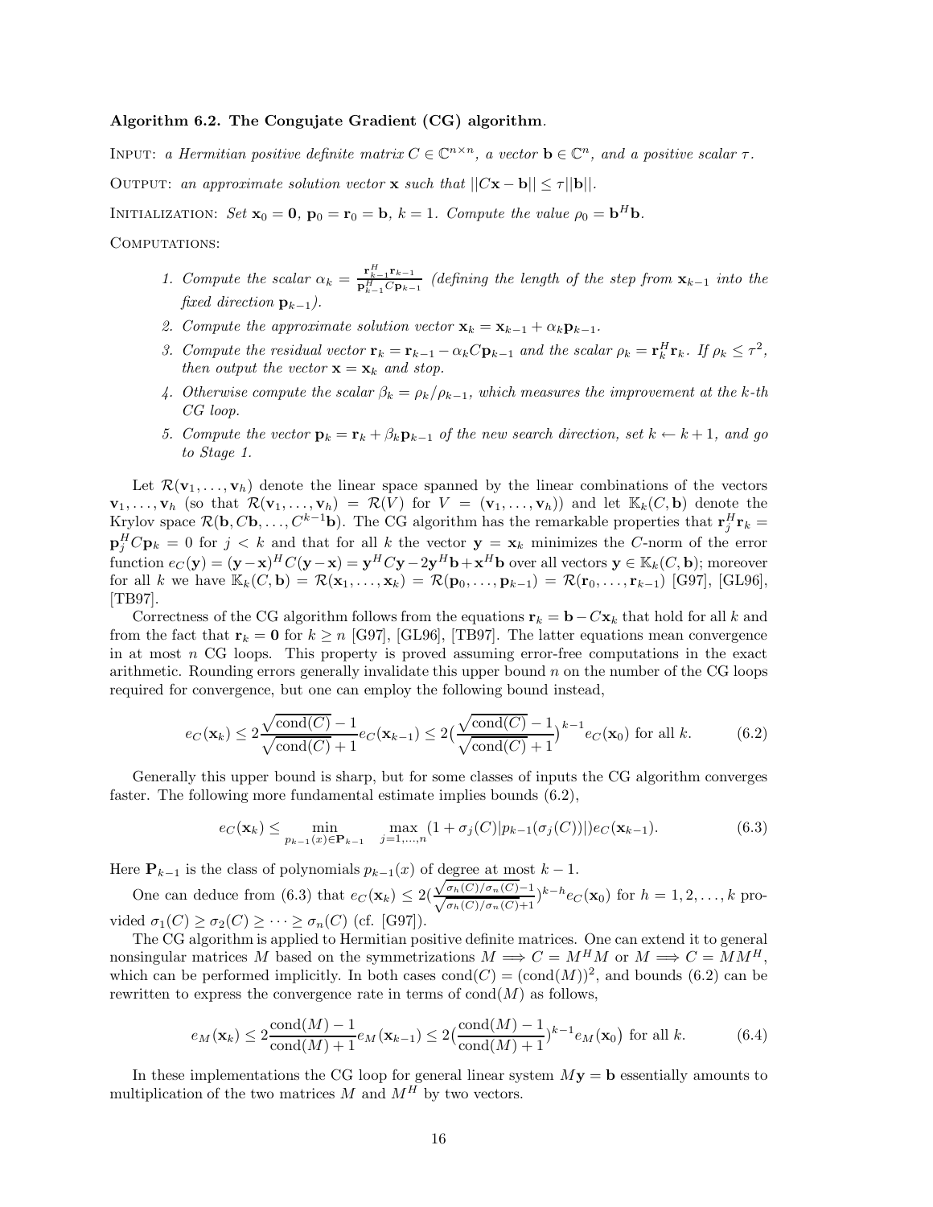**Algorithm 6.2. The Congujate Gradient (CG) algorithm**.

INPUT: *a Hermitian positive definite matrix $C \in \mathbb{C}^{n\times n}$, a vector $\mathbf{b} \in \mathbb{C}^n$, and a positive scalar $\tau$.*

OUTPUT: *an approximate solution vector $\mathbf{x}$ such that $||C\mathbf{x} - \mathbf{b}|| \le \tau ||\mathbf{b}||$.*

INITIALIZATION: *Set $\mathbf{x}_0 = \mathbf{0}$, $\mathbf{p}_0 = \mathbf{r}_0 = \mathbf{b}$, $k = 1$. Compute the value $\rho_0 = \mathbf{b}^H\mathbf{b}$.*

COMPUTATIONS:

1. *Compute the scalar $\alpha_k = \frac{\mathbf{r}_{k-1}^H\mathbf{r}_{k-1}}{\mathbf{p}_{k-1}^H C\mathbf{p}_{k-1}}$ (defining the length of the step from $\mathbf{x}_{k-1}$ into the fixed direction $\mathbf{p}_{k-1}$).*
2. *Compute the approximate solution vector $\mathbf{x}_k = \mathbf{x}_{k-1} + \alpha_k\mathbf{p}_{k-1}$.*
3. *Compute the residual vector $\mathbf{r}_k = \mathbf{r}_{k-1} - \alpha_k C\mathbf{p}_{k-1}$ and the scalar $\rho_k = \mathbf{r}_k^H\mathbf{r}_k$. If $\rho_k \le \tau^2$, then output the vector $\mathbf{x} = \mathbf{x}_k$ and stop.*
4. *Otherwise compute the scalar $\beta_k = \rho_k/\rho_{k-1}$, which measures the improvement at the k-th CG loop.*
5. *Compute the vector $\mathbf{p}_k = \mathbf{r}_k + \beta_k\mathbf{p}_{k-1}$ of the new search direction, set $k \leftarrow k + 1$, and go to Stage 1.*

Let $\mathcal{R}(\mathbf{v}_1, \ldots, \mathbf{v}_h)$ denote the linear space spanned by the linear combinations of the vectors $\mathbf{v}_1, \ldots, \mathbf{v}_h$ (so that $\mathcal{R}(\mathbf{v}_1, \ldots, \mathbf{v}_h) = \mathcal{R}(V)$ for $V = (\mathbf{v}_1, \ldots, \mathbf{v}_h)$) and let $\mathbb{K}_k(C, \mathbf{b})$ denote the Krylov space $\mathcal{R}(\mathbf{b}, C\mathbf{b}, \ldots, C^{k-1}\mathbf{b})$. The CG algorithm has the remarkable properties that $\mathbf{r}_j^H\mathbf{r}_k = \mathbf{p}_j^H C\mathbf{p}_k = 0$ for $j < k$ and that for all $k$ the vector $\mathbf{y} = \mathbf{x}_k$ minimizes the $C$-norm of the error function $e_C(\mathbf{y}) = (\mathbf{y}-\mathbf{x})^H C(\mathbf{y}-\mathbf{x}) = \mathbf{y}^H C\mathbf{y} - 2\mathbf{y}^H\mathbf{b} + \mathbf{x}^H\mathbf{b}$ over all vectors $\mathbf{y} \in \mathbb{K}_k(C, \mathbf{b})$; moreover for all $k$ we have $\mathbb{K}_k(C, \mathbf{b}) = \mathcal{R}(\mathbf{x}_1, \ldots, \mathbf{x}_k) = \mathcal{R}(\mathbf{p}_0, \ldots, \mathbf{p}_{k-1}) = \mathcal{R}(\mathbf{r}_0, \ldots, \mathbf{r}_{k-1})$ [G97], [GL96], [TB97].

Correctness of the CG algorithm follows from the equations $\mathbf{r}_k = \mathbf{b} - C\mathbf{x}_k$ that hold for all $k$ and from the fact that $\mathbf{r}_k = \mathbf{0}$ for $k \ge n$ [G97], [GL96], [TB97]. The latter equations mean convergence in at most $n$ CG loops. This property is proved assuming error-free computations in the exact arithmetic. Rounding errors generally invalidate this upper bound $n$ on the number of the CG loops required for convergence, but one can employ the following bound instead,

$$e_C(\mathbf{x}_k) \le 2\frac{\sqrt{\text{cond}(C)} - 1}{\sqrt{\text{cond}(C)} + 1} e_C(\mathbf{x}_{k-1}) \le 2\Big(\frac{\sqrt{\text{cond}(C)} - 1}{\sqrt{\text{cond}(C)} + 1}\Big)^{k-1} e_C(\mathbf{x}_0) \text{ for all } k. \tag{6.2}$$

Generally this upper bound is sharp, but for some classes of inputs the CG algorithm converges faster. The following more fundamental estimate implies bounds (6.2),

$$e_C(\mathbf{x}_k) \le \min_{p_{k-1}(x) \in \mathbf{P}_{k-1}} \max_{j=1,\ldots,n} (1 + \sigma_j(C)|p_{k-1}(\sigma_j(C))|) e_C(\mathbf{x}_{k-1}). \tag{6.3}$$

Here $\mathbf{P}_{k-1}$ is the class of polynomials $p_{k-1}(x)$ of degree at most $k-1$.

One can deduce from (6.3) that $e_C(\mathbf{x}_k) \le 2(\frac{\sqrt{\sigma_h(C)/\sigma_n(C)}-1}{\sqrt{\sigma_h(C)/\sigma_n(C)}+1})^{k-h} e_C(\mathbf{x}_0)$ for $h = 1, 2, \ldots, k$ provided $\sigma_1(C) \ge \sigma_2(C) \ge \cdots \ge \sigma_n(C)$ (cf. [G97]).

The CG algorithm is applied to Hermitian positive definite matrices. One can extend it to general nonsingular matrices $M$ based on the symmetrizations $M \Longrightarrow C = M^H M$ or $M \Longrightarrow C = MM^H$, which can be performed implicitly. In both cases $\text{cond}(C) = (\text{cond}(M))^2$, and bounds (6.2) can be rewritten to express the convergence rate in terms of $\text{cond}(M)$ as follows,

$$e_M(\mathbf{x}_k) \le 2\frac{\text{cond}(M) - 1}{\text{cond}(M) + 1} e_M(\mathbf{x}_{k-1}) \le 2\Big(\frac{\text{cond}(M) - 1}{\text{cond}(M) + 1}\Big)^{k-1} e_M(\mathbf{x}_0) \text{ for all } k. \tag{6.4}$$

In these implementations the CG loop for general linear system $M\mathbf{y} = \mathbf{b}$ essentially amounts to multiplication of the two matrices $M$ and $M^H$ by two vectors.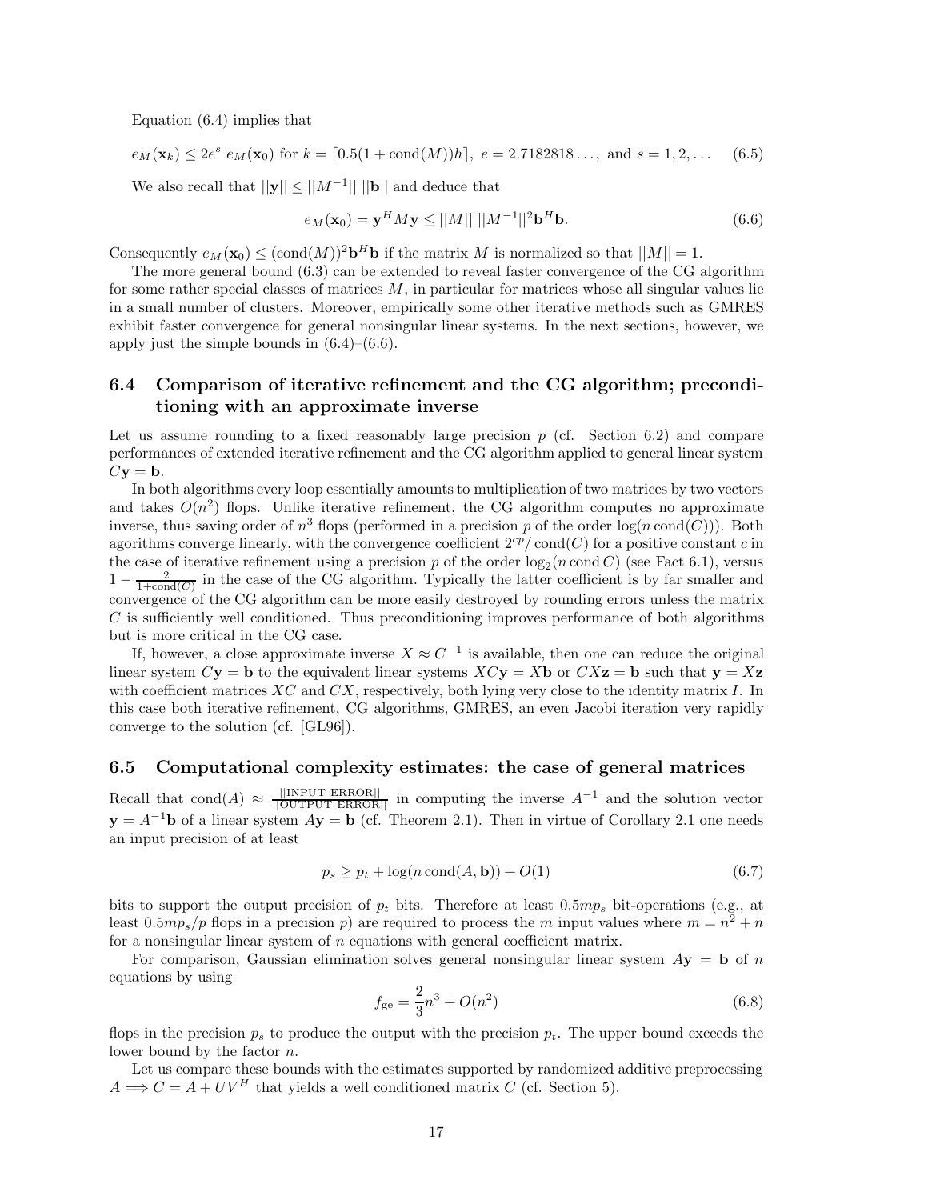Equation (6.4) implies that

$$e_M(\mathbf{x}_k) \leq 2e^s \, e_M(\mathbf{x}_0) \text{ for } k = \lceil 0.5(1+\operatorname{cond}(M))h \rceil, \ e = 2.7182818\ldots, \text{ and } s = 1, 2, \ldots \quad (6.5)$$

We also recall that $||\mathbf{y}|| \leq ||M^{-1}|| \, ||\mathbf{b}||$ and deduce that

$$e_M(\mathbf{x}_0) = \mathbf{y}^H M \mathbf{y} \leq ||M|| \, ||M^{-1}||^2 \mathbf{b}^H \mathbf{b}. \quad (6.6)$$

Consequently $e_M(\mathbf{x}_0) \leq (\operatorname{cond}(M))^2 \mathbf{b}^H \mathbf{b}$ if the matrix $M$ is normalized so that $||M|| = 1$.

The more general bound (6.3) can be extended to reveal faster convergence of the CG algorithm for some rather special classes of matrices $M$, in particular for matrices whose all singular values lie in a small number of clusters. Moreover, empirically some other iterative methods such as GMRES exhibit faster convergence for general nonsingular linear systems. In the next sections, however, we apply just the simple bounds in (6.4)–(6.6).

### 6.4 Comparison of iterative refinement and the CG algorithm; preconditioning with an approximate inverse

Let us assume rounding to a fixed reasonably large precision $p$ (cf. Section 6.2) and compare performances of extended iterative refinement and the CG algorithm applied to general linear system $C\mathbf{y} = \mathbf{b}$.

In both algorithms every loop essentially amounts to multiplication of two matrices by two vectors and takes $O(n^2)$ flops. Unlike iterative refinement, the CG algorithm computes no approximate inverse, thus saving order of $n^3$ flops (performed in a precision $p$ of the order $\log(n \operatorname{cond}(C))$). Both algorithms converge linearly, with the convergence coefficient $2^{cp}/\operatorname{cond}(C)$ for a positive constant $c$ in the case of iterative refinement using a precision $p$ of the order $\log_2(n \operatorname{cond} C)$ (see Fact 6.1), versus $1 - \frac{2}{1+\operatorname{cond}(C)}$ in the case of the CG algorithm. Typically the latter coefficient is by far smaller and convergence of the CG algorithm can be more easily destroyed by rounding errors unless the matrix $C$ is sufficiently well conditioned. Thus preconditioning improves performance of both algorithms but is more critical in the CG case.

If, however, a close approximate inverse $X \approx C^{-1}$ is available, then one can reduce the original linear system $C\mathbf{y} = \mathbf{b}$ to the equivalent linear systems $XC\mathbf{y} = X\mathbf{b}$ or $CX\mathbf{z} = \mathbf{b}$ such that $\mathbf{y} = X\mathbf{z}$ with coefficient matrices $XC$ and $CX$, respectively, both lying very close to the identity matrix $I$. In this case both iterative refinement, CG algorithms, GMRES, an even Jacobi iteration very rapidly converge to the solution (cf. [GL96]).

### 6.5 Computational complexity estimates: the case of general matrices

Recall that $\operatorname{cond}(A) \approx \frac{||\text{INPUT ERROR}||}{||\text{OUTPUT ERROR}||}$ in computing the inverse $A^{-1}$ and the solution vector $\mathbf{y} = A^{-1}\mathbf{b}$ of a linear system $A\mathbf{y} = \mathbf{b}$ (cf. Theorem 2.1). Then in virtue of Corollary 2.1 one needs an input precision of at least

$$p_s \geq p_t + \log(n \operatorname{cond}(A, \mathbf{b})) + O(1) \quad (6.7)$$

bits to support the output precision of $p_t$ bits. Therefore at least $0.5mp_s$ bit-operations (e.g., at least $0.5mp_s/p$ flops in a precision $p$) are required to process the $m$ input values where $m = n^2 + n$ for a nonsingular linear system of $n$ equations with general coefficient matrix.

For comparison, Gaussian elimination solves general nonsingular linear system $A\mathbf{y} = \mathbf{b}$ of $n$ equations by using

$$f_{\text{ge}} = \frac{2}{3}n^3 + O(n^2) \quad (6.8)$$

flops in the precision $p_s$ to produce the output with the precision $p_t$. The upper bound exceeds the lower bound by the factor $n$.

Let us compare these bounds with the estimates supported by randomized additive preprocessing $A \Longrightarrow C = A + UV^H$ that yields a well conditioned matrix $C$ (cf. Section 5).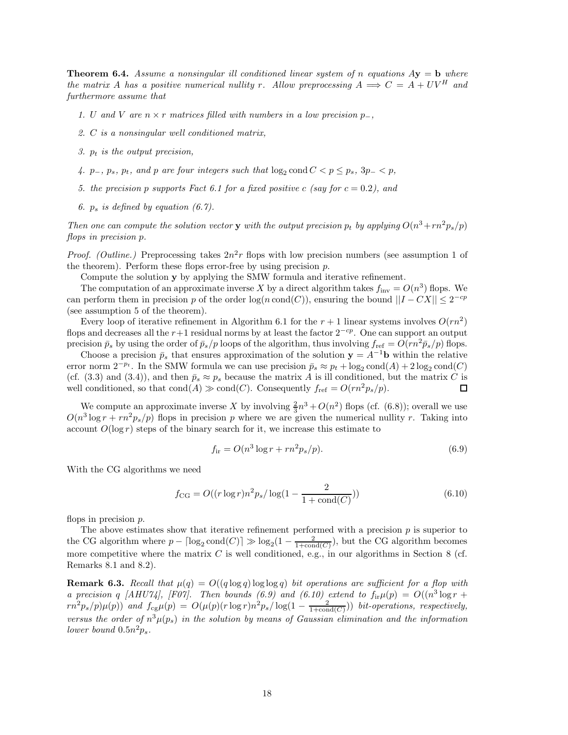**Theorem 6.4.** *Assume a nonsingular ill conditioned linear system of $n$ equations $A\mathbf{y} = \mathbf{b}$ where the matrix $A$ has a positive numerical nullity $r$. Allow preprocessing $A \Longrightarrow C = A + UV^H$ and furthermore assume that*

1. *$U$ and $V$ are $n \times r$ matrices filled with numbers in a low precision $p_-$,*
2. *$C$ is a nonsingular well conditioned matrix,*
3. *$p_t$ is the output precision,*
4. *$p_-$, $p_s$, $p_t$, and $p$ are four integers such that $\log_2 \operatorname{cond} C < p \leq p_s$, $3p_- < p$,*
5. *the precision $p$ supports Fact 6.1 for a fixed positive $c$ (say for $c = 0.2$), and*
6. *$p_s$ is defined by equation (6.7).*

*Then one can compute the solution vector $\mathbf{y}$ with the output precision $p_t$ by applying $O(n^3 + rn^2 p_s/p)$ flops in precision $p$.*

*Proof. (Outline.)* Preprocessing takes $2n^2r$ flops with low precision numbers (see assumption 1 of the theorem). Perform these flops error-free by using precision $p$.

Compute the solution $\mathbf{y}$ by applying the SMW formula and iterative refinement.

The computation of an approximate inverse $X$ by a direct algorithm takes $f_{\text{inv}} = O(n^3)$ flops. We can perform them in precision $p$ of the order $\log(n \operatorname{cond}(C))$, ensuring the bound $||I - CX|| \leq 2^{-cp}$ (see assumption 5 of the theorem).

Every loop of iterative refinement in Algorithm 6.1 for the $r+1$ linear systems involves $O(rn^2)$ flops and decreases all the $r+1$ residual norms by at least the factor $2^{-cp}$. One can support an output precision $\bar{p}_s$ by using the order of $\bar{p}_s/p$ loops of the algorithm, thus involving $f_{\text{ref}} = O(rn^2\bar{p}_s/p)$ flops.

Choose a precision $\bar{p}_s$ that ensures approximation of the solution $\mathbf{y} = A^{-1}\mathbf{b}$ within the relative error norm $2^{-p_t}$. In the SMW formula we can use precision $\bar{p}_s \approx p_t + \log_2 \operatorname{cond}(A) + 2\log_2 \operatorname{cond}(C)$ (cf. (3.3) and (3.4)), and then $\bar{p}_s \approx p_s$ because the matrix $A$ is ill conditioned, but the matrix $C$ is well conditioned, so that $\operatorname{cond}(A) \gg \operatorname{cond}(C)$. Consequently $f_{\text{ref}} = O(rn^2 p_s/p)$. $\square$

We compute an approximate inverse $X$ by involving $\frac{2}{3}n^3 + O(n^2)$ flops (cf. (6.8)); overall we use $O(n^3 \log r + rn^2 p_s/p)$ flops in precision $p$ where we are given the numerical nullity $r$. Taking into account $O(\log r)$ steps of the binary search for it, we increase this estimate to

$$f_{\text{ir}} = O(n^3 \log r + rn^2 p_s/p). \tag{6.9}$$

With the CG algorithms we need

$$f_{\text{CG}} = O((r \log r)n^2 p_s / \log(1 - \frac{2}{1 + \operatorname{cond}(C)})) \tag{6.10}$$

flops in precision $p$.

The above estimates show that iterative refinement performed with a precision $p$ is superior to the CG algorithm where $p - \lceil \log_2 \operatorname{cond}(C) \rceil \gg \log_2(1 - \frac{2}{1+\operatorname{cond}(C)})$, but the CG algorithm becomes more competitive where the matrix $C$ is well conditioned, e.g., in our algorithms in Section 8 (cf. Remarks 8.1 and 8.2).

**Remark 6.3.** *Recall that $\mu(q) = O((q \log q) \log \log q)$ bit operations are sufficient for a flop with a precision $q$ [AHU74], [F07]. Then bounds (6.9) and (6.10) extend to $f_{\text{ir}}\mu(p) = O((n^3 \log r + rn^2 p_s/p)\mu(p))$ and $f_{\text{cg}}\mu(p) = O(\mu(p)(r \log r)n^2 p_s / \log(1 - \frac{2}{1+\operatorname{cond}(C)}))$ bit-operations, respectively, versus the order of $n^3\mu(p_s)$ in the solution by means of Gaussian elimination and the information lower bound $0.5n^2 p_s$.*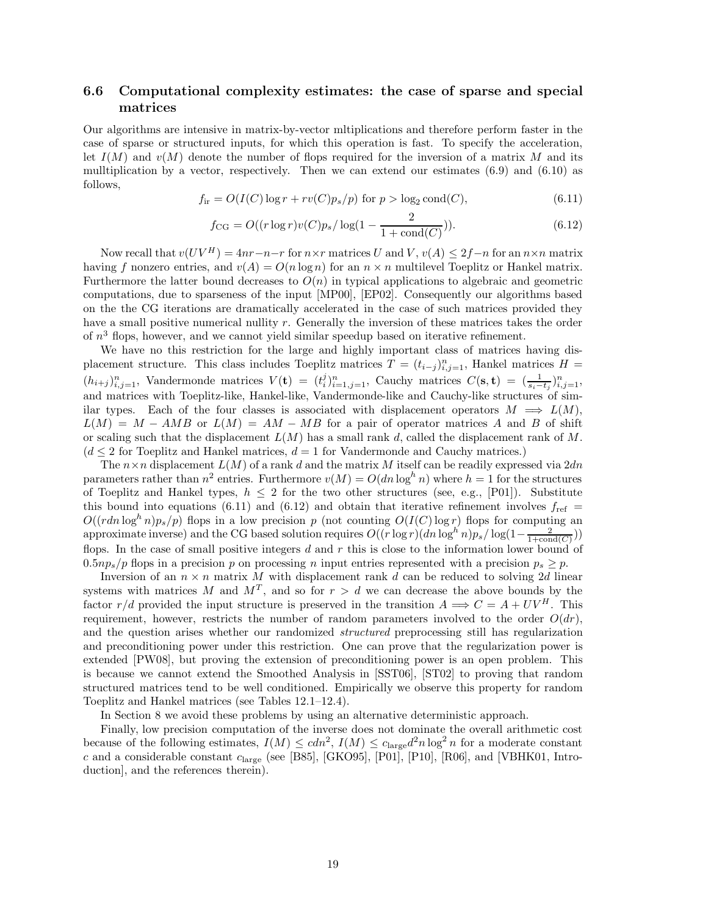### 6.6 Computational complexity estimates: the case of sparse and special matrices

Our algorithms are intensive in matrix-by-vector mltiplications and therefore perform faster in the case of sparse or structured inputs, for which this operation is fast. To specify the acceleration, let $I(M)$ and $v(M)$ denote the number of flops required for the inversion of a matrix $M$ and its mulltiplication by a vector, respectively. Then we can extend our estimates (6.9) and (6.10) as follows,

$$f_{\rm ir} = O(I(C)\log r + rv(C)p_s/p) \text{ for } p > \log_2 \text{cond}(C), \tag{6.11}$$

$$f_{\rm CG} = O((r\log r)v(C)p_s/\log(1-\frac{2}{1+\text{cond}(C)})). \tag{6.12}$$

Now recall that $v(UV^H) = 4nr-n-r$ for $n\times r$ matrices $U$ and $V$, $v(A) \le 2f-n$ for an $n\times n$ matrix having $f$ nonzero entries, and $v(A) = O(n\log n)$ for an $n\times n$ multilevel Toeplitz or Hankel matrix. Furthermore the latter bound decreases to $O(n)$ in typical applications to algebraic and geometric computations, due to sparseness of the input [MP00], [EP02]. Consequently our algorithms based on the the CG iterations are dramatically accelerated in the case of such matrices provided they have a small positive numerical nullity $r$. Generally the inversion of these matrices takes the order of $n^3$ flops, however, and we cannot yield similar speedup based on iterative refinement.

We have no this restriction for the large and highly important class of matrices having displacement structure. This class includes Toeplitz matrices $T = (t_{i-j})_{i,j=1}^n$, Hankel matrices $H = (h_{i+j})_{i,j=1}^n$, Vandermonde matrices $V(\mathbf{t}) = (t_i^j)_{i=1,j=1}^n$, Cauchy matrices $C(\mathbf{s},\mathbf{t}) = (\frac{1}{s_i-t_j})_{i,j=1}^n$, and matrices with Toeplitz-like, Hankel-like, Vandermonde-like and Cauchy-like structures of similar types. Each of the four classes is associated with displacement operators $M \Longrightarrow L(M)$, $L(M) = M - AMB$ or $L(M) = AM - MB$ for a pair of operator matrices $A$ and $B$ of shift or scaling such that the displacement $L(M)$ has a small rank $d$, called the displacement rank of $M$. ($d \le 2$ for Toeplitz and Hankel matrices, $d = 1$ for Vandermonde and Cauchy matrices.)

The $n\times n$ displacement $L(M)$ of a rank $d$ and the matrix $M$ itself can be readily expressed via $2dn$ parameters rather than $n^2$ entries. Furthermore $v(M) = O(dn\log^h n)$ where $h = 1$ for the structures of Toeplitz and Hankel types, $h \le 2$ for the two other structures (see, e.g., [P01]). Substitute this bound into equations (6.11) and (6.12) and obtain that iterative refinement involves $f_{\rm ref} = O((rdn\log^h n)p_s/p)$ flops in a low precision $p$ (not counting $O(I(C)\log r)$ flops for computing an approximate inverse) and the CG based solution requires $O((r\log r)(dn\log^h n)p_s/\log(1-\frac{2}{1+\text{cond}(C)}))$ flops. In the case of small positive integers $d$ and $r$ this is close to the information lower bound of $0.5np_s/p$ flops in a precision $p$ on processing $n$ input entries represented with a precision $p_s \ge p$.

Inversion of an $n\times n$ matrix $M$ with displacement rank $d$ can be reduced to solving $2d$ linear systems with matrices $M$ and $M^T$, and so for $r > d$ we can decrease the above bounds by the factor $r/d$ provided the input structure is preserved in the transition $A \Longrightarrow C = A + UV^H$. This requirement, however, restricts the number of random parameters involved to the order $O(dr)$, and the question arises whether our randomized *structured* preprocessing still has regularization and preconditioning power under this restriction. One can prove that the regularization power is extended [PW08], but proving the extension of preconditioning power is an open problem. This is because we cannot extend the Smoothed Analysis in [SST06], [ST02] to proving that random structured matrices tend to be well conditioned. Empirically we observe this property for random Toeplitz and Hankel matrices (see Tables 12.1–12.4).

In Section 8 we avoid these problems by using an alternative deterministic approach.

Finally, low precision computation of the inverse does not dominate the overall arithmetic cost because of the following estimates, $I(M) \le cdn^2$, $I(M) \le c_{\rm large}d^2n\log^2 n$ for a moderate constant $c$ and a considerable constant $c_{\rm large}$ (see [B85], [GKO95], [P01], [P10], [R06], and [VBHK01, Introduction], and the references therein).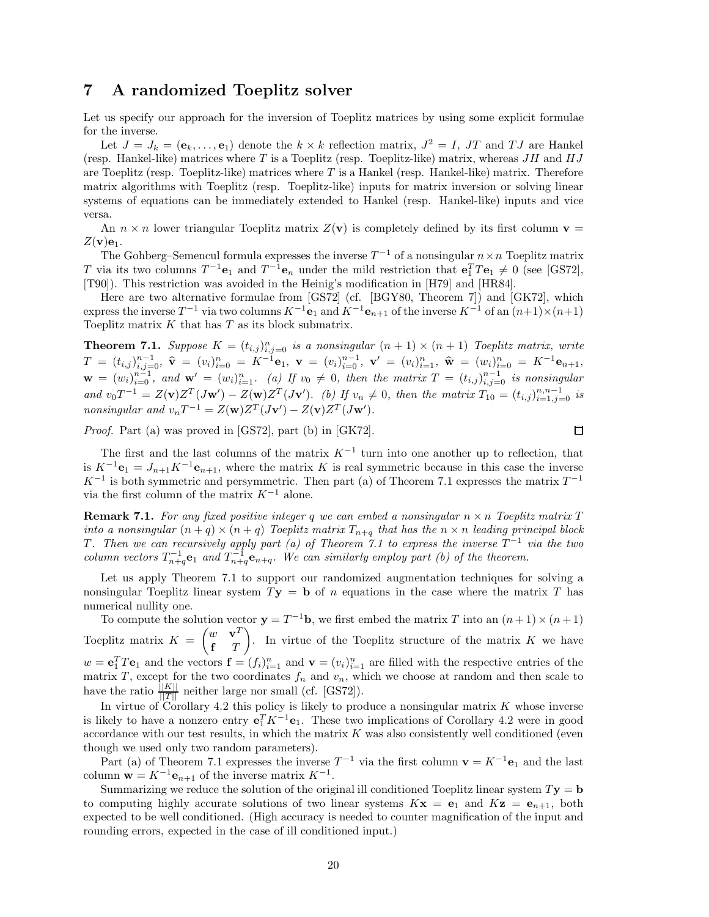## 7 A randomized Toeplitz solver

Let us specify our approach for the inversion of Toeplitz matrices by using some explicit formulae for the inverse.

Let $J = J_k = (\mathbf{e}_k, \dots, \mathbf{e}_1)$ denote the $k \times k$ reflection matrix, $J^2 = I$, $JT$ and $TJ$ are Hankel (resp. Hankel-like) matrices where $T$ is a Toeplitz (resp. Toeplitz-like) matrix, whereas $JH$ and $HJ$ are Toeplitz (resp. Toeplitz-like) matrices where $T$ is a Hankel (resp. Hankel-like) matrix. Therefore matrix algorithms with Toeplitz (resp. Toeplitz-like) inputs for matrix inversion or solving linear systems of equations can be immediately extended to Hankel (resp. Hankel-like) inputs and vice versa.

An $n \times n$ lower triangular Toeplitz matrix $Z(\mathbf{v})$ is completely defined by its first column $\mathbf{v} = Z(\mathbf{v})\mathbf{e}_1$.

The Gohberg–Semencul formula expresses the inverse $T^{-1}$ of a nonsingular $n \times n$ Toeplitz matrix $T$ via its two columns $T^{-1}\mathbf{e}_1$ and $T^{-1}\mathbf{e}_n$ under the mild restriction that $\mathbf{e}_1^T T\mathbf{e}_1 \neq 0$ (see [GS72], [T90]). This restriction was avoided in the Heinig's modification in [H79] and [HR84].

Here are two alternative formulae from [GS72] (cf. [BGY80, Theorem 7]) and [GK72], which express the inverse $T^{-1}$ via two columns $K^{-1}\mathbf{e}_1$ and $K^{-1}\mathbf{e}_{n+1}$ of the inverse $K^{-1}$ of an $(n+1)\times(n+1)$ Toeplitz matrix $K$ that has $T$ as its block submatrix.

**Theorem 7.1.** *Suppose $K = (t_{i,j})_{i,j=0}^{n}$ is a nonsingular $(n+1) \times (n+1)$ Toeplitz matrix, write $T = (t_{i,j})_{i,j=0}^{n-1}$, $\widehat{\mathbf{v}} = (v_i)_{i=0}^{n} = K^{-1}\mathbf{e}_1$, $\mathbf{v} = (v_i)_{i=0}^{n-1}$, $\mathbf{v}' = (v_i)_{i=1}^{n}$, $\widehat{\mathbf{w}} = (w_i)_{i=0}^{n} = K^{-1}\mathbf{e}_{n+1}$, $\mathbf{w} = (w_i)_{i=0}^{n-1}$, and $\mathbf{w}' = (w_i)_{i=1}^{n}$. (a) If $v_0 \neq 0$, then the matrix $T = (t_{i,j})_{i,j=0}^{n-1}$ is nonsingular and $v_0 T^{-1} = Z(\mathbf{v})Z^T(J\mathbf{w}') - Z(\mathbf{w})Z^T(J\mathbf{v}')$. (b) If $v_n \neq 0$, then the matrix $T_{10} = (t_{i,j})_{i=1,j=0}^{n,n-1}$ is nonsingular and $v_n T^{-1} = Z(\mathbf{w})Z^T(J\mathbf{v}') - Z(\mathbf{v})Z^T(J\mathbf{w}')$.*

*Proof.* Part (a) was proved in [GS72], part (b) in [GK72]. □

The first and the last columns of the matrix $K^{-1}$ turn into one another up to reflection, that is $K^{-1}\mathbf{e}_1 = J_{n+1}K^{-1}\mathbf{e}_{n+1}$, where the matrix $K$ is real symmetric because in this case the inverse $K^{-1}$ is both symmetric and persymmetric. Then part (a) of Theorem 7.1 expresses the matrix $T^{-1}$ via the first column of the matrix $K^{-1}$ alone.

**Remark 7.1.** *For any fixed positive integer $q$ we can embed a nonsingular $n \times n$ Toeplitz matrix $T$ into a nonsingular $(n+q) \times (n+q)$ Toeplitz matrix $T_{n+q}$ that has the $n \times n$ leading principal block $T$. Then we can recursively apply part (a) of Theorem 7.1 to express the inverse $T^{-1}$ via the two column vectors $T_{n+q}^{-1}\mathbf{e}_1$ and $T_{n+q}^{-1}\mathbf{e}_{n+q}$. We can similarly employ part (b) of the theorem.*

Let us apply Theorem 7.1 to support our randomized augmentation techniques for solving a nonsingular Toeplitz linear system $T\mathbf{y} = \mathbf{b}$ of $n$ equations in the case where the matrix $T$ has numerical nullity one.

To compute the solution vector $\mathbf{y} = T^{-1}\mathbf{b}$, we first embed the matrix $T$ into an $(n+1)\times(n+1)$ Toeplitz matrix $K = \begin{pmatrix} w & \mathbf{v}^T \\ \mathbf{f} & T \end{pmatrix}$. In virtue of the Toeplitz structure of the matrix $K$ we have $w = \mathbf{e}_1^T T\mathbf{e}_1$ and the vectors $\mathbf{f} = (f_i)_{i=1}^{n}$ and $\mathbf{v} = (v_i)_{i=1}^{n}$ are filled with the respective entries of the matrix $T$, except for the two coordinates $f_n$ and $v_n$, which we choose at random and then scale to have the ratio $\frac{||K||}{||T||}$ neither large nor small (cf. [GS72]).

In virtue of Corollary 4.2 this policy is likely to produce a nonsingular matrix $K$ whose inverse is likely to have a nonzero entry $\mathbf{e}_1^T K^{-1}\mathbf{e}_1$. These two implications of Corollary 4.2 were in good accordance with our test results, in which the matrix $K$ was also consistently well conditioned (even though we used only two random parameters).

Part (a) of Theorem 7.1 expresses the inverse $T^{-1}$ via the first column $\mathbf{v} = K^{-1}\mathbf{e}_1$ and the last column $\mathbf{w} = K^{-1}\mathbf{e}_{n+1}$ of the inverse matrix $K^{-1}$.

Summarizing we reduce the solution of the original ill conditioned Toeplitz linear system $T\mathbf{y} = \mathbf{b}$ to computing highly accurate solutions of two linear systems $K\mathbf{x} = \mathbf{e}_1$ and $K\mathbf{z} = \mathbf{e}_{n+1}$, both expected to be well conditioned. (High accuracy is needed to counter magnification of the input and rounding errors, expected in the case of ill conditioned input.)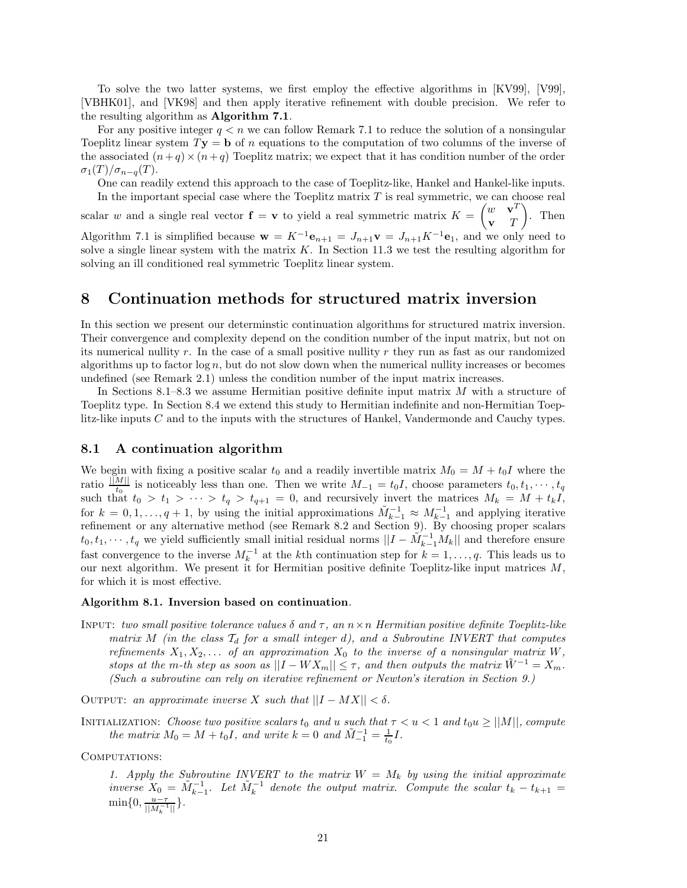To solve the two latter systems, we first employ the effective algorithms in [KV99], [V99], [VBHK01], and [VK98] and then apply iterative refinement with double precision. We refer to the resulting algorithm as **Algorithm 7.1**.

For any positive integer $q < n$ we can follow Remark 7.1 to reduce the solution of a nonsingular Toeplitz linear system $T\mathbf{y} = \mathbf{b}$ of $n$ equations to the computation of two columns of the inverse of the associated $(n+q) \times (n+q)$ Toeplitz matrix; we expect that it has condition number of the order $\sigma_1(T)/\sigma_{n-q}(T)$.

One can readily extend this approach to the case of Toeplitz-like, Hankel and Hankel-like inputs.

In the important special case where the Toeplitz matrix $T$ is real symmetric, we can choose real scalar $w$ and a single real vector $\mathbf{f} = \mathbf{v}$ to yield a real symmetric matrix $K = \begin{pmatrix} w & \mathbf{v}^T \\ \mathbf{v} & T \end{pmatrix}$. Then Algorithm 7.1 is simplified because $\mathbf{w} = K^{-1}\mathbf{e}_{n+1} = J_{n+1}\mathbf{v} = J_{n+1}K^{-1}\mathbf{e}_1$, and we only need to solve a single linear system with the matrix $K$. In Section 11.3 we test the resulting algorithm for solving an ill conditioned real symmetric Toeplitz linear system.

# 8 Continuation methods for structured matrix inversion

In this section we present our determinstic continuation algorithms for structured matrix inversion. Their convergence and complexity depend on the condition number of the input matrix, but not on its numerical nullity $r$. In the case of a small positive nullity $r$ they run as fast as our randomized algorithms up to factor $\log n$, but do not slow down when the numerical nullity increases or becomes undefined (see Remark 2.1) unless the condition number of the input matrix increases.

In Sections 8.1–8.3 we assume Hermitian positive definite input matrix $M$ with a structure of Toeplitz type. In Section 8.4 we extend this study to Hermitian indefinite and non-Hermitian Toeplitz-like inputs $C$ and to the inputs with the structures of Hankel, Vandermonde and Cauchy types.

## 8.1 A continuation algorithm

We begin with fixing a positive scalar $t_0$ and a readily invertible matrix $M_0 = M + t_0 I$ where the ratio $\frac{||M||}{t_0}$ is noticeably less than one. Then we write $M_{-1} = t_0 I$, choose parameters $t_0, t_1, \cdots, t_q$ such that $t_0 > t_1 > \cdots > t_q > t_{q+1} = 0$, and recursively invert the matrices $M_k = M + t_k I$, for $k = 0, 1, \ldots, q+1$, by using the initial approximations $\tilde{M}_{k-1}^{-1} \approx M_{k-1}^{-1}$ and applying iterative refinement or any alternative method (see Remark 8.2 and Section 9). By choosing proper scalars $t_0, t_1, \cdots, t_q$ we yield sufficiently small initial residual norms $||I - \tilde{M}_{k-1}^{-1} M_k||$ and therefore ensure fast convergence to the inverse $M_k^{-1}$ at the $k$th continuation step for $k = 1, \ldots, q$. This leads us to our next algorithm. We present it for Hermitian positive definite Toeplitz-like input matrices $M$, for which it is most effective.

**Algorithm 8.1. Inversion based on continuation**.

Input: *two small positive tolerance values $\delta$ and $\tau$, an $n \times n$ Hermitian positive definite Toeplitz-like matrix $M$ (in the class $\mathcal{T}_d$ for a small integer $d$), and a Subroutine INVERT that computes refinements $X_1, X_2, \ldots$ of an approximation $X_0$ to the inverse of a nonsingular matrix $W$, stops at the $m$-th step as soon as $||I - WX_m|| \leq \tau$, and then outputs the matrix $\tilde{W}^{-1} = X_m$. (Such a subroutine can rely on iterative refinement or Newton's iteration in Section 9.)*

Output: *an approximate inverse $X$ such that $||I - MX|| < \delta$.*

Initialization: *Choose two positive scalars $t_0$ and $u$ such that $\tau < u < 1$ and $t_0 u \geq ||M||$, compute the matrix $M_0 = M + t_0 I$, and write $k = 0$ and $\tilde{M}_{-1}^{-1} = \frac{1}{t_0} I$.*

Computations:

*1. Apply the Subroutine INVERT to the matrix $W = M_k$ by using the initial approximate inverse $X_0 = \tilde{M}_{k-1}^{-1}$. Let $\tilde{M}_k^{-1}$ denote the output matrix. Compute the scalar $t_k - t_{k+1} = \min\{0, \frac{u-\tau}{||M_k^{-1}||}\}$.*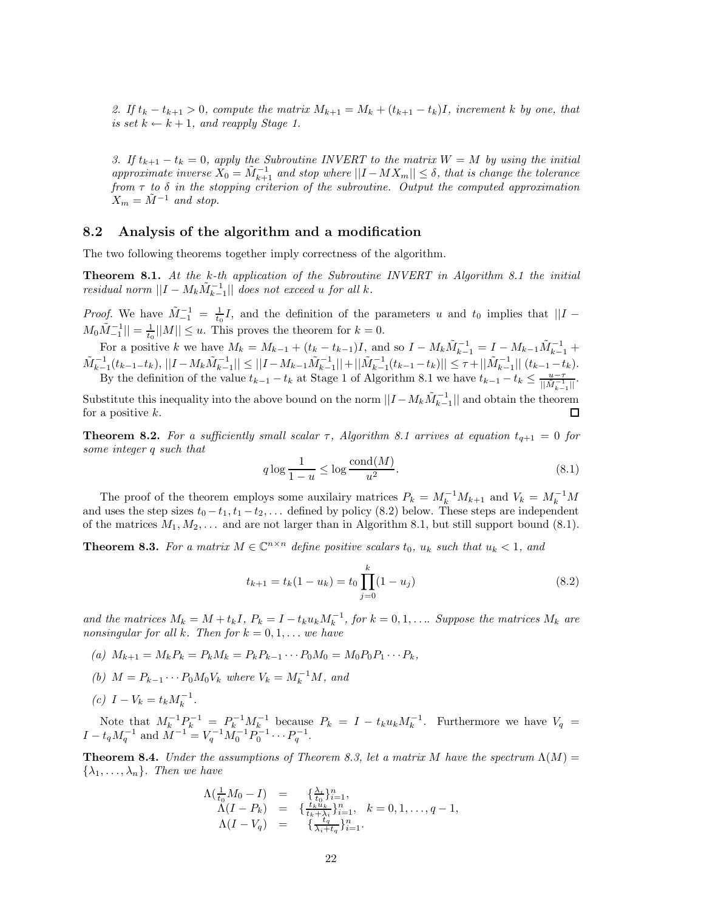*2. If $t_k - t_{k+1} > 0$, compute the matrix $M_{k+1} = M_k + (t_{k+1} - t_k)I$, increment $k$ by one, that is set $k \leftarrow k+1$, and reapply Stage 1.*

*3. If $t_{k+1} - t_k = 0$, apply the Subroutine INVERT to the matrix $W = M$ by using the initial approximate inverse $X_0 = \tilde{M}_{k+1}^{-1}$ and stop where $||I - MX_m|| \leq \delta$, that is change the tolerance from $\tau$ to $\delta$ in the stopping criterion of the subroutine. Output the computed approximation $X_m = \tilde{M}^{-1}$ and stop.*

## 8.2 Analysis of the algorithm and a modification

The two following theorems together imply correctness of the algorithm.

**Theorem 8.1.** *At the $k$-th application of the Subroutine INVERT in Algorithm 8.1 the initial residual norm $||I - M_k\tilde{M}_{k-1}^{-1}||$ does not exceed $u$ for all $k$.*

*Proof.* We have $\tilde{M}_{-1}^{-1} = \frac{1}{t_0}I$, and the definition of the parameters $u$ and $t_0$ implies that $||I - M_0\tilde{M}_{-1}^{-1}|| = \frac{1}{t_0}||M|| \leq u$. This proves the theorem for $k = 0$.

For a positive $k$ we have $M_k = M_{k-1} + (t_k - t_{k-1})I$, and so $I - M_k\tilde{M}_{k-1}^{-1} = I - M_{k-1}\tilde{M}_{k-1}^{-1} + \tilde{M}_{k-1}^{-1}(t_{k-1} - t_k)$, $||I - M_k\tilde{M}_{k-1}^{-1}|| \leq ||I - M_{k-1}\tilde{M}_{k-1}^{-1}|| + ||\tilde{M}_{k-1}^{-1}(t_{k-1} - t_k)|| \leq \tau + ||\tilde{M}_{k-1}^{-1}||\,(t_{k-1} - t_k)$.

By the definition of the value $t_{k-1} - t_k$ at Stage 1 of Algorithm 8.1 we have $t_{k-1} - t_k \leq \frac{u-\tau}{||\tilde{M}_{k-1}^{-1}||}$. Substitute this inequality into the above bound on the norm $||I - M_k\tilde{M}_{k-1}^{-1}||$ and obtain the theorem for a positive $k$. □

**Theorem 8.2.** *For a sufficiently small scalar $\tau$, Algorithm 8.1 arrives at equation $t_{q+1} = 0$ for some integer $q$ such that*

$$q \log \frac{1}{1-u} \leq \log \frac{\text{cond}(M)}{u^2}. \tag{8.1}$$

The proof of the theorem employs some auxilairy matrices $P_k = M_k^{-1}M_{k+1}$ and $V_k = M_k^{-1}M$ and uses the step sizes $t_0 - t_1, t_1 - t_2, \ldots$ defined by policy (8.2) below. These steps are independent of the matrices $M_1, M_2, \ldots$ and are not larger than in Algorithm 8.1, but still support bound (8.1).

**Theorem 8.3.** *For a matrix $M \in \mathbb{C}^{n\times n}$ define positive scalars $t_0$, $u_k$ such that $u_k < 1$, and*

$$t_{k+1} = t_k(1 - u_k) = t_0 \prod_{j=0}^{k}(1 - u_j) \tag{8.2}$$

*and the matrices $M_k = M + t_kI$, $P_k = I - t_ku_kM_k^{-1}$, for $k = 0, 1, \ldots$. Suppose the matrices $M_k$ are nonsingular for all $k$. Then for $k = 0, 1, \ldots$ we have*

*(a) $M_{k+1} = M_kP_k = P_kM_k = P_kP_{k-1}\cdots P_0M_0 = M_0P_0P_1\cdots P_k$,*

*(b) $M = P_{k-1}\cdots P_0M_0V_k$ where $V_k = M_k^{-1}M$, and*

*(c) $I - V_k = t_kM_k^{-1}$.*

Note that $M_k^{-1}P_k^{-1} = P_k^{-1}M_k^{-1}$ because $P_k = I - t_ku_kM_k^{-1}$. Furthermore we have $V_q = I - t_qM_q^{-1}$ and $M^{-1} = V_q^{-1}M_0^{-1}P_0^{-1}\cdots P_q^{-1}$.

**Theorem 8.4.** *Under the assumptions of Theorem 8.3, let a matrix $M$ have the spectrum $\Lambda(M) = \{\lambda_1, \ldots, \lambda_n\}$. Then we have*

$$\begin{aligned}
\Lambda(\tfrac{1}{t_0}M_0 - I) &= \{\tfrac{\lambda_i}{t_0}\}_{i=1}^n, \\
\Lambda(I - P_k) &= \{\tfrac{t_ku_k}{t_k+\lambda_i}\}_{i=1}^n, \quad k = 0, 1, \ldots, q-1, \\
\Lambda(I - V_q) &= \{\tfrac{t_q}{\lambda_i+t_q}\}_{i=1}^n.
\end{aligned}$$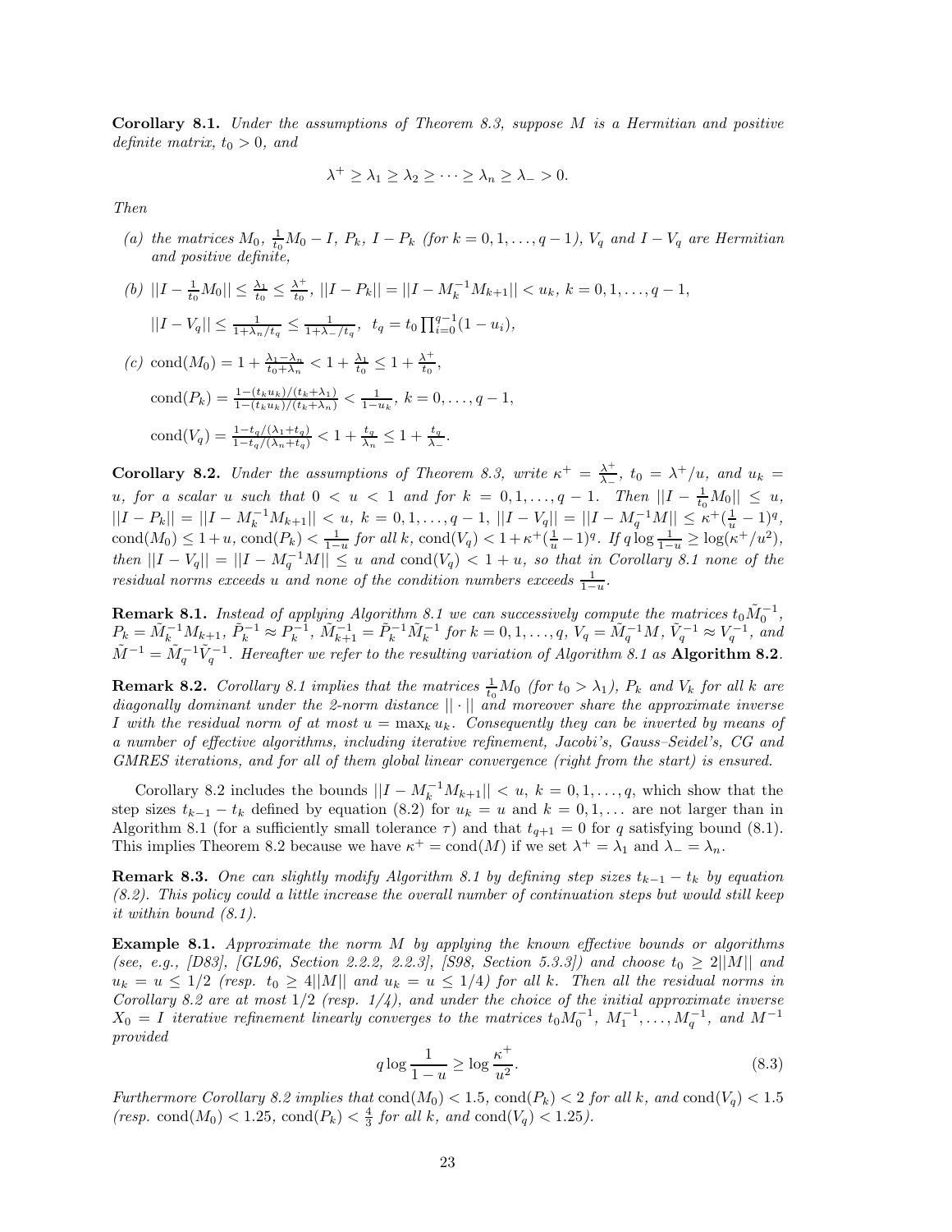**Corollary 8.1.** *Under the assumptions of Theorem 8.3, suppose $M$ is a Hermitian and positive definite matrix, $t_0 > 0$, and*

$$\lambda^+ \geq \lambda_1 \geq \lambda_2 \geq \cdots \geq \lambda_n \geq \lambda_- > 0.$$

*Then*

*(a) the matrices $M_0$, $\frac{1}{t_0}M_0 - I$, $P_k$, $I - P_k$ (for $k = 0, 1, \ldots, q-1$), $V_q$ and $I - V_q$ are Hermitian and positive definite,*

*(b) $||I - \frac{1}{t_0}M_0|| \leq \frac{\lambda_1}{t_0} \leq \frac{\lambda^+}{t_0}$, $||I - P_k|| = ||I - M_k^{-1}M_{k+1}|| < u_k$, $k = 0, 1, \ldots, q-1$,*

*$||I - V_q|| \leq \frac{1}{1+\lambda_n/t_q} \leq \frac{1}{1+\lambda_-/t_q}$, $t_q = t_0 \prod_{i=0}^{q-1}(1 - u_i)$,*

*(c) $\text{cond}(M_0) = 1 + \frac{\lambda_1 - \lambda_n}{t_0 + \lambda_n} < 1 + \frac{\lambda_1}{t_0} \leq 1 + \frac{\lambda^+}{t_0}$,*

*$\text{cond}(P_k) = \frac{1-(t_k u_k)/(t_k+\lambda_1)}{1-(t_k u_k)/(t_k+\lambda_n)} < \frac{1}{1-u_k}$, $k = 0, \ldots, q-1$,*

*$\text{cond}(V_q) = \frac{1-t_q/(\lambda_1+t_q)}{1-t_q/(\lambda_n+t_q)} < 1 + \frac{t_q}{\lambda_n} \leq 1 + \frac{t_q}{\lambda_-}$.*

**Corollary 8.2.** *Under the assumptions of Theorem 8.3, write $\kappa^+ = \frac{\lambda^+}{\lambda_-}$, $t_0 = \lambda^+/u$, and $u_k = u$, for a scalar $u$ such that $0 < u < 1$ and for $k = 0, 1, \ldots, q-1$. Then $||I - \frac{1}{t_0}M_0|| \leq u$, $||I - P_k|| = ||I - M_k^{-1}M_{k+1}|| < u$, $k = 0, 1, \ldots, q-1$, $||I - V_q|| = ||I - M_q^{-1}M|| \leq \kappa^+(\frac{1}{u} - 1)^q$, $\text{cond}(M_0) \leq 1 + u$, $\text{cond}(P_k) < \frac{1}{1-u}$ for all $k$, $\text{cond}(V_q) < 1 + \kappa^+(\frac{1}{u} - 1)^q$. If $q \log \frac{1}{1-u} \geq \log(\kappa^+/u^2)$, then $||I - V_q|| = ||I - M_q^{-1}M|| \leq u$ and $\text{cond}(V_q) < 1 + u$, so that in Corollary 8.1 none of the residual norms exceeds $u$ and none of the condition numbers exceeds $\frac{1}{1-u}$.*

**Remark 8.1.** *Instead of applying Algorithm 8.1 we can successively compute the matrices $t_0\tilde{M}_0^{-1}$, $P_k = \tilde{M}_k^{-1}M_{k+1}$, $\tilde{P}_k^{-1} \approx P_k^{-1}$, $\tilde{M}_{k+1}^{-1} = \tilde{P}_k^{-1}\tilde{M}_k^{-1}$ for $k = 0, 1, \ldots, q$, $V_q = \tilde{M}_q^{-1}M$, $\tilde{V}_q^{-1} \approx V_q^{-1}$, and $\tilde{M}^{-1} = \tilde{M}_q^{-1}\tilde{V}_q^{-1}$. Hereafter we refer to the resulting variation of Algorithm 8.1 as* **Algorithm 8.2**.

**Remark 8.2.** *Corollary 8.1 implies that the matrices $\frac{1}{t_0}M_0$ (for $t_0 > \lambda_1$), $P_k$ and $V_k$ for all $k$ are diagonally dominant under the 2-norm distance $||\cdot||$ and moreover share the approximate inverse $I$ with the residual norm of at most $u = \max_k u_k$. Consequently they can be inverted by means of a number of effective algorithms, including iterative refinement, Jacobi's, Gauss–Seidel's, CG and GMRES iterations, and for all of them global linear convergence (right from the start) is ensured.*

Corollary 8.2 includes the bounds $||I - M_k^{-1}M_{k+1}|| < u$, $k = 0, 1, \ldots, q$, which show that the step sizes $t_{k-1} - t_k$ defined by equation (8.2) for $u_k = u$ and $k = 0, 1, \ldots$ are not larger than in Algorithm 8.1 (for a sufficiently small tolerance $\tau$) and that $t_{q+1} = 0$ for $q$ satisfying bound (8.1). This implies Theorem 8.2 because we have $\kappa^+ = \text{cond}(M)$ if we set $\lambda^+ = \lambda_1$ and $\lambda_- = \lambda_n$.

**Remark 8.3.** *One can slightly modify Algorithm 8.1 by defining step sizes $t_{k-1} - t_k$ by equation (8.2). This policy could a little increase the overall number of continuation steps but would still keep it within bound (8.1).*

**Example 8.1.** *Approximate the norm $M$ by applying the known effective bounds or algorithms (see, e.g., [D83], [GL96, Section 2.2.2, 2.2.3], [S98, Section 5.3.3]) and choose $t_0 \geq 2||M||$ and $u_k = u \leq 1/2$ (resp. $t_0 \geq 4||M||$ and $u_k = u \leq 1/4$) for all $k$. Then all the residual norms in Corollary 8.2 are at most $1/2$ (resp. $1/4$), and under the choice of the initial approximate inverse $X_0 = I$ iterative refinement linearly converges to the matrices $t_0M_0^{-1}$, $M_1^{-1}, \ldots, M_q^{-1}$, and $M^{-1}$ provided*

$$q \log \frac{1}{1-u} \geq \log \frac{\kappa^+}{u^2}. \tag{8.3}$$

*Furthermore Corollary 8.2 implies that $\text{cond}(M_0) < 1.5$, $\text{cond}(P_k) < 2$ for all $k$, and $\text{cond}(V_q) < 1.5$ (resp. $\text{cond}(M_0) < 1.25$, $\text{cond}(P_k) < \frac{4}{3}$ for all $k$, and $\text{cond}(V_q) < 1.25$).*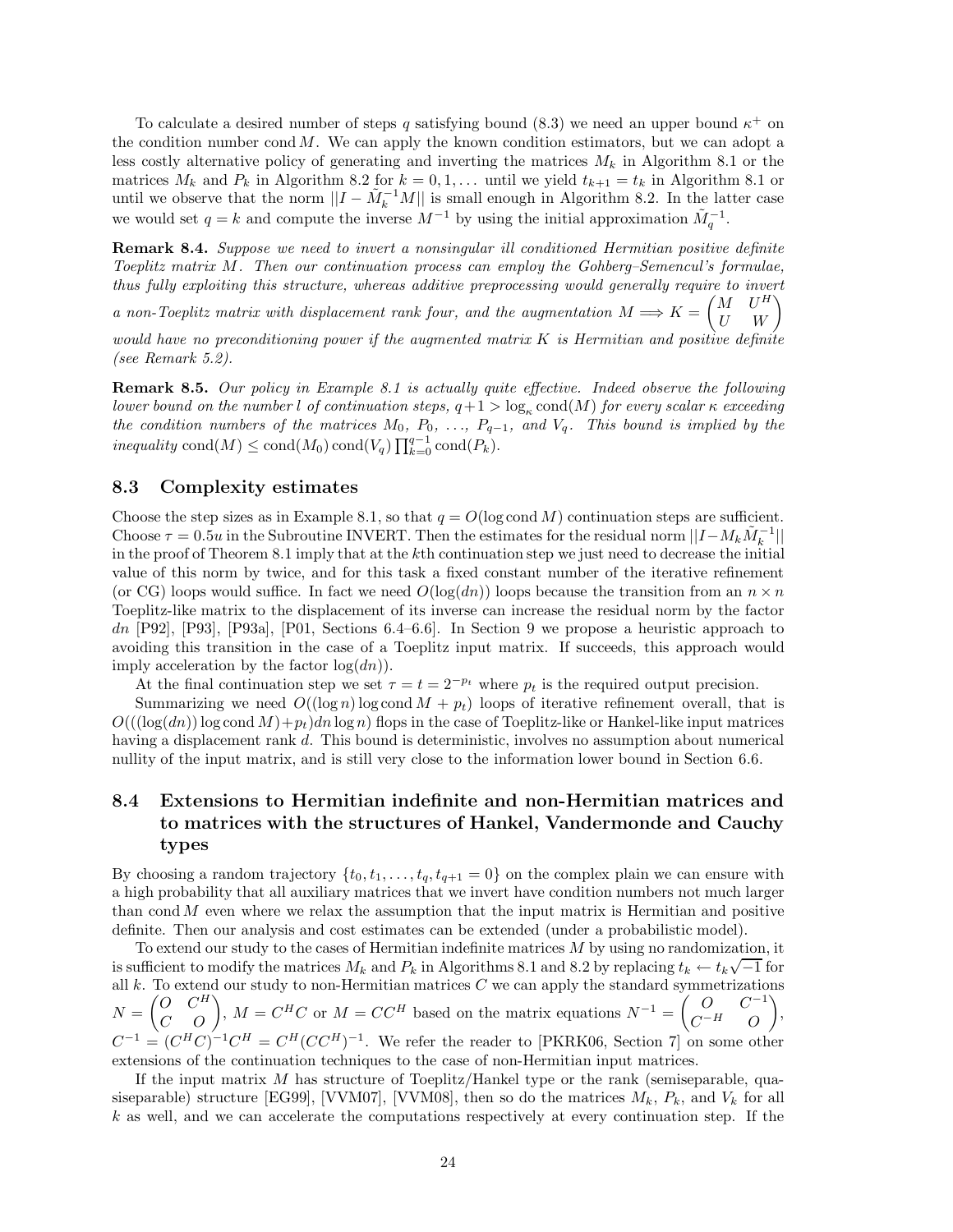To calculate a desired number of steps $q$ satisfying bound (8.3) we need an upper bound $\kappa^+$ on the condition number $\operatorname{cond} M$. We can apply the known condition estimators, but we can adopt a less costly alternative policy of generating and inverting the matrices $M_k$ in Algorithm 8.1 or the matrices $M_k$ and $P_k$ in Algorithm 8.2 for $k = 0, 1, \dots$ until we yield $t_{k+1} = t_k$ in Algorithm 8.1 or until we observe that the norm $||I - \tilde{M}_k^{-1} M||$ is small enough in Algorithm 8.2. In the latter case we would set $q = k$ and compute the inverse $M^{-1}$ by using the initial approximation $\tilde{M}_q^{-1}$.

**Remark 8.4.** *Suppose we need to invert a nonsingular ill conditioned Hermitian positive definite Toeplitz matrix $M$. Then our continuation process can employ the Gohberg–Semencul's formulae, thus fully exploiting this structure, whereas additive preprocessing would generally require to invert a non-Toeplitz matrix with displacement rank four, and the augmentation $M \Longrightarrow K = \begin{pmatrix} M & U^H \\ U & W \end{pmatrix}$ would have no preconditioning power if the augmented matrix $K$ is Hermitian and positive definite (see Remark 5.2).*

**Remark 8.5.** *Our policy in Example 8.1 is actually quite effective. Indeed observe the following lower bound on the number $l$ of continuation steps, $q+1 > \log_\kappa \operatorname{cond}(M)$ for every scalar $\kappa$ exceeding the condition numbers of the matrices $M_0$, $P_0$, ..., $P_{q-1}$, and $V_q$. This bound is implied by the inequality $\operatorname{cond}(M) \le \operatorname{cond}(M_0) \operatorname{cond}(V_q) \prod_{k=0}^{q-1} \operatorname{cond}(P_k)$.*

### 8.3 Complexity estimates

Choose the step sizes as in Example 8.1, so that $q = O(\log \operatorname{cond} M)$ continuation steps are sufficient. Choose $\tau = 0.5u$ in the Subroutine INVERT. Then the estimates for the residual norm $||I - M_k \tilde{M}_k^{-1}||$ in the proof of Theorem 8.1 imply that at the $k$th continuation step we just need to decrease the initial value of this norm by twice, and for this task a fixed constant number of the iterative refinement (or CG) loops would suffice. In fact we need $O(\log(dn))$ loops because the transition from an $n \times n$ Toeplitz-like matrix to the displacement of its inverse can increase the residual norm by the factor $dn$ [P92], [P93], [P93a], [P01, Sections 6.4–6.6]. In Section 9 we propose a heuristic approach to avoiding this transition in the case of a Toeplitz input matrix. If succeeds, this approach would imply acceleration by the factor $\log(dn)$).

At the final continuation step we set $\tau = t = 2^{-p_t}$ where $p_t$ is the required output precision.

Summarizing we need $O((\log n) \log \operatorname{cond} M + p_t)$ loops of iterative refinement overall, that is $O(((\log(dn)) \log \operatorname{cond} M) + p_t) dn \log n)$ flops in the case of Toeplitz-like or Hankel-like input matrices having a displacement rank $d$. This bound is deterministic, involves no assumption about numerical nullity of the input matrix, and is still very close to the information lower bound in Section 6.6.

### 8.4 Extensions to Hermitian indefinite and non-Hermitian matrices and to matrices with the structures of Hankel, Vandermonde and Cauchy types

By choosing a random trajectory $\{t_0, t_1, \dots, t_q, t_{q+1} = 0\}$ on the complex plain we can ensure with a high probability that all auxiliary matrices that we invert have condition numbers not much larger than $\operatorname{cond} M$ even where we relax the assumption that the input matrix is Hermitian and positive definite. Then our analysis and cost estimates can be extended (under a probabilistic model).

To extend our study to the cases of Hermitian indefinite matrices $M$ by using no randomization, it is sufficient to modify the matrices $M_k$ and $P_k$ in Algorithms 8.1 and 8.2 by replacing $t_k \leftarrow t_k \sqrt{-1}$ for all $k$. To extend our study to non-Hermitian matrices $C$ we can apply the standard symmetrizations $N = \begin{pmatrix} O & C^H \\ C & O \end{pmatrix}$, $M = C^H C$ or $M = CC^H$ based on the matrix equations $N^{-1} = \begin{pmatrix} O & C^{-1} \\ C^{-H} & O \end{pmatrix}$, $C^{-1} = (C^H C)^{-1} C^H = C^H (CC^H)^{-1}$. We refer the reader to [PKRK06, Section 7] on some other extensions of the continuation techniques to the case of non-Hermitian input matrices.

If the input matrix $M$ has structure of Toeplitz/Hankel type or the rank (semiseparable, quasiseparable) structure [EG99], [VVM07], [VVM08], then so do the matrices $M_k$, $P_k$, and $V_k$ for all $k$ as well, and we can accelerate the computations respectively at every continuation step. If the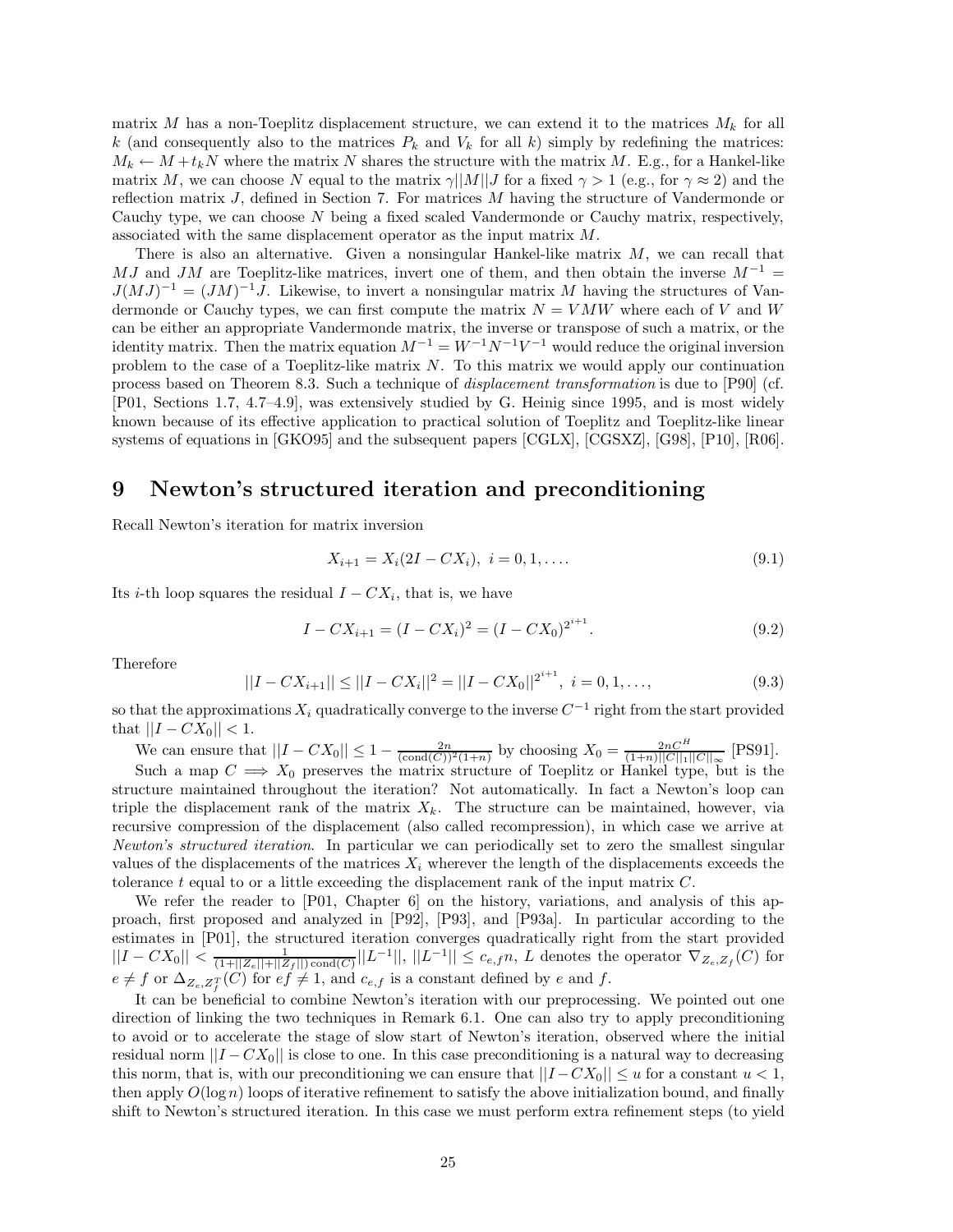matrix $M$ has a non-Toeplitz displacement structure, we can extend it to the matrices $M_k$ for all $k$ (and consequently also to the matrices $P_k$ and $V_k$ for all $k$) simply by redefining the matrices: $M_k \leftarrow M + t_k N$ where the matrix $N$ shares the structure with the matrix $M$. E.g., for a Hankel-like matrix $M$, we can choose $N$ equal to the matrix $\gamma||M||J$ for a fixed $\gamma > 1$ (e.g., for $\gamma \approx 2$) and the reflection matrix $J$, defined in Section 7. For matrices $M$ having the structure of Vandermonde or Cauchy type, we can choose $N$ being a fixed scaled Vandermonde or Cauchy matrix, respectively, associated with the same displacement operator as the input matrix $M$.

There is also an alternative. Given a nonsingular Hankel-like matrix $M$, we can recall that $MJ$ and $JM$ are Toeplitz-like matrices, invert one of them, and then obtain the inverse $M^{-1} = J(MJ)^{-1} = (JM)^{-1}J$. Likewise, to invert a nonsingular matrix $M$ having the structures of Vandermonde or Cauchy types, we can first compute the matrix $N = VMW$ where each of $V$ and $W$ can be either an appropriate Vandermonde matrix, the inverse or transpose of such a matrix, or the identity matrix. Then the matrix equation $M^{-1} = W^{-1}N^{-1}V^{-1}$ would reduce the original inversion problem to the case of a Toeplitz-like matrix $N$. To this matrix we would apply our continuation process based on Theorem 8.3. Such a technique of *displacement transformation* is due to [P90] (cf. [P01, Sections 1.7, 4.7–4.9], was extensively studied by G. Heinig since 1995, and is most widely known because of its effective application to practical solution of Toeplitz and Toeplitz-like linear systems of equations in [GKO95] and the subsequent papers [CGLX], [CGSXZ], [G98], [P10], [R06].

## 9 Newton's structured iteration and preconditioning

Recall Newton's iteration for matrix inversion

$$X_{i+1} = X_i(2I - CX_i),\ i = 0, 1, \dots. \tag{9.1}$$

Its $i$-th loop squares the residual $I - CX_i$, that is, we have

$$I - CX_{i+1} = (I - CX_i)^2 = (I - CX_0)^{2^{i+1}}. \tag{9.2}$$

Therefore

$$||I - CX_{i+1}|| \le ||I - CX_i||^2 = ||I - CX_0||^{2^{i+1}},\ i = 0, 1, \dots, \tag{9.3}$$

so that the approximations $X_i$ quadratically converge to the inverse $C^{-1}$ right from the start provided that $||I - CX_0|| < 1$.

We can ensure that $||I - CX_0|| \le 1 - \frac{2n}{(\text{cond}(C))^2(1+n)}$ by choosing $X_0 = \frac{2nC^H}{(1+n)||C||_1||C||_\infty}$ [PS91].

Such a map $C \implies X_0$ preserves the matrix structure of Toeplitz or Hankel type, but is the structure maintained throughout the iteration? Not automatically. In fact a Newton's loop can triple the displacement rank of the matrix $X_k$. The structure can be maintained, however, via recursive compression of the displacement (also called recompression), in which case we arrive at *Newton's structured iteration*. In particular we can periodically set to zero the smallest singular values of the displacements of the matrices $X_i$ wherever the length of the displacements exceeds the tolerance $t$ equal to or a little exceeding the displacement rank of the input matrix $C$.

We refer the reader to [P01, Chapter 6] on the history, variations, and analysis of this approach, first proposed and analyzed in [P92], [P93], and [P93a]. In particular according to the estimates in [P01], the structured iteration converges quadratically right from the start provided $||I - CX_0|| < \frac{1}{(1+||Z_e||+||Z_f||)\,\text{cond}(C)}||L^{-1}||$, $||L^{-1}|| \le c_{e,f}n$, $L$ denotes the operator $\nabla_{Z_e,Z_f}(C)$ for $e \ne f$ or $\Delta_{Z_e,Z_f^T}(C)$ for $ef \ne 1$, and $c_{e,f}$ is a constant defined by $e$ and $f$.

It can be beneficial to combine Newton's iteration with our preprocessing. We pointed out one direction of linking the two techniques in Remark 6.1. One can also try to apply preconditioning to avoid or to accelerate the stage of slow start of Newton's iteration, observed where the initial residual norm $||I - CX_0||$ is close to one. In this case preconditioning is a natural way to decreasing this norm, that is, with our preconditioning we can ensure that $||I - CX_0|| \le u$ for a constant $u < 1$, then apply $O(\log n)$ loops of iterative refinement to satisfy the above initialization bound, and finally shift to Newton's structured iteration. In this case we must perform extra refinement steps (to yield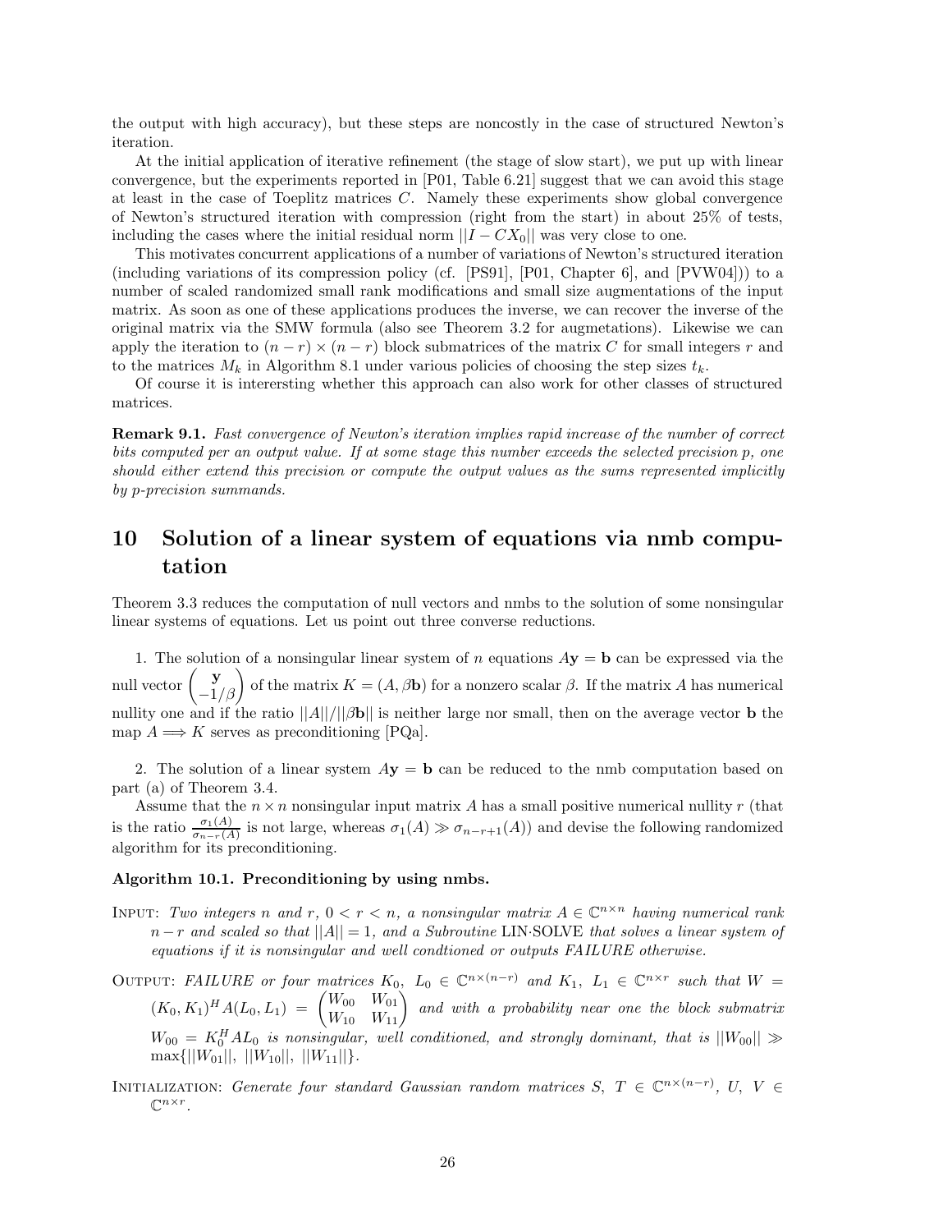the output with high accuracy), but these steps are noncostly in the case of structured Newton's iteration.

At the initial application of iterative refinement (the stage of slow start), we put up with linear convergence, but the experiments reported in [P01, Table 6.21] suggest that we can avoid this stage at least in the case of Toeplitz matrices $C$. Namely these experiments show global convergence of Newton's structured iteration with compression (right from the start) in about 25% of tests, including the cases where the initial residual norm $||I - CX_0||$ was very close to one.

This motivates concurrent applications of a number of variations of Newton's structured iteration (including variations of its compression policy (cf. [PS91], [P01, Chapter 6], and [PVW04])) to a number of scaled randomized small rank modifications and small size augmentations of the input matrix. As soon as one of these applications produces the inverse, we can recover the inverse of the original matrix via the SMW formula (also see Theorem 3.2 for augmetations). Likewise we can apply the iteration to $(n-r) \times (n-r)$ block submatrices of the matrix $C$ for small integers $r$ and to the matrices $M_k$ in Algorithm 8.1 under various policies of choosing the step sizes $t_k$.

Of course it is interersting whether this approach can also work for other classes of structured matrices.

**Remark 9.1.** *Fast convergence of Newton's iteration implies rapid increase of the number of correct bits computed per an output value. If at some stage this number exceeds the selected precision p, one should either extend this precision or compute the output values as the sums represented implicitly by p-precision summands.*

# 10 Solution of a linear system of equations via nmb computation

Theorem 3.3 reduces the computation of null vectors and nmbs to the solution of some nonsingular linear systems of equations. Let us point out three converse reductions.

1. The solution of a nonsingular linear system of $n$ equations $A\mathbf{y} = \mathbf{b}$ can be expressed via the null vector $\begin{pmatrix} \mathbf{y} \\ -1/\beta \end{pmatrix}$ of the matrix $K = (A, \beta\mathbf{b})$ for a nonzero scalar $\beta$. If the matrix $A$ has numerical nullity one and if the ratio $||A||/||\beta\mathbf{b}||$ is neither large nor small, then on the average vector $\mathbf{b}$ the map $A \Longrightarrow K$ serves as preconditioning [PQa].

2. The solution of a linear system $A\mathbf{y} = \mathbf{b}$ can be reduced to the nmb computation based on part (a) of Theorem 3.4.

Assume that the $n \times n$ nonsingular input matrix $A$ has a small positive numerical nullity $r$ (that is the ratio $\frac{\sigma_1(A)}{\sigma_{n-r}(A)}$ is not large, whereas $\sigma_1(A) \gg \sigma_{n-r+1}(A)$) and devise the following randomized algorithm for its preconditioning.

**Algorithm 10.1. Preconditioning by using nmbs.**

INPUT: *Two integers n and r, $0 < r < n$, a nonsingular matrix $A \in \mathbb{C}^{n\times n}$ having numerical rank $n - r$ and scaled so that $||A|| = 1$, and a Subroutine* LIN·SOLVE *that solves a linear system of equations if it is nonsingular and well condtioned or outputs FAILURE otherwise.*

OUTPUT: *FAILURE or four matrices $K_0$, $L_0 \in \mathbb{C}^{n\times(n-r)}$ and $K_1$, $L_1 \in \mathbb{C}^{n\times r}$ such that $W = (K_0, K_1)^H A(L_0, L_1) = \begin{pmatrix} W_{00} & W_{01} \\ W_{10} & W_{11} \end{pmatrix}$ and with a probability near one the block submatrix $W_{00} = K_0^H A L_0$ is nonsingular, well conditioned, and strongly dominant, that is $||W_{00}|| \gg \max\{||W_{01}||,\ ||W_{10}||,\ ||W_{11}||\}$.*

INITIALIZATION: *Generate four standard Gaussian random matrices $S$, $T \in \mathbb{C}^{n\times(n-r)}$, $U$, $V \in \mathbb{C}^{n\times r}$.*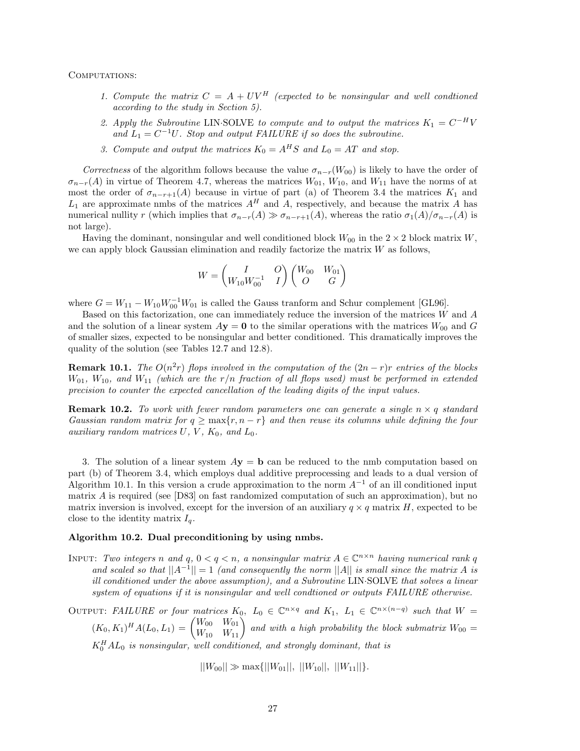Computations:

1. *Compute the matrix $C = A + UV^H$ (expected to be nonsingular and well condtioned according to the study in Section 5).*
2. *Apply the Subroutine* LIN·SOLVE *to compute and to output the matrices $K_1 = C^{-H}V$ and $L_1 = C^{-1}U$. Stop and output FAILURE if so does the subroutine.*
3. *Compute and output the matrices $K_0 = A^H S$ and $L_0 = AT$ and stop.*

*Correctness* of the algorithm follows because the value $\sigma_{n-r}(W_{00})$ is likely to have the order of $\sigma_{n-r}(A)$ in virtue of Theorem 4.7, whereas the matrices $W_{01}$, $W_{10}$, and $W_{11}$ have the norms of at most the order of $\sigma_{n-r+1}(A)$ because in virtue of part (a) of Theorem 3.4 the matrices $K_1$ and $L_1$ are approximate nmbs of the matrices $A^H$ and $A$, respectively, and because the matrix $A$ has numerical nullity $r$ (which implies that $\sigma_{n-r}(A) \gg \sigma_{n-r+1}(A)$, whereas the ratio $\sigma_1(A)/\sigma_{n-r}(A)$ is not large).

Having the dominant, nonsingular and well conditioned block $W_{00}$ in the $2 \times 2$ block matrix $W$, we can apply block Gaussian elimination and readily factorize the matrix $W$ as follows,

$$W = \begin{pmatrix} I & O \\ W_{10}W_{00}^{-1} & I \end{pmatrix} \begin{pmatrix} W_{00} & W_{01} \\ O & G \end{pmatrix}$$

where $G = W_{11} - W_{10}W_{00}^{-1}W_{01}$ is called the Gauss tranform and Schur complement [GL96].

Based on this factorization, one can immediately reduce the inversion of the matrices $W$ and $A$ and the solution of a linear system $A\mathbf{y} = \mathbf{0}$ to the similar operations with the matrices $W_{00}$ and $G$ of smaller sizes, expected to be nonsingular and better conditioned. This dramatically improves the quality of the solution (see Tables 12.7 and 12.8).

**Remark 10.1.** *The $O(n^2r)$ flops involved in the computation of the $(2n-r)r$ entries of the blocks $W_{01}$, $W_{10}$, and $W_{11}$ (which are the $r/n$ fraction of all flops used) must be performed in extended precision to counter the expected cancellation of the leading digits of the input values.*

**Remark 10.2.** *To work with fewer random parameters one can generate a single $n \times q$ standard Gaussian random matrix for $q \geq \max\{r, n-r\}$ and then reuse its columns while defining the four auxiliary random matrices $U$, $V$, $K_0$, and $L_0$.*

3. The solution of a linear system $A\mathbf{y} = \mathbf{b}$ can be reduced to the nmb computation based on part (b) of Theorem 3.4, which employs dual additive preprocessing and leads to a dual version of Algorithm 10.1. In this version a crude approximation to the norm $A^{-1}$ of an ill conditioned input matrix $A$ is required (see [D83] on fast randomized computation of such an approximation), but no matrix inversion is involved, except for the inversion of an auxiliary $q \times q$ matrix $H$, expected to be close to the identity matrix $I_q$.

**Algorithm 10.2. Dual preconditioning by using nmbs.**

Input: *Two integers $n$ and $q$, $0 < q < n$, a nonsingular matrix $A \in \mathbb{C}^{n \times n}$ having numerical rank $q$ and scaled so that $||A^{-1}|| = 1$ (and consequently the norm $||A||$ is small since the matrix $A$ is ill conditioned under the above assumption), and a Subroutine* LIN·SOLVE *that solves a linear system of equations if it is nonsingular and well condtioned or outputs FAILURE otherwise.*

Output: *FAILURE or four matrices $K_0$, $L_0 \in \mathbb{C}^{n \times q}$ and $K_1$, $L_1 \in \mathbb{C}^{n \times (n-q)}$ such that $W = (K_0, K_1)^H A(L_0, L_1) = \begin{pmatrix} W_{00} & W_{01} \\ W_{10} & W_{11} \end{pmatrix}$ and with a high probability the block submatrix $W_{00} = K_0^H A L_0$ is nonsingular, well conditioned, and strongly dominant, that is*

$$||W_{00}|| \gg \max\{||W_{01}||,\ ||W_{10}||,\ ||W_{11}||\}.$$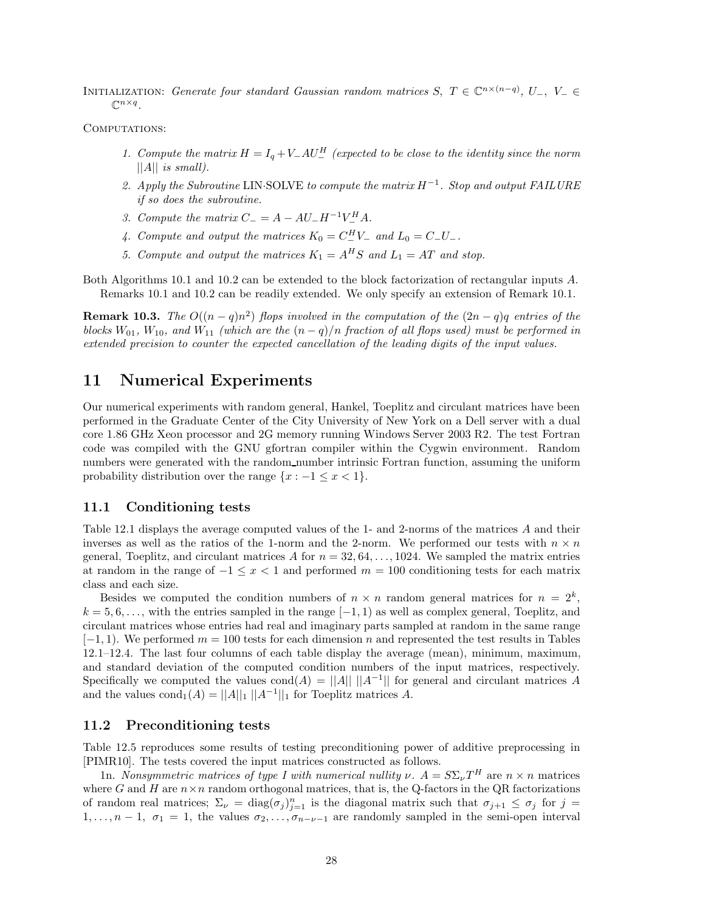Initialization: *Generate four standard Gaussian random matrices $S,\ T \in \mathbb{C}^{n\times(n-q)}$, $U_-,\ V_- \in \mathbb{C}^{n\times q}$.*

Computations:

1. *Compute the matrix $H = I_q + V_- A U_-^H$ (expected to be close to the identity since the norm $||A||$ is small).*
2. *Apply the Subroutine* LIN·SOLVE *to compute the matrix $H^{-1}$. Stop and output FAILURE if so does the subroutine.*
3. *Compute the matrix $C_- = A - AU_- H^{-1} V_-^H A$.*
4. *Compute and output the matrices $K_0 = C_-^H V_-$ and $L_0 = C_- U_-$.*
5. *Compute and output the matrices $K_1 = A^H S$ and $L_1 = AT$ and stop.*

Both Algorithms 10.1 and 10.2 can be extended to the block factorization of rectangular inputs $A$.

Remarks 10.1 and 10.2 can be readily extended. We only specify an extension of Remark 10.1.

**Remark 10.3.** *The $O((n-q)n^2)$ flops involved in the computation of the $(2n-q)q$ entries of the blocks $W_{01}$, $W_{10}$, and $W_{11}$ (which are the $(n-q)/n$ fraction of all flops used) must be performed in extended precision to counter the expected cancellation of the leading digits of the input values.*

# 11 Numerical Experiments

Our numerical experiments with random general, Hankel, Toeplitz and circulant matrices have been performed in the Graduate Center of the City University of New York on a Dell server with a dual core 1.86 GHz Xeon processor and 2G memory running Windows Server 2003 R2. The test Fortran code was compiled with the GNU gfortran compiler within the Cygwin environment. Random numbers were generated with the random_number intrinsic Fortran function, assuming the uniform probability distribution over the range $\{x : -1 \leq x < 1\}$.

## 11.1 Conditioning tests

Table 12.1 displays the average computed values of the 1- and 2-norms of the matrices $A$ and their inverses as well as the ratios of the 1-norm and the 2-norm. We performed our tests with $n\times n$ general, Toeplitz, and circulant matrices $A$ for $n = 32, 64, \ldots, 1024$. We sampled the matrix entries at random in the range of $-1 \leq x < 1$ and performed $m = 100$ conditioning tests for each matrix class and each size.

Besides we computed the condition numbers of $n\times n$ random general matrices for $n = 2^k$, $k = 5, 6, \ldots$, with the entries sampled in the range $[-1, 1)$ as well as complex general, Toeplitz, and circulant matrices whose entries had real and imaginary parts sampled at random in the same range $[-1, 1)$. We performed $m = 100$ tests for each dimension $n$ and represented the test results in Tables 12.1–12.4. The last four columns of each table display the average (mean), minimum, maximum, and standard deviation of the computed condition numbers of the input matrices, respectively. Specifically we computed the values $\text{cond}(A) = ||A||\ ||A^{-1}||$ for general and circulant matrices $A$ and the values $\text{cond}_1(A) = ||A||_1\ ||A^{-1}||_1$ for Toeplitz matrices $A$.

## 11.2 Preconditioning tests

Table 12.5 reproduces some results of testing preconditioning power of additive preprocessing in [PIMR10]. The tests covered the input matrices constructed as follows.

1n. *Nonsymmetric matrices of type I with numerical nullity $\nu$. $A = S\Sigma_\nu T^H$* are $n\times n$ matrices where $G$ and $H$ are $n\times n$ random orthogonal matrices, that is, the Q-factors in the QR factorizations of random real matrices; $\Sigma_\nu = \text{diag}(\sigma_j)_{j=1}^n$ is the diagonal matrix such that $\sigma_{j+1} \leq \sigma_j$ for $j = 1, \ldots, n-1$, $\sigma_1 = 1$, the values $\sigma_2, \ldots, \sigma_{n-\nu-1}$ are randomly sampled in the semi-open interval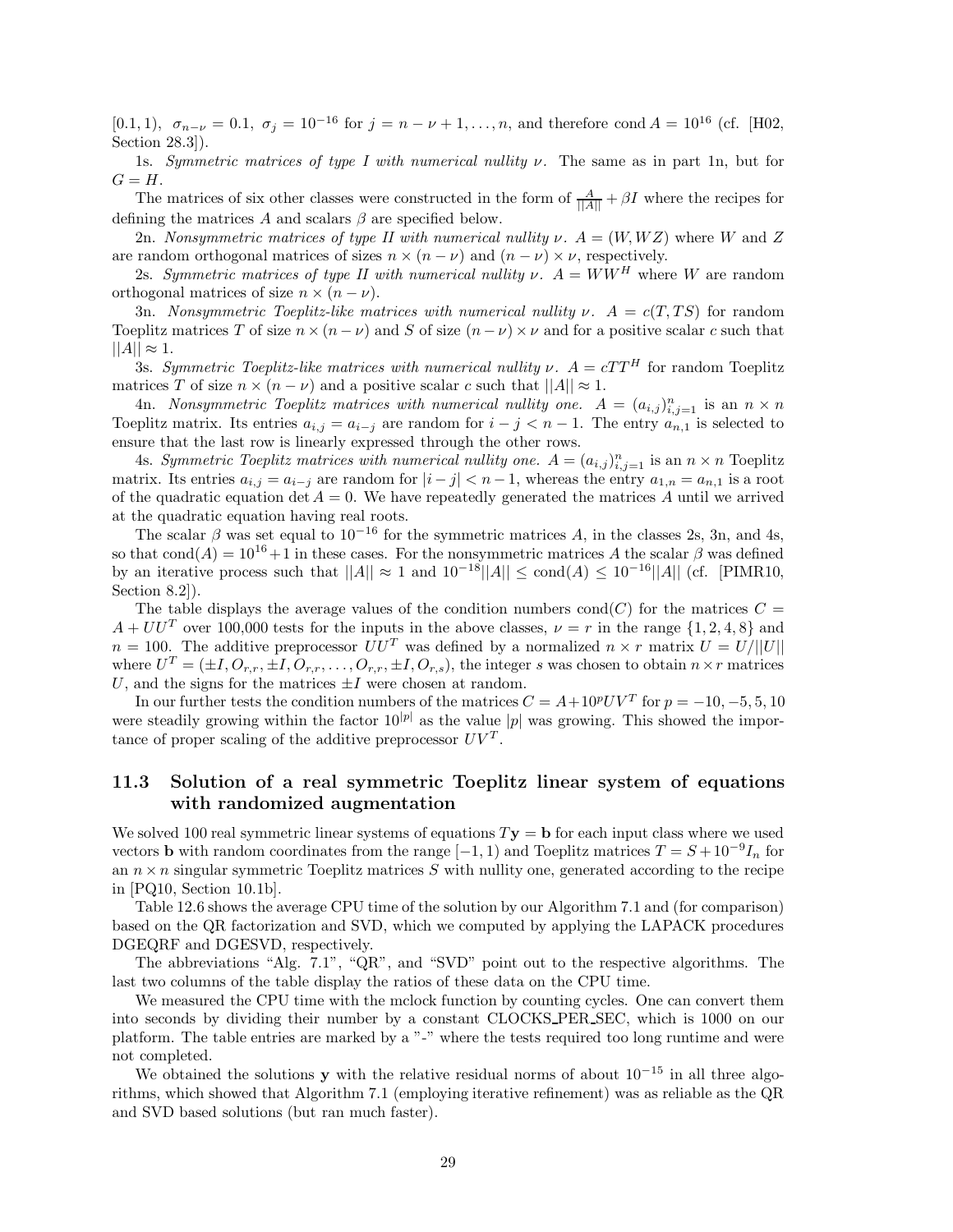$[0.1, 1)$, $\sigma_{n-\nu} = 0.1$, $\sigma_j = 10^{-16}$ for $j = n - \nu + 1, \ldots, n$, and therefore $\text{cond}\, A = 10^{16}$ (cf. [H02, Section 28.3]).

1s. *Symmetric matrices of type I with numerical nullity $\nu$.* The same as in part 1n, but for $G = H$.

The matrices of six other classes were constructed in the form of $\frac{A}{||A||} + \beta I$ where the recipes for defining the matrices $A$ and scalars $\beta$ are specified below.

2n. *Nonsymmetric matrices of type II with numerical nullity $\nu$.* $A = (W, WZ)$ where $W$ and $Z$ are random orthogonal matrices of sizes $n \times (n - \nu)$ and $(n - \nu) \times \nu$, respectively.

2s. *Symmetric matrices of type II with numerical nullity $\nu$.* $A = WW^H$ where $W$ are random orthogonal matrices of size $n \times (n - \nu)$.

3n. *Nonsymmetric Toeplitz-like matrices with numerical nullity $\nu$.* $A = c(T, TS)$ for random Toeplitz matrices $T$ of size $n \times (n - \nu)$ and $S$ of size $(n - \nu) \times \nu$ and for a positive scalar $c$ such that $||A|| \approx 1$.

3s. *Symmetric Toeplitz-like matrices with numerical nullity $\nu$.* $A = cTT^H$ for random Toeplitz matrices $T$ of size $n \times (n - \nu)$ and a positive scalar $c$ such that $||A|| \approx 1$.

4n. *Nonsymmetric Toeplitz matrices with numerical nullity one.* $A = (a_{i,j})_{i,j=1}^n$ is an $n \times n$ Toeplitz matrix. Its entries $a_{i,j} = a_{i-j}$ are random for $i - j < n - 1$. The entry $a_{n,1}$ is selected to ensure that the last row is linearly expressed through the other rows.

4s. *Symmetric Toeplitz matrices with numerical nullity one.* $A = (a_{i,j})_{i,j=1}^n$ is an $n \times n$ Toeplitz matrix. Its entries $a_{i,j} = a_{i-j}$ are random for $|i - j| < n - 1$, whereas the entry $a_{1,n} = a_{n,1}$ is a root of the quadratic equation $\det A = 0$. We have repeatedly generated the matrices $A$ until we arrived at the quadratic equation having real roots.

The scalar $\beta$ was set equal to $10^{-16}$ for the symmetric matrices $A$, in the classes 2s, 3n, and 4s, so that $\text{cond}(A) = 10^{16} + 1$ in these cases. For the nonsymmetric matrices $A$ the scalar $\beta$ was defined by an iterative process such that $||A|| \approx 1$ and $10^{-18}||A|| \leq \text{cond}(A) \leq 10^{-16}||A||$ (cf. [PIMR10, Section 8.2]).

The table displays the average values of the condition numbers $\text{cond}(C)$ for the matrices $C = A + UU^T$ over 100,000 tests for the inputs in the above classes, $\nu = r$ in the range $\{1, 2, 4, 8\}$ and $n = 100$. The additive preprocessor $UU^T$ was defined by a normalized $n \times r$ matrix $U = U/||U||$ where $U^T = (\pm I, O_{r,r}, \pm I, O_{r,r}, \ldots, O_{r,r}, \pm I, O_{r,s})$, the integer $s$ was chosen to obtain $n \times r$ matrices $U$, and the signs for the matrices $\pm I$ were chosen at random.

In our further tests the condition numbers of the matrices $C = A + 10^p UV^T$ for $p = -10, -5, 5, 10$ were steadily growing within the factor $10^{|p|}$ as the value $|p|$ was growing. This showed the importance of proper scaling of the additive preprocessor $UV^T$.

### 11.3 Solution of a real symmetric Toeplitz linear system of equations with randomized augmentation

We solved 100 real symmetric linear systems of equations $T\mathbf{y} = \mathbf{b}$ for each input class where we used vectors $\mathbf{b}$ with random coordinates from the range $[-1, 1)$ and Toeplitz matrices $T = S + 10^{-9}I_n$ for an $n \times n$ singular symmetric Toeplitz matrices $S$ with nullity one, generated according to the recipe in [PQ10, Section 10.1b].

Table 12.6 shows the average CPU time of the solution by our Algorithm 7.1 and (for comparison) based on the QR factorization and SVD, which we computed by applying the LAPACK procedures DGEQRF and DGESVD, respectively.

The abbreviations "Alg. 7.1", "QR", and "SVD" point out to the respective algorithms. The last two columns of the table display the ratios of these data on the CPU time.

We measured the CPU time with the mclock function by counting cycles. One can convert them into seconds by dividing their number by a constant CLOCKS_PER_SEC, which is 1000 on our platform. The table entries are marked by a "-" where the tests required too long runtime and were not completed.

We obtained the solutions $\mathbf{y}$ with the relative residual norms of about $10^{-15}$ in all three algorithms, which showed that Algorithm 7.1 (employing iterative refinement) was as reliable as the QR and SVD based solutions (but ran much faster).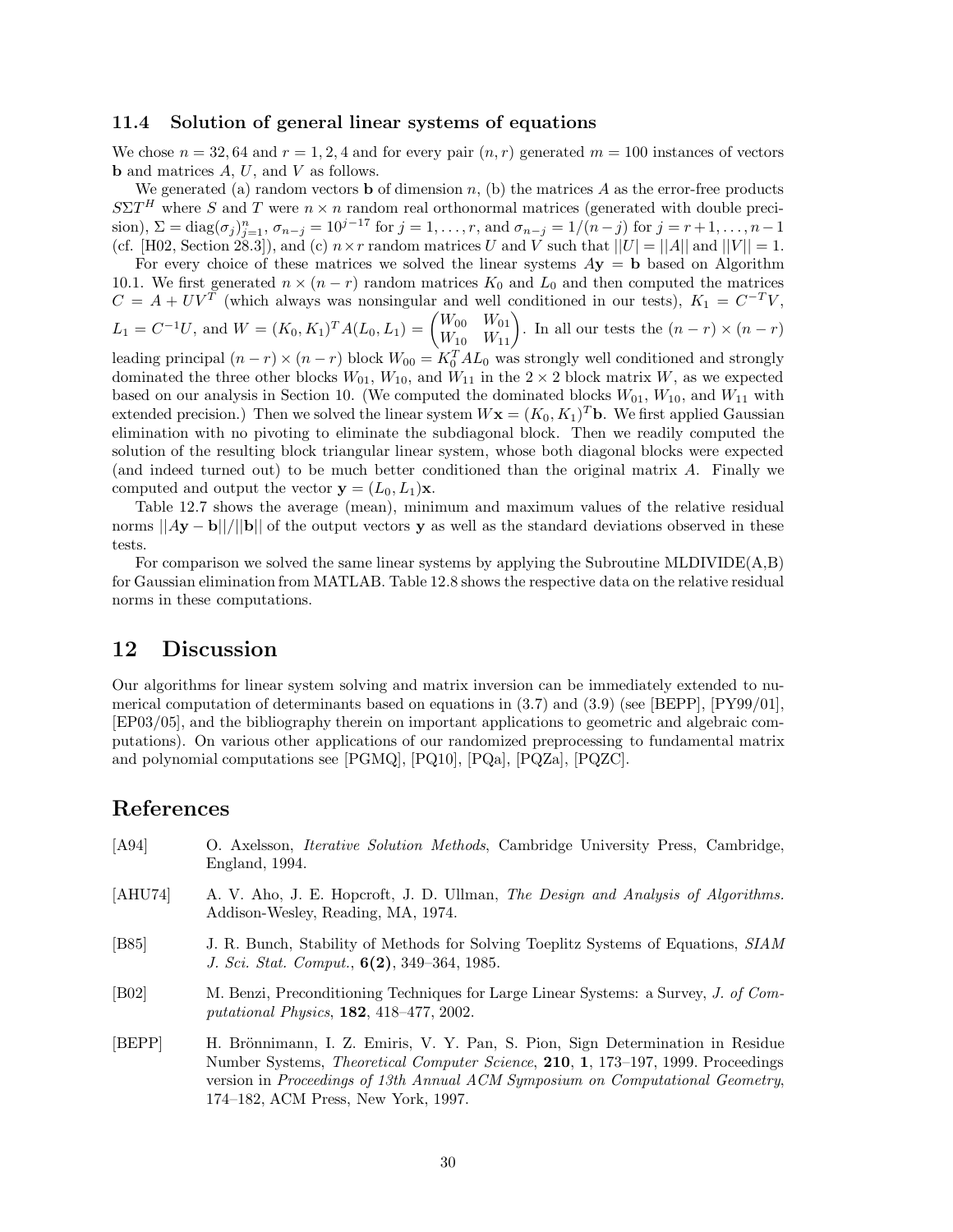### 11.4 Solution of general linear systems of equations

We chose $n = 32, 64$ and $r = 1, 2, 4$ and for every pair $(n, r)$ generated $m = 100$ instances of vectors $\mathbf{b}$ and matrices $A$, $U$, and $V$ as follows.

We generated (a) random vectors $\mathbf{b}$ of dimension $n$, (b) the matrices $A$ as the error-free products $S\Sigma T^H$ where $S$ and $T$ were $n \times n$ random real orthonormal matrices (generated with double precision), $\Sigma = \text{diag}(\sigma_j)_{j=1}^n$, $\sigma_{n-j} = 10^{j-17}$ for $j = 1, \ldots, r$, and $\sigma_{n-j} = 1/(n-j)$ for $j = r+1, \ldots, n-1$ (cf. [H02, Section 28.3]), and (c) $n \times r$ random matrices $U$ and $V$ such that $||U| = ||A||$ and $||V|| = 1$.

For every choice of these matrices we solved the linear systems $A\mathbf{y} = \mathbf{b}$ based on Algorithm 10.1. We first generated $n \times (n-r)$ random matrices $K_0$ and $L_0$ and then computed the matrices $C = A + UV^T$ (which always was nonsingular and well conditioned in our tests), $K_1 = C^{-T}V$, $L_1 = C^{-1}U$, and $W = (K_0, K_1)^T A(L_0, L_1) = \begin{pmatrix} W_{00} & W_{01} \\ W_{10} & W_{11} \end{pmatrix}$. In all our tests the $(n-r) \times (n-r)$ leading principal $(n-r) \times (n-r)$ block $W_{00} = K_0^T A L_0$ was strongly well conditioned and strongly dominated the three other blocks $W_{01}$, $W_{10}$, and $W_{11}$ in the $2 \times 2$ block matrix $W$, as we expected based on our analysis in Section 10. (We computed the dominated blocks $W_{01}$, $W_{10}$, and $W_{11}$ with extended precision.) Then we solved the linear system $W\mathbf{x} = (K_0, K_1)^T\mathbf{b}$. We first applied Gaussian elimination with no pivoting to eliminate the subdiagonal block. Then we readily computed the solution of the resulting block triangular linear system, whose both diagonal blocks were expected (and indeed turned out) to be much better conditioned than the original matrix $A$. Finally we computed and output the vector $\mathbf{y} = (L_0, L_1)\mathbf{x}$.

Table 12.7 shows the average (mean), minimum and maximum values of the relative residual norms $||A\mathbf{y} - \mathbf{b}||/||\mathbf{b}||$ of the output vectors $\mathbf{y}$ as well as the standard deviations observed in these tests.

For comparison we solved the same linear systems by applying the Subroutine MLDIVIDE(A,B) for Gaussian elimination from MATLAB. Table 12.8 shows the respective data on the relative residual norms in these computations.

## 12 Discussion

Our algorithms for linear system solving and matrix inversion can be immediately extended to numerical computation of determinants based on equations in (3.7) and (3.9) (see [BEPP], [PY99/01], [EP03/05], and the bibliography therein on important applications to geometric and algebraic computations). On various other applications of our randomized preprocessing to fundamental matrix and polynomial computations see [PGMQ], [PQ10], [PQa], [PQZa], [PQZC].

## References

[A94] O. Axelsson, *Iterative Solution Methods*, Cambridge University Press, Cambridge, England, 1994.

[AHU74] A. V. Aho, J. E. Hopcroft, J. D. Ullman, *The Design and Analysis of Algorithms.* Addison-Wesley, Reading, MA, 1974.

[B85] J. R. Bunch, Stability of Methods for Solving Toeplitz Systems of Equations, *SIAM J. Sci. Stat. Comput.*, **6(2)**, 349–364, 1985.

[B02] M. Benzi, Preconditioning Techniques for Large Linear Systems: a Survey, *J. of Computational Physics*, **182**, 418–477, 2002.

[BEPP] H. Brönnimann, I. Z. Emiris, V. Y. Pan, S. Pion, Sign Determination in Residue Number Systems, *Theoretical Computer Science*, **210**, **1**, 173–197, 1999. Proceedings version in *Proceedings of 13th Annual ACM Symposium on Computational Geometry*, 174–182, ACM Press, New York, 1997.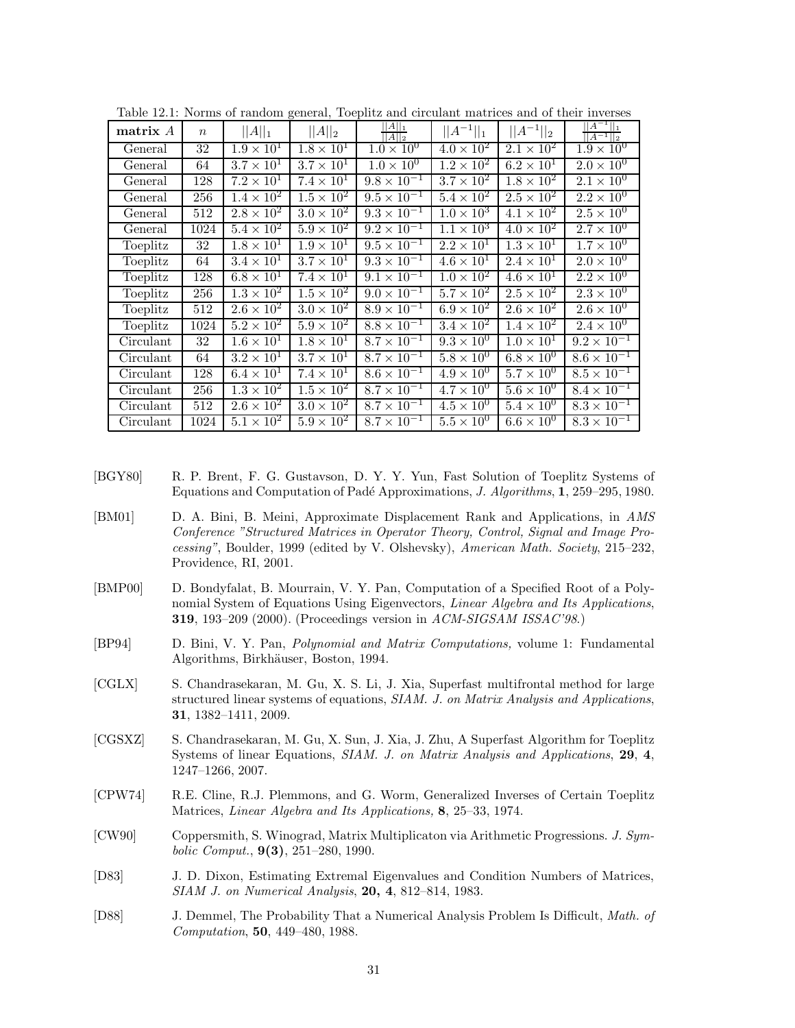Table 12.1: Norms of random general, Toeplitz and circulant matrices and of their inverses

| **matrix** $A$ | $n$ | $\|\|A\|\|_1$ | $\|\|A\|\|_2$ | $\frac{\|\|A\|\|_1}{\|\|A\|\|_2}$ | $\|\|A^{-1}\|\|_1$ | $\|\|A^{-1}\|\|_2$ | $\frac{\|\|A^{-1}\|\|_1}{\|\|A^{-1}\|\|_2}$ |
|---|---|---|---|---|---|---|---|
| General | 32 | $1.9 \times 10^1$ | $1.8 \times 10^1$ | $1.0 \times 10^0$ | $4.0 \times 10^2$ | $2.1 \times 10^2$ | $1.9 \times 10^0$ |
| General | 64 | $3.7 \times 10^1$ | $3.7 \times 10^1$ | $1.0 \times 10^0$ | $1.2 \times 10^2$ | $6.2 \times 10^1$ | $2.0 \times 10^0$ |
| General | 128 | $7.2 \times 10^1$ | $7.4 \times 10^1$ | $9.8 \times 10^{-1}$ | $3.7 \times 10^2$ | $1.8 \times 10^2$ | $2.1 \times 10^0$ |
| General | 256 | $1.4 \times 10^2$ | $1.5 \times 10^2$ | $9.5 \times 10^{-1}$ | $5.4 \times 10^2$ | $2.5 \times 10^2$ | $2.2 \times 10^0$ |
| General | 512 | $2.8 \times 10^2$ | $3.0 \times 10^2$ | $9.3 \times 10^{-1}$ | $1.0 \times 10^3$ | $4.1 \times 10^2$ | $2.5 \times 10^0$ |
| General | 1024 | $5.4 \times 10^2$ | $5.9 \times 10^2$ | $9.2 \times 10^{-1}$ | $1.1 \times 10^3$ | $4.0 \times 10^2$ | $2.7 \times 10^0$ |
| Toeplitz | 32 | $1.8 \times 10^1$ | $1.9 \times 10^1$ | $9.5 \times 10^{-1}$ | $2.2 \times 10^1$ | $1.3 \times 10^1$ | $1.7 \times 10^0$ |
| Toeplitz | 64 | $3.4 \times 10^1$ | $3.7 \times 10^1$ | $9.3 \times 10^{-1}$ | $4.6 \times 10^1$ | $2.4 \times 10^1$ | $2.0 \times 10^0$ |
| Toeplitz | 128 | $6.8 \times 10^1$ | $7.4 \times 10^1$ | $9.1 \times 10^{-1}$ | $1.0 \times 10^2$ | $4.6 \times 10^1$ | $2.2 \times 10^0$ |
| Toeplitz | 256 | $1.3 \times 10^2$ | $1.5 \times 10^2$ | $9.0 \times 10^{-1}$ | $5.7 \times 10^2$ | $2.5 \times 10^2$ | $2.3 \times 10^0$ |
| Toeplitz | 512 | $2.6 \times 10^2$ | $3.0 \times 10^2$ | $8.9 \times 10^{-1}$ | $6.9 \times 10^2$ | $2.6 \times 10^2$ | $2.6 \times 10^0$ |
| Toeplitz | 1024 | $5.2 \times 10^2$ | $5.9 \times 10^2$ | $8.8 \times 10^{-1}$ | $3.4 \times 10^2$ | $1.4 \times 10^2$ | $2.4 \times 10^0$ |
| Circulant | 32 | $1.6 \times 10^1$ | $1.8 \times 10^1$ | $8.7 \times 10^{-1}$ | $9.3 \times 10^0$ | $1.0 \times 10^1$ | $9.2 \times 10^{-1}$ |
| Circulant | 64 | $3.2 \times 10^1$ | $3.7 \times 10^1$ | $8.7 \times 10^{-1}$ | $5.8 \times 10^0$ | $6.8 \times 10^0$ | $8.6 \times 10^{-1}$ |
| Circulant | 128 | $6.4 \times 10^1$ | $7.4 \times 10^1$ | $8.6 \times 10^{-1}$ | $4.9 \times 10^0$ | $5.7 \times 10^0$ | $8.5 \times 10^{-1}$ |
| Circulant | 256 | $1.3 \times 10^2$ | $1.5 \times 10^2$ | $8.7 \times 10^{-1}$ | $4.7 \times 10^0$ | $5.6 \times 10^0$ | $8.4 \times 10^{-1}$ |
| Circulant | 512 | $2.6 \times 10^2$ | $3.0 \times 10^2$ | $8.7 \times 10^{-1}$ | $4.5 \times 10^0$ | $5.4 \times 10^0$ | $8.3 \times 10^{-1}$ |
| Circulant | 1024 | $5.1 \times 10^2$ | $5.9 \times 10^2$ | $8.7 \times 10^{-1}$ | $5.5 \times 10^0$ | $6.6 \times 10^0$ | $8.3 \times 10^{-1}$ |

[BGY80] R. P. Brent, F. G. Gustavson, D. Y. Y. Yun, Fast Solution of Toeplitz Systems of Equations and Computation of Padé Approximations, *J. Algorithms*, **1**, 259–295, 1980.

[BM01] D. A. Bini, B. Meini, Approximate Displacement Rank and Applications, in *AMS Conference "Structured Matrices in Operator Theory, Control, Signal and Image Processing"*, Boulder, 1999 (edited by V. Olshevsky), *American Math. Society*, 215–232, Providence, RI, 2001.

[BMP00] D. Bondyfalat, B. Mourrain, V. Y. Pan, Computation of a Specified Root of a Polynomial System of Equations Using Eigenvectors, *Linear Algebra and Its Applications*, **319**, 193–209 (2000). (Proceedings version in *ACM-SIGSAM ISSAC'98*.)

[BP94] D. Bini, V. Y. Pan, *Polynomial and Matrix Computations,* volume 1: Fundamental Algorithms, Birkhäuser, Boston, 1994.

[CGLX] S. Chandrasekaran, M. Gu, X. S. Li, J. Xia, Superfast multifrontal method for large structured linear systems of equations, *SIAM. J. on Matrix Analysis and Applications*, **31**, 1382–1411, 2009.

[CGSXZ] S. Chandrasekaran, M. Gu, X. Sun, J. Xia, J. Zhu, A Superfast Algorithm for Toeplitz Systems of linear Equations, *SIAM. J. on Matrix Analysis and Applications*, **29**, **4**, 1247–1266, 2007.

[CPW74] R.E. Cline, R.J. Plemmons, and G. Worm, Generalized Inverses of Certain Toeplitz Matrices, *Linear Algebra and Its Applications,* **8**, 25–33, 1974.

[CW90] Coppersmith, S. Winograd, Matrix Multiplicaton via Arithmetic Progressions. *J. Symbolic Comput.*, **9(3)**, 251–280, 1990.

[D83] J. D. Dixon, Estimating Extremal Eigenvalues and Condition Numbers of Matrices, *SIAM J. on Numerical Analysis*, **20, 4**, 812–814, 1983.

[D88] J. Demmel, The Probability That a Numerical Analysis Problem Is Difficult, *Math. of Computation*, **50**, 449–480, 1988.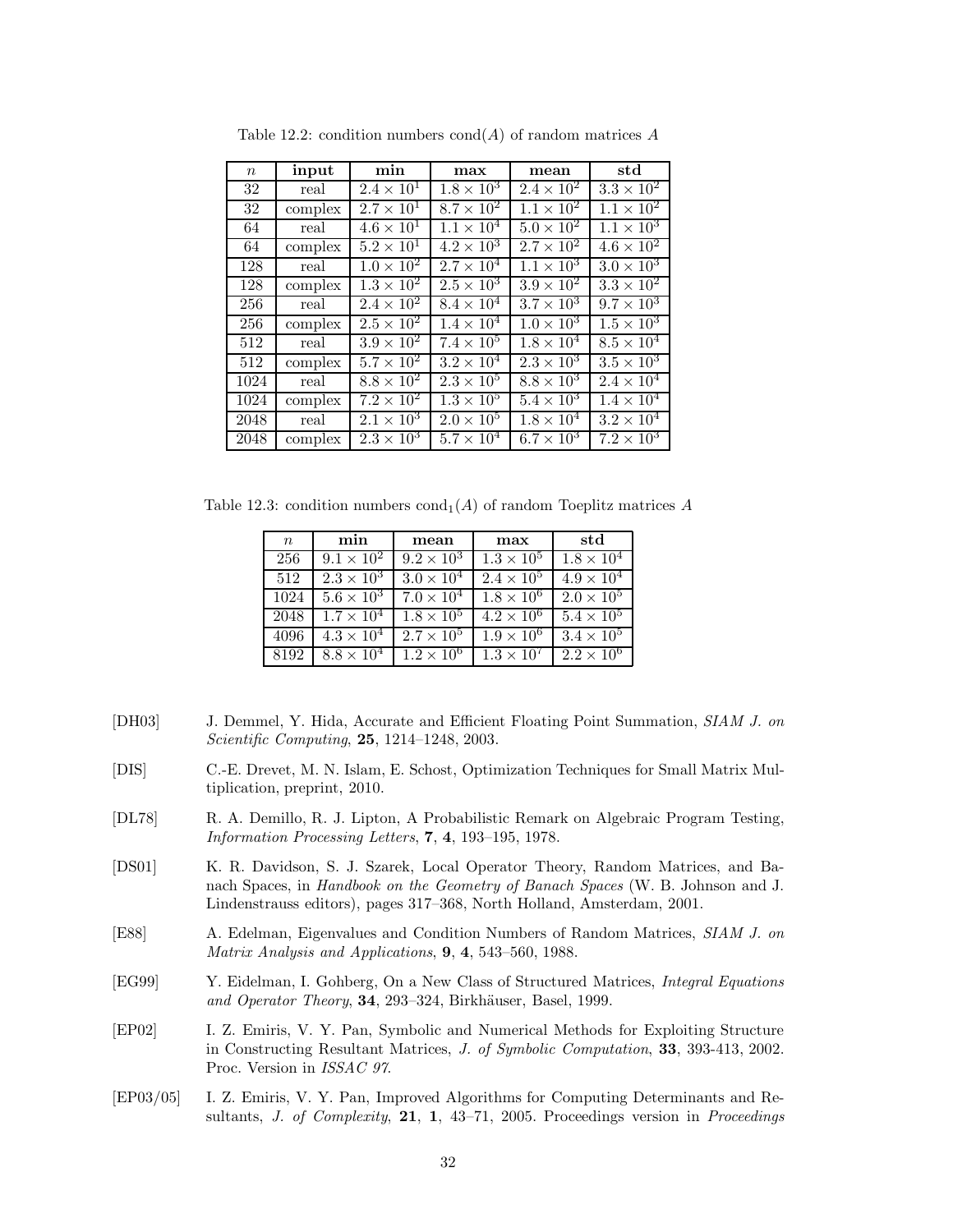Table 12.2: condition numbers $\mathrm{cond}(A)$ of random matrices $A$

| $n$ | input | min | max | mean | std |
|---|---|---|---|---|---|
| 32 | real | $2.4 \times 10^1$ | $1.8 \times 10^3$ | $2.4 \times 10^2$ | $3.3 \times 10^2$ |
| 32 | complex | $2.7 \times 10^1$ | $8.7 \times 10^2$ | $1.1 \times 10^2$ | $1.1 \times 10^2$ |
| 64 | real | $4.6 \times 10^1$ | $1.1 \times 10^4$ | $5.0 \times 10^2$ | $1.1 \times 10^3$ |
| 64 | complex | $5.2 \times 10^1$ | $4.2 \times 10^3$ | $2.7 \times 10^2$ | $4.6 \times 10^2$ |
| 128 | real | $1.0 \times 10^2$ | $2.7 \times 10^4$ | $1.1 \times 10^3$ | $3.0 \times 10^3$ |
| 128 | complex | $1.3 \times 10^2$ | $2.5 \times 10^3$ | $3.9 \times 10^2$ | $3.3 \times 10^2$ |
| 256 | real | $2.4 \times 10^2$ | $8.4 \times 10^4$ | $3.7 \times 10^3$ | $9.7 \times 10^3$ |
| 256 | complex | $2.5 \times 10^2$ | $1.4 \times 10^4$ | $1.0 \times 10^3$ | $1.5 \times 10^3$ |
| 512 | real | $3.9 \times 10^2$ | $7.4 \times 10^5$ | $1.8 \times 10^4$ | $8.5 \times 10^4$ |
| 512 | complex | $5.7 \times 10^2$ | $3.2 \times 10^4$ | $2.3 \times 10^3$ | $3.5 \times 10^3$ |
| 1024 | real | $8.8 \times 10^2$ | $2.3 \times 10^5$ | $8.8 \times 10^3$ | $2.4 \times 10^4$ |
| 1024 | complex | $7.2 \times 10^2$ | $1.3 \times 10^5$ | $5.4 \times 10^3$ | $1.4 \times 10^4$ |
| 2048 | real | $2.1 \times 10^3$ | $2.0 \times 10^5$ | $1.8 \times 10^4$ | $3.2 \times 10^4$ |
| 2048 | complex | $2.3 \times 10^3$ | $5.7 \times 10^4$ | $6.7 \times 10^3$ | $7.2 \times 10^3$ |

Table 12.3: condition numbers $\mathrm{cond}_1(A)$ of random Toeplitz matrices $A$

| $n$ | min | mean | max | std |
|---|---|---|---|---|
| 256 | $9.1 \times 10^2$ | $9.2 \times 10^3$ | $1.3 \times 10^5$ | $1.8 \times 10^4$ |
| 512 | $2.3 \times 10^3$ | $3.0 \times 10^4$ | $2.4 \times 10^5$ | $4.9 \times 10^4$ |
| 1024 | $5.6 \times 10^3$ | $7.0 \times 10^4$ | $1.8 \times 10^6$ | $2.0 \times 10^5$ |
| 2048 | $1.7 \times 10^4$ | $1.8 \times 10^5$ | $4.2 \times 10^6$ | $5.4 \times 10^5$ |
| 4096 | $4.3 \times 10^4$ | $2.7 \times 10^5$ | $1.9 \times 10^6$ | $3.4 \times 10^5$ |
| 8192 | $8.8 \times 10^4$ | $1.2 \times 10^6$ | $1.3 \times 10^7$ | $2.2 \times 10^6$ |

[DH03] J. Demmel, Y. Hida, Accurate and Efficient Floating Point Summation, *SIAM J. on Scientific Computing*, **25**, 1214–1248, 2003.

[DIS] C.-E. Drevet, M. N. Islam, E. Schost, Optimization Techniques for Small Matrix Multiplication, preprint, 2010.

[DL78] R. A. Demillo, R. J. Lipton, A Probabilistic Remark on Algebraic Program Testing, *Information Processing Letters*, **7**, **4**, 193–195, 1978.

[DS01] K. R. Davidson, S. J. Szarek, Local Operator Theory, Random Matrices, and Banach Spaces, in *Handbook on the Geometry of Banach Spaces* (W. B. Johnson and J. Lindenstrauss editors), pages 317–368, North Holland, Amsterdam, 2001.

[E88] A. Edelman, Eigenvalues and Condition Numbers of Random Matrices, *SIAM J. on Matrix Analysis and Applications*, **9**, **4**, 543–560, 1988.

[EG99] Y. Eidelman, I. Gohberg, On a New Class of Structured Matrices, *Integral Equations and Operator Theory*, **34**, 293–324, Birkhäuser, Basel, 1999.

[EP02] I. Z. Emiris, V. Y. Pan, Symbolic and Numerical Methods for Exploiting Structure in Constructing Resultant Matrices, *J. of Symbolic Computation*, **33**, 393-413, 2002. Proc. Version in *ISSAC 97*.

[EP03/05] I. Z. Emiris, V. Y. Pan, Improved Algorithms for Computing Determinants and Resultants, *J. of Complexity*, **21**, **1**, 43–71, 2005. Proceedings version in *Proceedings*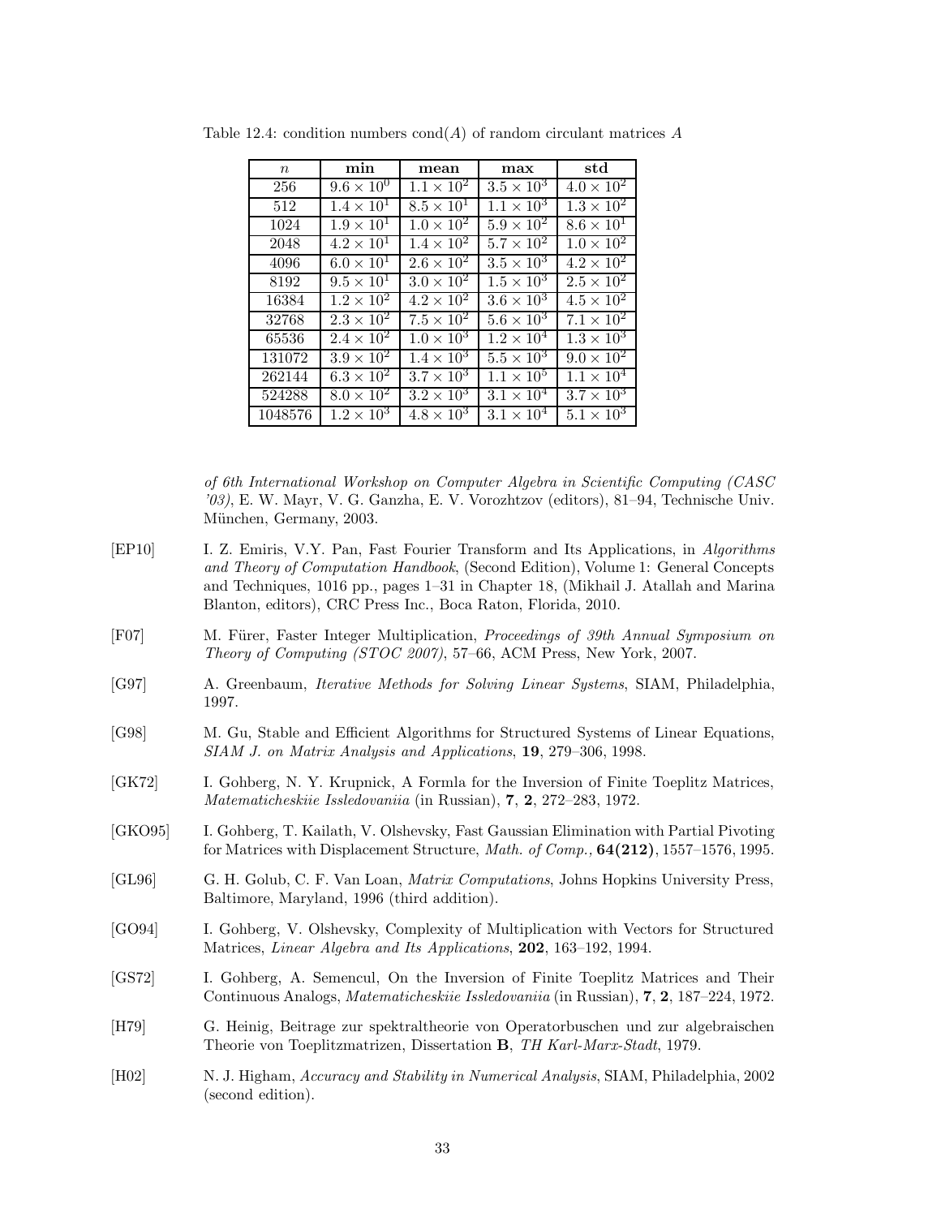Table 12.4: condition numbers cond($A$) of random circulant matrices $A$

| $n$ | **min** | **mean** | **max** | **std** |
|---|---|---|---|---|
| 256 | $9.6 \times 10^{0}$ | $1.1 \times 10^{2}$ | $3.5 \times 10^{3}$ | $4.0 \times 10^{2}$ |
| 512 | $1.4 \times 10^{1}$ | $8.5 \times 10^{1}$ | $1.1 \times 10^{3}$ | $1.3 \times 10^{2}$ |
| 1024 | $1.9 \times 10^{1}$ | $1.0 \times 10^{2}$ | $5.9 \times 10^{2}$ | $8.6 \times 10^{1}$ |
| 2048 | $4.2 \times 10^{1}$ | $1.4 \times 10^{2}$ | $5.7 \times 10^{2}$ | $1.0 \times 10^{2}$ |
| 4096 | $6.0 \times 10^{1}$ | $2.6 \times 10^{2}$ | $3.5 \times 10^{3}$ | $4.2 \times 10^{2}$ |
| 8192 | $9.5 \times 10^{1}$ | $3.0 \times 10^{2}$ | $1.5 \times 10^{3}$ | $2.5 \times 10^{2}$ |
| 16384 | $1.2 \times 10^{2}$ | $4.2 \times 10^{2}$ | $3.6 \times 10^{3}$ | $4.5 \times 10^{2}$ |
| 32768 | $2.3 \times 10^{2}$ | $7.5 \times 10^{2}$ | $5.6 \times 10^{3}$ | $7.1 \times 10^{2}$ |
| 65536 | $2.4 \times 10^{2}$ | $1.0 \times 10^{3}$ | $1.2 \times 10^{4}$ | $1.3 \times 10^{3}$ |
| 131072 | $3.9 \times 10^{2}$ | $1.4 \times 10^{3}$ | $5.5 \times 10^{3}$ | $9.0 \times 10^{2}$ |
| 262144 | $6.3 \times 10^{2}$ | $3.7 \times 10^{3}$ | $1.1 \times 10^{5}$ | $1.1 \times 10^{4}$ |
| 524288 | $8.0 \times 10^{2}$ | $3.2 \times 10^{3}$ | $3.1 \times 10^{4}$ | $3.7 \times 10^{3}$ |
| 1048576 | $1.2 \times 10^{3}$ | $4.8 \times 10^{3}$ | $3.1 \times 10^{4}$ | $5.1 \times 10^{3}$ |

*of 6th International Workshop on Computer Algebra in Scientific Computing (CASC '03)*, E. W. Mayr, V. G. Ganzha, E. V. Vorozhtzov (editors), 81–94, Technische Univ. München, Germany, 2003.

[EP10] I. Z. Emiris, V.Y. Pan, Fast Fourier Transform and Its Applications, in *Algorithms and Theory of Computation Handbook*, (Second Edition), Volume 1: General Concepts and Techniques, 1016 pp., pages 1–31 in Chapter 18, (Mikhail J. Atallah and Marina Blanton, editors), CRC Press Inc., Boca Raton, Florida, 2010.

[F07] M. Fürer, Faster Integer Multiplication, *Proceedings of 39th Annual Symposium on Theory of Computing (STOC 2007)*, 57–66, ACM Press, New York, 2007.

[G97] A. Greenbaum, *Iterative Methods for Solving Linear Systems*, SIAM, Philadelphia, 1997.

[G98] M. Gu, Stable and Efficient Algorithms for Structured Systems of Linear Equations, *SIAM J. on Matrix Analysis and Applications*, **19**, 279–306, 1998.

[GK72] I. Gohberg, N. Y. Krupnick, A Formla for the Inversion of Finite Toeplitz Matrices, *Matematicheskiie Issledovaniia* (in Russian), **7**, **2**, 272–283, 1972.

[GKO95] I. Gohberg, T. Kailath, V. Olshevsky, Fast Gaussian Elimination with Partial Pivoting for Matrices with Displacement Structure, *Math. of Comp.,* **64(212)**, 1557–1576, 1995.

[GL96] G. H. Golub, C. F. Van Loan, *Matrix Computations*, Johns Hopkins University Press, Baltimore, Maryland, 1996 (third addition).

[GO94] I. Gohberg, V. Olshevsky, Complexity of Multiplication with Vectors for Structured Matrices, *Linear Algebra and Its Applications*, **202**, 163–192, 1994.

[GS72] I. Gohberg, A. Semencul, On the Inversion of Finite Toeplitz Matrices and Their Continuous Analogs, *Matematicheskiie Issledovaniia* (in Russian), **7**, **2**, 187–224, 1972.

[H79] G. Heinig, Beitrage zur spektraltheorie von Operatorbuschen und zur algebraischen Theorie von Toeplitzmatrizen, Dissertation **B**, *TH Karl-Marx-Stadt*, 1979.

[H02] N. J. Higham, *Accuracy and Stability in Numerical Analysis*, SIAM, Philadelphia, 2002 (second edition).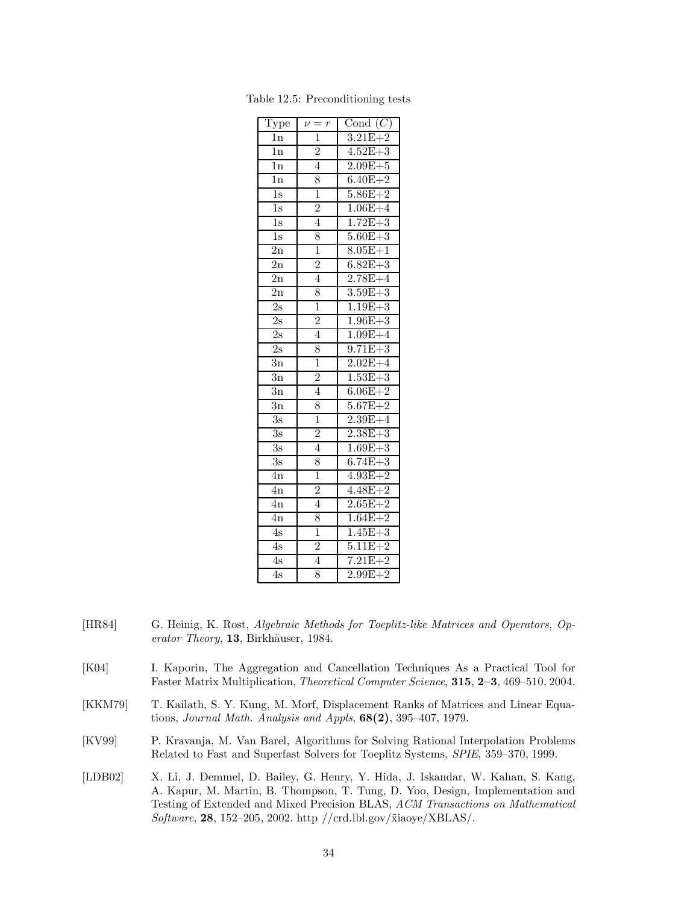Table 12.5: Preconditioning tests

| Type | $\nu = r$ | Cond $(C)$ |
|---|---|---|
| 1n | 1 | 3.21E+2 |
| 1n | 2 | 4.52E+3 |
| 1n | 4 | 2.09E+5 |
| 1n | 8 | 6.40E+2 |
| 1s | 1 | 5.86E+2 |
| 1s | 2 | 1.06E+4 |
| 1s | 4 | 1.72E+3 |
| 1s | 8 | 5.60E+3 |
| 2n | 1 | 8.05E+1 |
| 2n | 2 | 6.82E+3 |
| 2n | 4 | 2.78E+4 |
| 2n | 8 | 3.59E+3 |
| 2s | 1 | 1.19E+3 |
| 2s | 2 | 1.96E+3 |
| 2s | 4 | 1.09E+4 |
| 2s | 8 | 9.71E+3 |
| 3n | 1 | 2.02E+4 |
| 3n | 2 | 1.53E+3 |
| 3n | 4 | 6.06E+2 |
| 3n | 8 | 5.67E+2 |
| 3s | 1 | 2.39E+4 |
| 3s | 2 | 2.38E+3 |
| 3s | 4 | 1.69E+3 |
| 3s | 8 | 6.74E+3 |
| 4n | 1 | 4.93E+2 |
| 4n | 2 | 4.48E+2 |
| 4n | 4 | 2.65E+2 |
| 4n | 8 | 1.64E+2 |
| 4s | 1 | 1.45E+3 |
| 4s | 2 | 5.11E+2 |
| 4s | 4 | 7.21E+2 |
| 4s | 8 | 2.99E+2 |

[HR84] G. Heinig, K. Rost, *Algebraic Methods for Toeplitz-like Matrices and Operators, Operator Theory*, **13**, Birkhäuser, 1984.

[K04] I. Kaporin, The Aggregation and Cancellation Techniques As a Practical Tool for Faster Matrix Multiplication, *Theoretical Computer Science*, **315**, **2–3**, 469–510, 2004.

[KKM79] T. Kailath, S. Y. Kung, M. Morf, Displacement Ranks of Matrices and Linear Equations, *Journal Math. Analysis and Appls*, **68(2)**, 395–407, 1979.

[KV99] P. Kravanja, M. Van Barel, Algorithms for Solving Rational Interpolation Problems Related to Fast and Superfast Solvers for Toeplitz Systems, *SPIE*, 359–370, 1999.

[LDB02] X. Li, J. Demmel, D. Bailey, G. Henry, Y. Hida, J. Iskandar, W. Kahan, S. Kang, A. Kapur, M. Martin, B. Thompson, T. Tung, D. Yoo, Design, Implementation and Testing of Extended and Mixed Precision BLAS, *ACM Transactions on Mathematical Software*, **28**, 152–205, 2002. http //crd.lbl.gov/x̃iaoye/XBLAS/.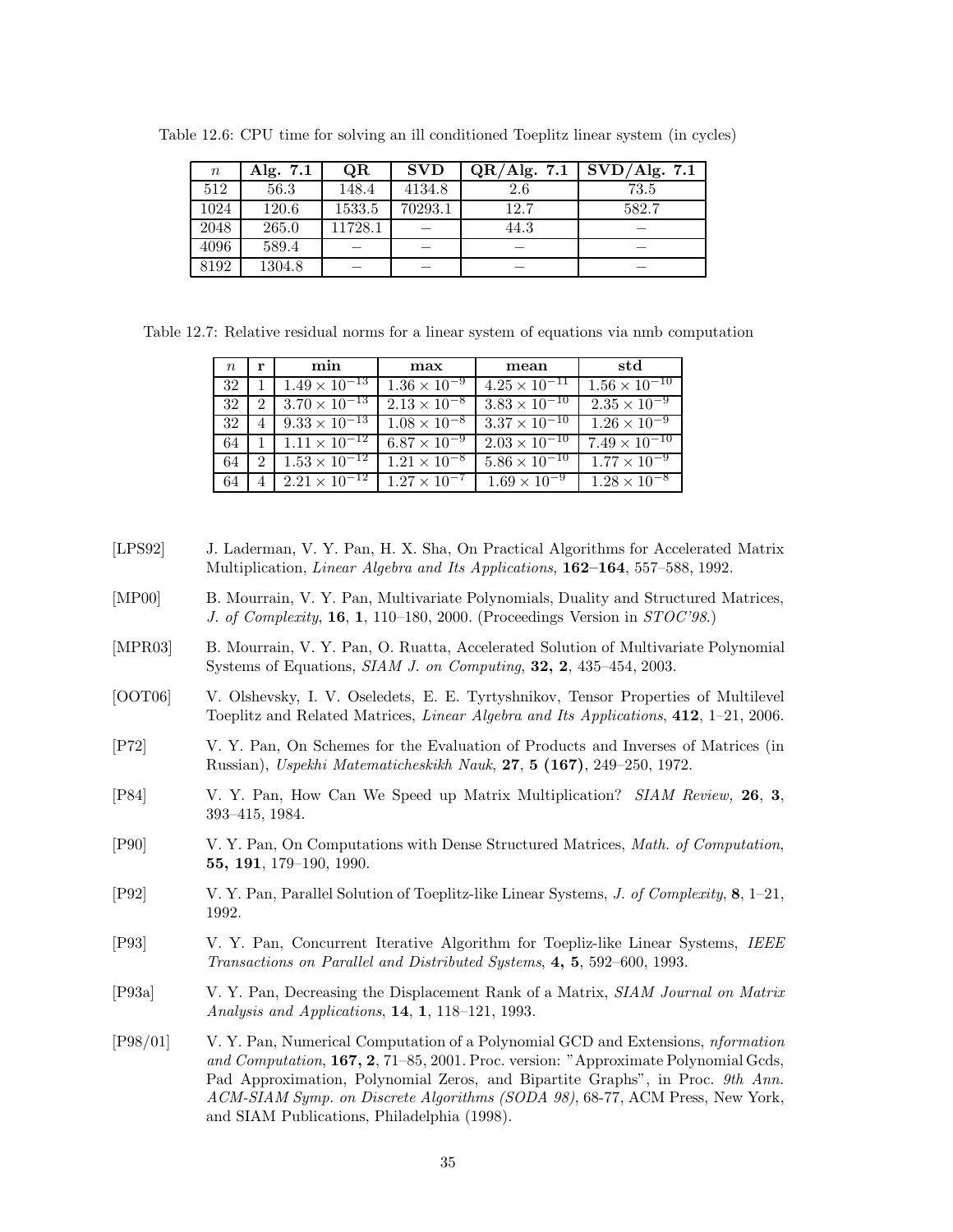Table 12.6: CPU time for solving an ill conditioned Toeplitz linear system (in cycles)

| $n$ | **Alg. 7.1** | **QR** | **SVD** | **QR/Alg. 7.1** | **SVD/Alg. 7.1** |
|---|---|---|---|---|---|
| 512 | 56.3 | 148.4 | 4134.8 | 2.6 | 73.5 |
| 1024 | 120.6 | 1533.5 | 70293.1 | 12.7 | 582.7 |
| 2048 | 265.0 | 11728.1 | – | 44.3 | – |
| 4096 | 589.4 | – | – | – | – |
| 8192 | 1304.8 | – | – | – | – |

Table 12.7: Relative residual norms for a linear system of equations via nmb computation

| $n$ | **r** | **min** | **max** | **mean** | **std** |
|---|---|---|---|---|---|
| 32 | 1 | $1.49 \times 10^{-13}$ | $1.36 \times 10^{-9}$ | $4.25 \times 10^{-11}$ | $1.56 \times 10^{-10}$ |
| 32 | 2 | $3.70 \times 10^{-13}$ | $2.13 \times 10^{-8}$ | $3.83 \times 10^{-10}$ | $2.35 \times 10^{-9}$ |
| 32 | 4 | $9.33 \times 10^{-13}$ | $1.08 \times 10^{-8}$ | $3.37 \times 10^{-10}$ | $1.26 \times 10^{-9}$ |
| 64 | 1 | $1.11 \times 10^{-12}$ | $6.87 \times 10^{-9}$ | $2.03 \times 10^{-10}$ | $7.49 \times 10^{-10}$ |
| 64 | 2 | $1.53 \times 10^{-12}$ | $1.21 \times 10^{-8}$ | $5.86 \times 10^{-10}$ | $1.77 \times 10^{-9}$ |
| 64 | 4 | $2.21 \times 10^{-12}$ | $1.27 \times 10^{-7}$ | $1.69 \times 10^{-9}$ | $1.28 \times 10^{-8}$ |

[LPS92] J. Laderman, V. Y. Pan, H. X. Sha, On Practical Algorithms for Accelerated Matrix Multiplication, *Linear Algebra and Its Applications*, **162–164**, 557–588, 1992.

[MP00] B. Mourrain, V. Y. Pan, Multivariate Polynomials, Duality and Structured Matrices, *J. of Complexity*, **16**, **1**, 110–180, 2000. (Proceedings Version in *STOC'98*.)

[MPR03] B. Mourrain, V. Y. Pan, O. Ruatta, Accelerated Solution of Multivariate Polynomial Systems of Equations, *SIAM J. on Computing*, **32, 2**, 435–454, 2003.

[OOT06] V. Olshevsky, I. V. Oseledets, E. E. Tyrtyshnikov, Tensor Properties of Multilevel Toeplitz and Related Matrices, *Linear Algebra and Its Applications*, **412**, 1–21, 2006.

[P72] V. Y. Pan, On Schemes for the Evaluation of Products and Inverses of Matrices (in Russian), *Uspekhi Matematicheskikh Nauk*, **27**, **5 (167)**, 249–250, 1972.

[P84] V. Y. Pan, How Can We Speed up Matrix Multiplication? *SIAM Review,* **26**, **3**, 393–415, 1984.

[P90] V. Y. Pan, On Computations with Dense Structured Matrices, *Math. of Computation*, **55, 191**, 179–190, 1990.

[P92] V. Y. Pan, Parallel Solution of Toeplitz-like Linear Systems, *J. of Complexity*, **8**, 1–21, 1992.

[P93] V. Y. Pan, Concurrent Iterative Algorithm for Toepliz-like Linear Systems, *IEEE Transactions on Parallel and Distributed Systems*, **4, 5**, 592–600, 1993.

[P93a] V. Y. Pan, Decreasing the Displacement Rank of a Matrix, *SIAM Journal on Matrix Analysis and Applications*, **14**, **1**, 118–121, 1993.

[P98/01] V. Y. Pan, Numerical Computation of a Polynomial GCD and Extensions, *nformation and Computation*, **167, 2**, 71–85, 2001. Proc. version: "Approximate Polynomial Gcds, Pad Approximation, Polynomial Zeros, and Bipartite Graphs", in Proc. *9th Ann. ACM-SIAM Symp. on Discrete Algorithms (SODA 98)*, 68-77, ACM Press, New York, and SIAM Publications, Philadelphia (1998).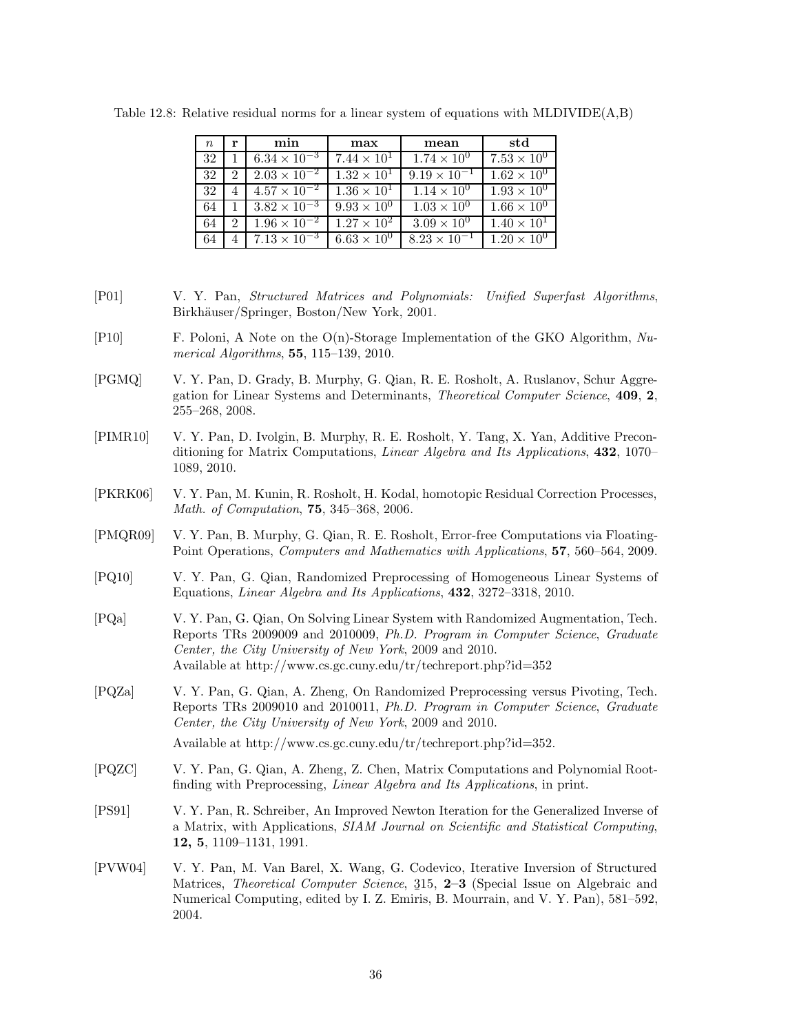Table 12.8: Relative residual norms for a linear system of equations with MLDIVIDE(A,B)

| $n$ | **r** | **min** | **max** | **mean** | **std** |
|---|---|---|---|---|---|
| 32 | 1 | $6.34 \times 10^{-3}$ | $7.44 \times 10^{1}$ | $1.74 \times 10^{0}$ | $7.53 \times 10^{0}$ |
| 32 | 2 | $2.03 \times 10^{-2}$ | $1.32 \times 10^{1}$ | $9.19 \times 10^{-1}$ | $1.62 \times 10^{0}$ |
| 32 | 4 | $4.57 \times 10^{-2}$ | $1.36 \times 10^{1}$ | $1.14 \times 10^{0}$ | $1.93 \times 10^{0}$ |
| 64 | 1 | $3.82 \times 10^{-3}$ | $9.93 \times 10^{0}$ | $1.03 \times 10^{0}$ | $1.66 \times 10^{0}$ |
| 64 | 2 | $1.96 \times 10^{-2}$ | $1.27 \times 10^{2}$ | $3.09 \times 10^{0}$ | $1.40 \times 10^{1}$ |
| 64 | 4 | $7.13 \times 10^{-3}$ | $6.63 \times 10^{0}$ | $8.23 \times 10^{-1}$ | $1.20 \times 10^{0}$ |

[P01] V. Y. Pan, *Structured Matrices and Polynomials: Unified Superfast Algorithms*, Birkhäuser/Springer, Boston/New York, 2001.

[P10] F. Poloni, A Note on the O(n)-Storage Implementation of the GKO Algorithm, *Numerical Algorithms*, **55**, 115–139, 2010.

[PGMQ] V. Y. Pan, D. Grady, B. Murphy, G. Qian, R. E. Rosholt, A. Ruslanov, Schur Aggregation for Linear Systems and Determinants, *Theoretical Computer Science*, **409**, **2**, 255–268, 2008.

[PIMR10] V. Y. Pan, D. Ivolgin, B. Murphy, R. E. Rosholt, Y. Tang, X. Yan, Additive Preconditioning for Matrix Computations, *Linear Algebra and Its Applications*, **432**, 1070–1089, 2010.

[PKRK06] V. Y. Pan, M. Kunin, R. Rosholt, H. Kodal, homotopic Residual Correction Processes, *Math. of Computation*, **75**, 345–368, 2006.

[PMQR09] V. Y. Pan, B. Murphy, G. Qian, R. E. Rosholt, Error-free Computations via Floating-Point Operations, *Computers and Mathematics with Applications*, **57**, 560–564, 2009.

[PQ10] V. Y. Pan, G. Qian, Randomized Preprocessing of Homogeneous Linear Systems of Equations, *Linear Algebra and Its Applications*, **432**, 3272–3318, 2010.

[PQa] V. Y. Pan, G. Qian, On Solving Linear System with Randomized Augmentation, Tech. Reports TRs 2009009 and 2010009, *Ph.D. Program in Computer Science, Graduate Center, the City University of New York*, 2009 and 2010.
Available at http://www.cs.gc.cuny.edu/tr/techreport.php?id=352

[PQZa] V. Y. Pan, G. Qian, A. Zheng, On Randomized Preprocessing versus Pivoting, Tech. Reports TRs 2009010 and 2010011, *Ph.D. Program in Computer Science, Graduate Center, the City University of New York*, 2009 and 2010.

Available at http://www.cs.gc.cuny.edu/tr/techreport.php?id=352.

[PQZC] V. Y. Pan, G. Qian, A. Zheng, Z. Chen, Matrix Computations and Polynomial Root-finding with Preprocessing, *Linear Algebra and Its Applications*, in print.

[PS91] V. Y. Pan, R. Schreiber, An Improved Newton Iteration for the Generalized Inverse of a Matrix, with Applications, *SIAM Journal on Scientific and Statistical Computing*, **12, 5**, 1109–1131, 1991.

[PVW04] V. Y. Pan, M. Van Barel, X. Wang, G. Codevico, Iterative Inversion of Structured Matrices, *Theoretical Computer Science*, 315, **2–3** (Special Issue on Algebraic and Numerical Computing, edited by I. Z. Emiris, B. Mourrain, and V. Y. Pan), 581–592, 2004.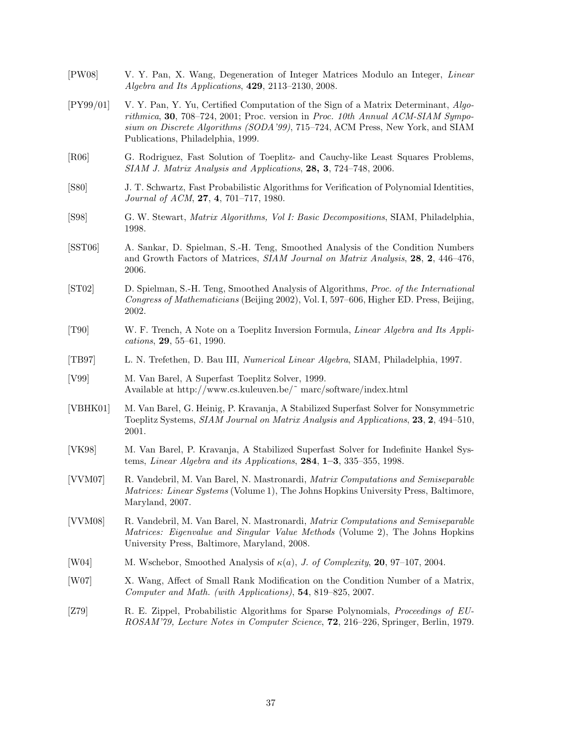[PW08] V. Y. Pan, X. Wang, Degeneration of Integer Matrices Modulo an Integer, *Linear Algebra and Its Applications*, **429**, 2113–2130, 2008.

[PY99/01] V. Y. Pan, Y. Yu, Certified Computation of the Sign of a Matrix Determinant, *Algorithmica*, **30**, 708–724, 2001; Proc. version in *Proc. 10th Annual ACM-SIAM Symposium on Discrete Algorithms (SODA'99)*, 715–724, ACM Press, New York, and SIAM Publications, Philadelphia, 1999.

[R06] G. Rodriguez, Fast Solution of Toeplitz- and Cauchy-like Least Squares Problems, *SIAM J. Matrix Analysis and Applications*, **28, 3**, 724–748, 2006.

[S80] J. T. Schwartz, Fast Probabilistic Algorithms for Verification of Polynomial Identities, *Journal of ACM*, **27**, **4**, 701–717, 1980.

[S98] G. W. Stewart, *Matrix Algorithms, Vol I: Basic Decompositions*, SIAM, Philadelphia, 1998.

[SST06] A. Sankar, D. Spielman, S.-H. Teng, Smoothed Analysis of the Condition Numbers and Growth Factors of Matrices, *SIAM Journal on Matrix Analysis*, **28**, **2**, 446–476, 2006.

[ST02] D. Spielman, S.-H. Teng, Smoothed Analysis of Algorithms, *Proc. of the International Congress of Mathematicians* (Beijing 2002), Vol. I, 597–606, Higher ED. Press, Beijing, 2002.

[T90] W. F. Trench, A Note on a Toeplitz Inversion Formula, *Linear Algebra and Its Applications*, **29**, 55–61, 1990.

[TB97] L. N. Trefethen, D. Bau III, *Numerical Linear Algebra*, SIAM, Philadelphia, 1997.

[V99] M. Van Barel, A Superfast Toeplitz Solver, 1999.
Available at http://www.cs.kuleuven.be/˜ marc/software/index.html

[VBHK01] M. Van Barel, G. Heinig, P. Kravanja, A Stabilized Superfast Solver for Nonsymmetric Toeplitz Systems, *SIAM Journal on Matrix Analysis and Applications*, **23**, **2**, 494–510, 2001.

[VK98] M. Van Barel, P. Kravanja, A Stabilized Superfast Solver for Indefinite Hankel Systems, *Linear Algebra and its Applications*, **284**, **1–3**, 335–355, 1998.

[VVM07] R. Vandebril, M. Van Barel, N. Mastronardi, *Matrix Computations and Semiseparable Matrices: Linear Systems* (Volume 1), The Johns Hopkins University Press, Baltimore, Maryland, 2007.

[VVM08] R. Vandebril, M. Van Barel, N. Mastronardi, *Matrix Computations and Semiseparable Matrices: Eigenvalue and Singular Value Methods* (Volume 2), The Johns Hopkins University Press, Baltimore, Maryland, 2008.

[W04] M. Wschebor, Smoothed Analysis of $\kappa(a)$, *J. of Complexity*, **20**, 97–107, 2004.

[W07] X. Wang, Affect of Small Rank Modification on the Condition Number of a Matrix, *Computer and Math. (with Applications)*, **54**, 819–825, 2007.

[Z79] R. E. Zippel, Probabilistic Algorithms for Sparse Polynomials, *Proceedings of EUROSAM'79, Lecture Notes in Computer Science*, **72**, 216–226, Springer, Berlin, 1979.